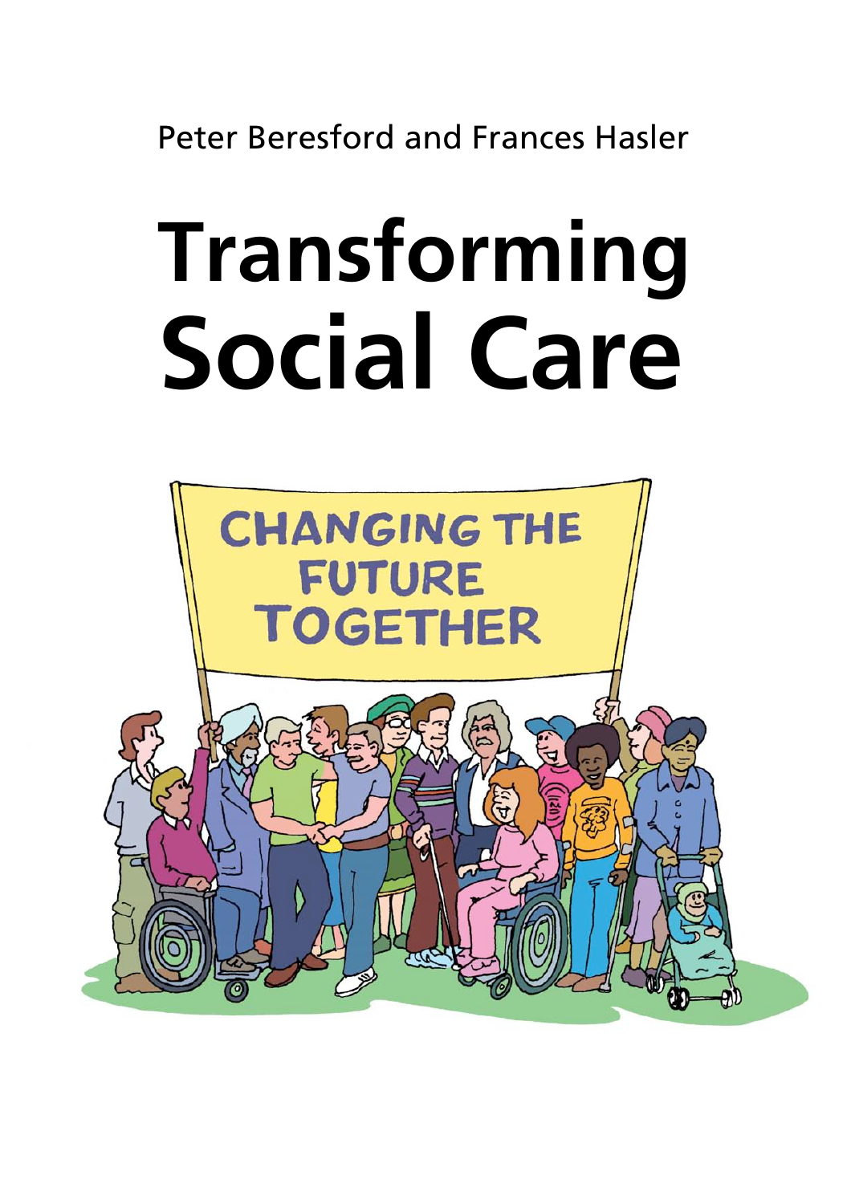Peter Beresford and Frances Hasler

# Transforming Social Care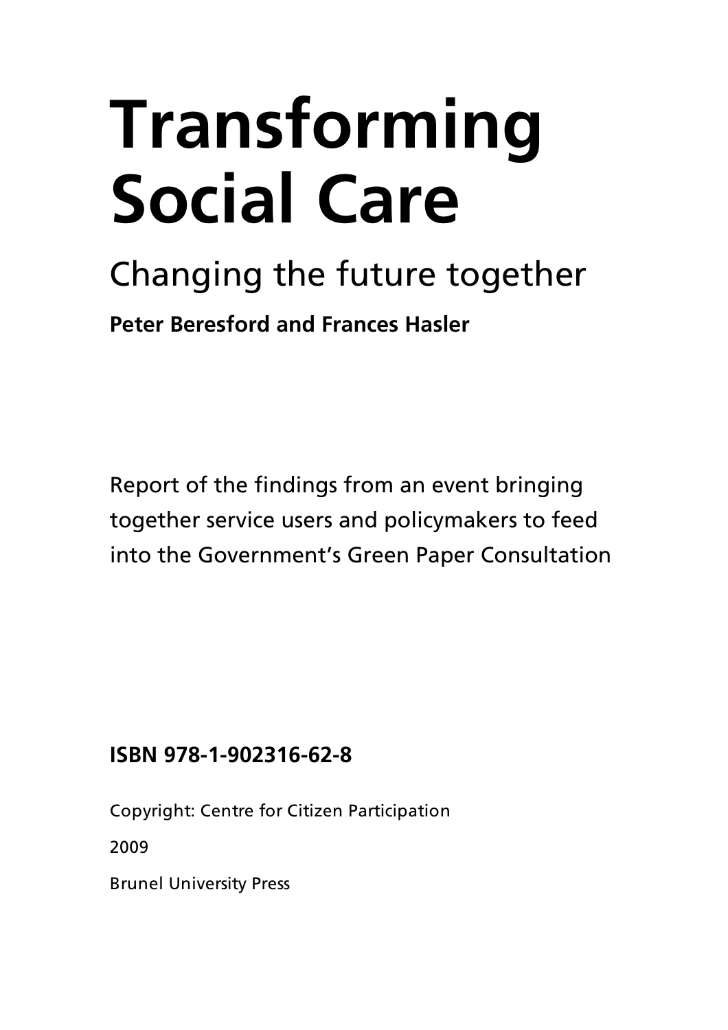# Transforming Social Care

## Changing the future together

**Peter Beresford and Frances Hasler**

Report of the findings from an event bringing together service users and policymakers to feed into the Government's Green Paper Consultation

**ISBN 978-1-902316-62-8**

Copyright: Centre for Citizen Participation

2009

Brunel University Press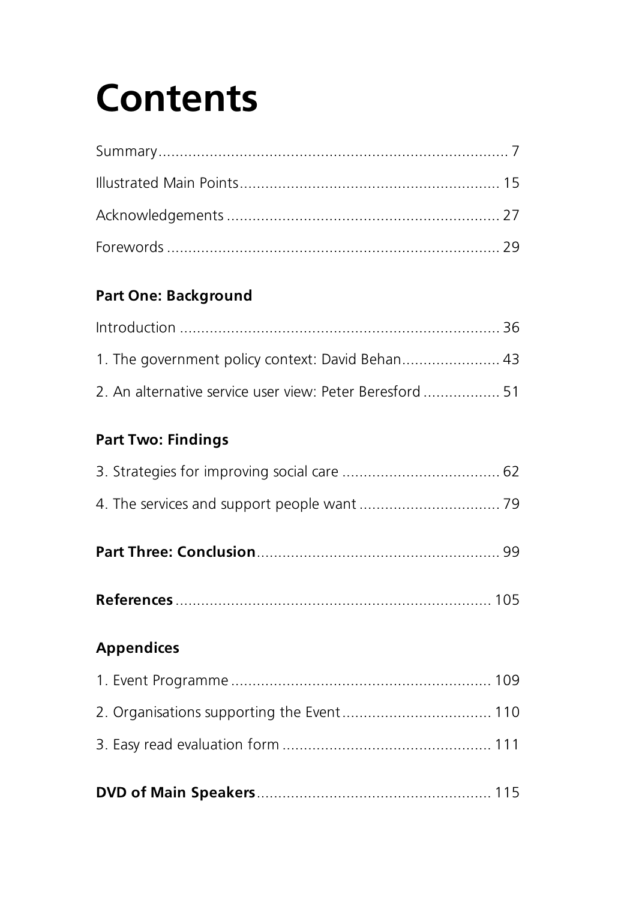# Contents

Summary ................................................................................ 7

Illustrated Main Points ............................................................ 15

Acknowledgements ................................................................ 27

Forewords .............................................................................. 29

**Part One: Background**

Introduction ........................................................................... 36

1. The government policy context: David Behan ....................... 43

2. An alternative service user view: Peter Beresford .................. 51

**Part Two: Findings**

3. Strategies for improving social care ..................................... 62

4. The services and support people want ................................. 79

**Part Three: Conclusion** ........................................................ 99

**References** .......................................................................... 105

**Appendices**

1. Event Programme ............................................................. 109

2. Organisations supporting the Event ................................... 110

3. Easy read evaluation form ................................................ 111

**DVD of Main Speakers** ....................................................... 115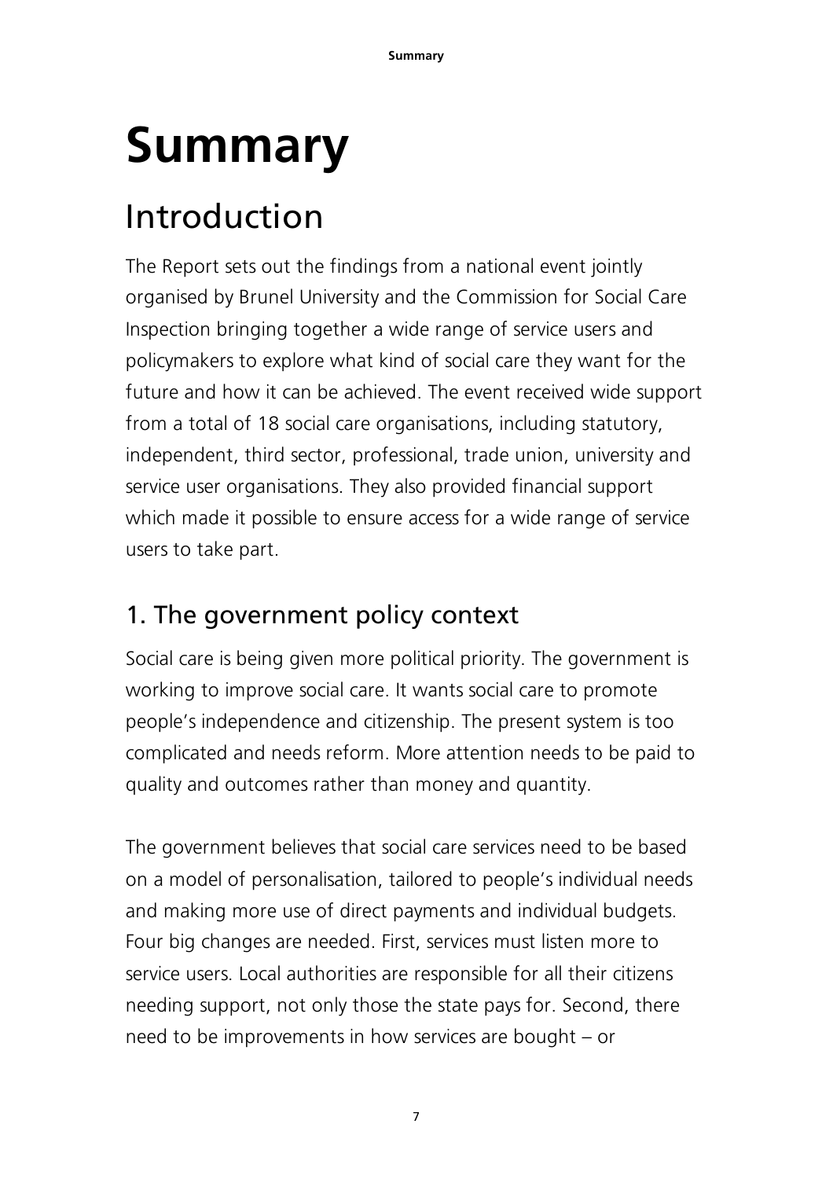# Summary

## Introduction

The Report sets out the findings from a national event jointly organised by Brunel University and the Commission for Social Care Inspection bringing together a wide range of service users and policymakers to explore what kind of social care they want for the future and how it can be achieved. The event received wide support from a total of 18 social care organisations, including statutory, independent, third sector, professional, trade union, university and service user organisations. They also provided financial support which made it possible to ensure access for a wide range of service users to take part.

### 1. The government policy context

Social care is being given more political priority. The government is working to improve social care. It wants social care to promote people's independence and citizenship. The present system is too complicated and needs reform. More attention needs to be paid to quality and outcomes rather than money and quantity.

The government believes that social care services need to be based on a model of personalisation, tailored to people's individual needs and making more use of direct payments and individual budgets. Four big changes are needed. First, services must listen more to service users. Local authorities are responsible for all their citizens needing support, not only those the state pays for. Second, there need to be improvements in how services are bought – or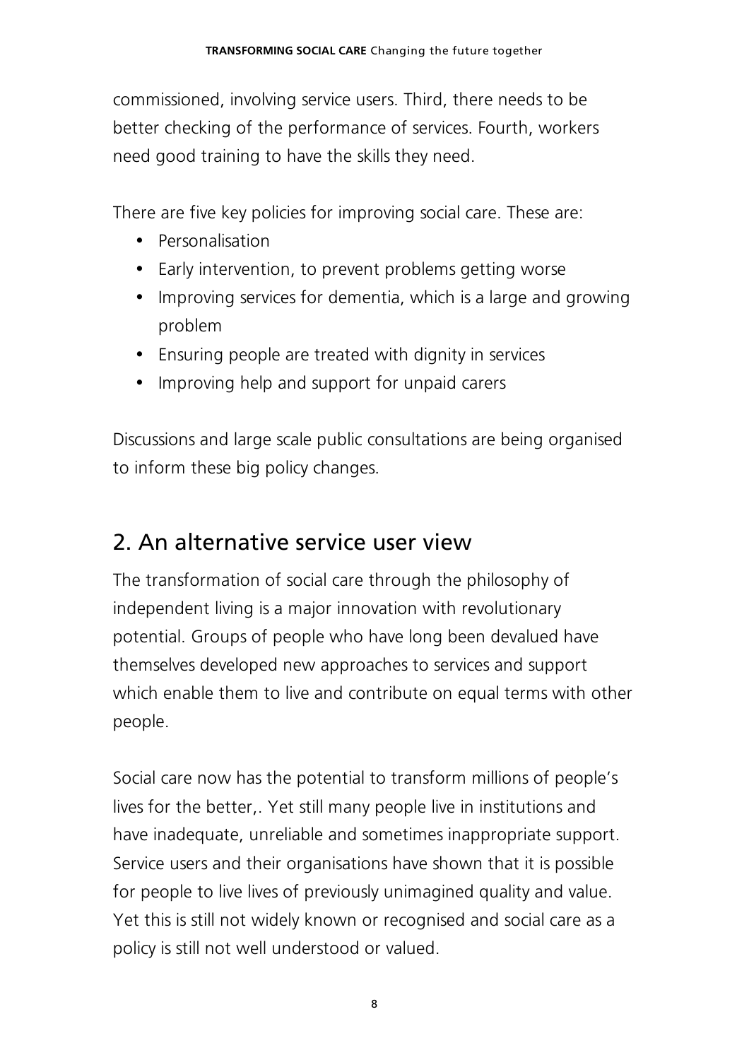commissioned, involving service users. Third, there needs to be better checking of the performance of services. Fourth, workers need good training to have the skills they need.

There are five key policies for improving social care. These are:

- Personalisation
- Early intervention, to prevent problems getting worse
- Improving services for dementia, which is a large and growing problem
- Ensuring people are treated with dignity in services
- Improving help and support for unpaid carers

Discussions and large scale public consultations are being organised to inform these big policy changes.

## 2. An alternative service user view

The transformation of social care through the philosophy of independent living is a major innovation with revolutionary potential. Groups of people who have long been devalued have themselves developed new approaches to services and support which enable them to live and contribute on equal terms with other people.

Social care now has the potential to transform millions of people's lives for the better,. Yet still many people live in institutions and have inadequate, unreliable and sometimes inappropriate support. Service users and their organisations have shown that it is possible for people to live lives of previously unimagined quality and value. Yet this is still not widely known or recognised and social care as a policy is still not well understood or valued.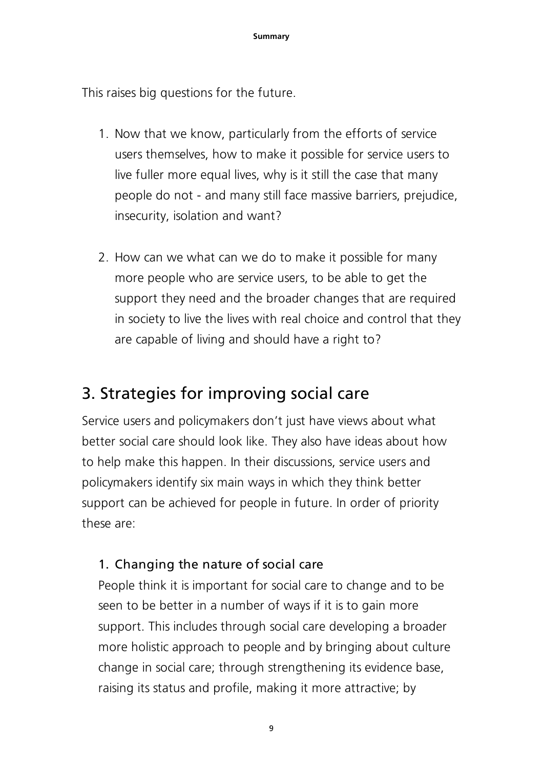This raises big questions for the future.

1. Now that we know, particularly from the efforts of service users themselves, how to make it possible for service users to live fuller more equal lives, why is it still the case that many people do not - and many still face massive barriers, prejudice, insecurity, isolation and want?

2. How can we what can we do to make it possible for many more people who are service users, to be able to get the support they need and the broader changes that are required in society to live the lives with real choice and control that they are capable of living and should have a right to?

## 3. Strategies for improving social care

Service users and policymakers don't just have views about what better social care should look like. They also have ideas about how to help make this happen. In their discussions, service users and policymakers identify six main ways in which they think better support can be achieved for people in future. In order of priority these are:

1. Changing the nature of social care
   People think it is important for social care to change and to be seen to be better in a number of ways if it is to gain more support. This includes through social care developing a broader more holistic approach to people and by bringing about culture change in social care; through strengthening its evidence base, raising its status and profile, making it more attractive; by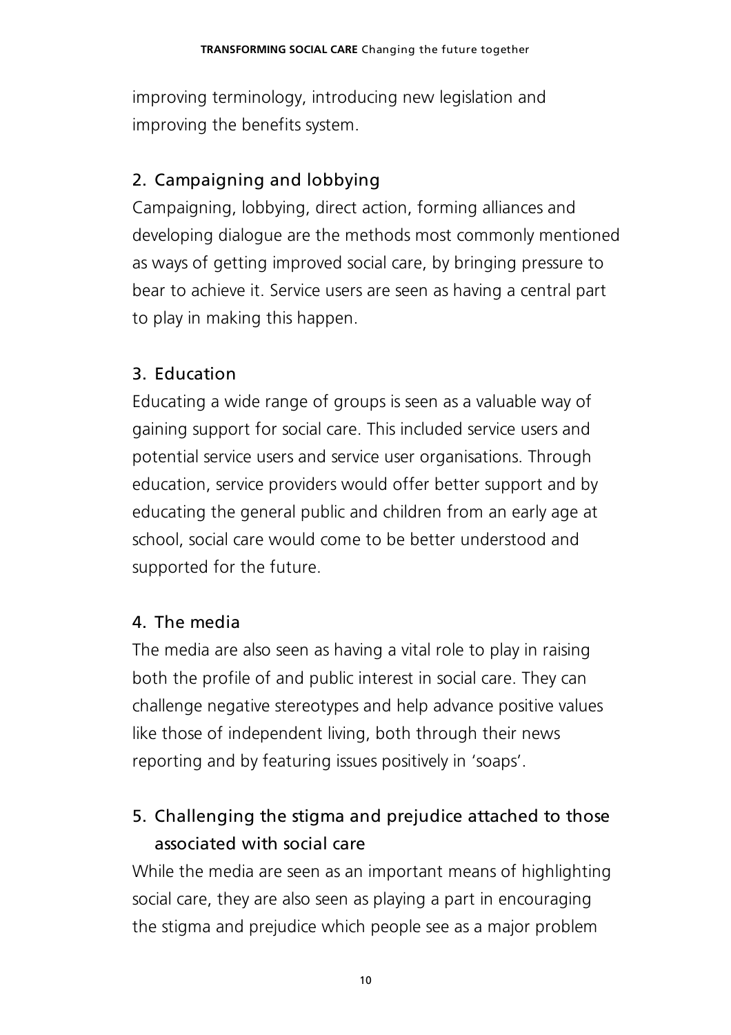improving terminology, introducing new legislation and improving the benefits system.

### 2. Campaigning and lobbying

Campaigning, lobbying, direct action, forming alliances and developing dialogue are the methods most commonly mentioned as ways of getting improved social care, by bringing pressure to bear to achieve it. Service users are seen as having a central part to play in making this happen.

### 3. Education

Educating a wide range of groups is seen as a valuable way of gaining support for social care. This included service users and potential service users and service user organisations. Through education, service providers would offer better support and by educating the general public and children from an early age at school, social care would come to be better understood and supported for the future.

### 4. The media

The media are also seen as having a vital role to play in raising both the profile of and public interest in social care. They can challenge negative stereotypes and help advance positive values like those of independent living, both through their news reporting and by featuring issues positively in 'soaps'.

### 5. Challenging the stigma and prejudice attached to those associated with social care

While the media are seen as an important means of highlighting social care, they are also seen as playing a part in encouraging the stigma and prejudice which people see as a major problem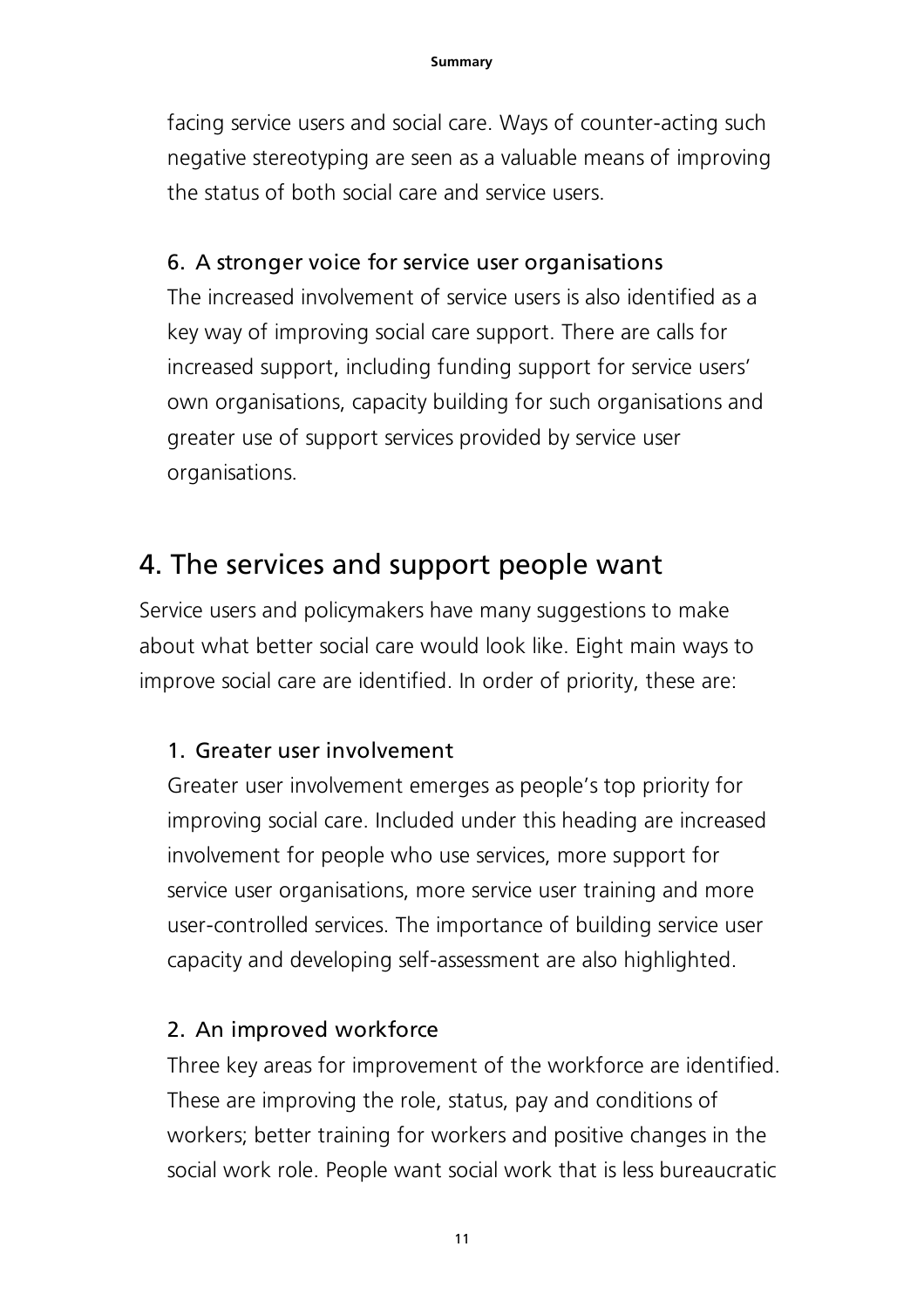facing service users and social care. Ways of counter-acting such negative stereotyping are seen as a valuable means of improving the status of both social care and service users.

6. A stronger voice for service user organisations

The increased involvement of service users is also identified as a key way of improving social care support. There are calls for increased support, including funding support for service users' own organisations, capacity building for such organisations and greater use of support services provided by service user organisations.

## 4. The services and support people want

Service users and policymakers have many suggestions to make about what better social care would look like. Eight main ways to improve social care are identified. In order of priority, these are:

1. Greater user involvement

Greater user involvement emerges as people's top priority for improving social care. Included under this heading are increased involvement for people who use services, more support for service user organisations, more service user training and more user-controlled services. The importance of building service user capacity and developing self-assessment are also highlighted.

2. An improved workforce

Three key areas for improvement of the workforce are identified. These are improving the role, status, pay and conditions of workers; better training for workers and positive changes in the social work role. People want social work that is less bureaucratic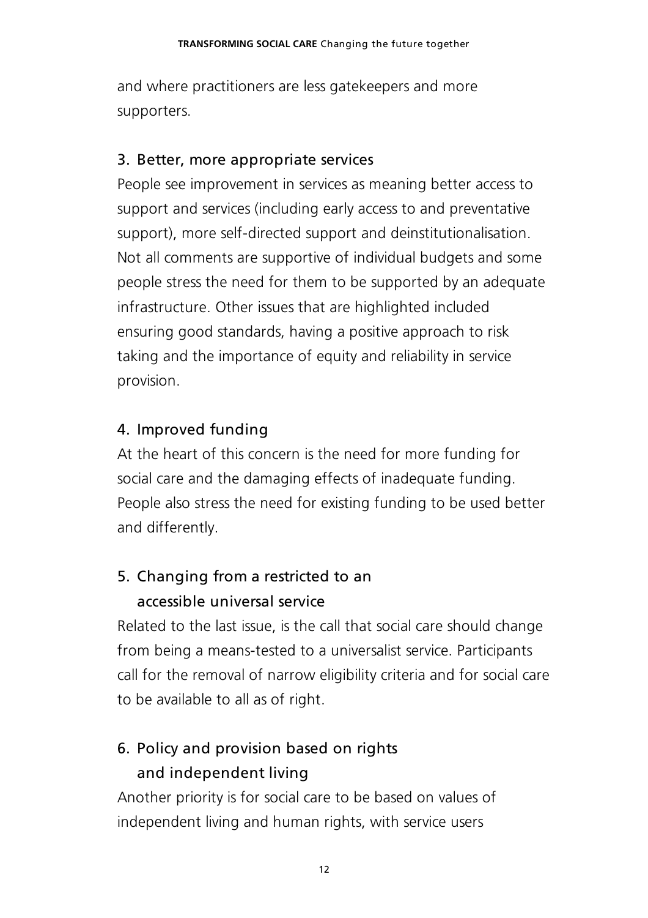and where practitioners are less gatekeepers and more supporters.

### 3. Better, more appropriate services

People see improvement in services as meaning better access to support and services (including early access to and preventative support), more self-directed support and deinstitutionalisation. Not all comments are supportive of individual budgets and some people stress the need for them to be supported by an adequate infrastructure. Other issues that are highlighted included ensuring good standards, having a positive approach to risk taking and the importance of equity and reliability in service provision.

### 4. Improved funding

At the heart of this concern is the need for more funding for social care and the damaging effects of inadequate funding. People also stress the need for existing funding to be used better and differently.

### 5. Changing from a restricted to an accessible universal service

Related to the last issue, is the call that social care should change from being a means-tested to a universalist service. Participants call for the removal of narrow eligibility criteria and for social care to be available to all as of right.

### 6. Policy and provision based on rights and independent living

Another priority is for social care to be based on values of independent living and human rights, with service users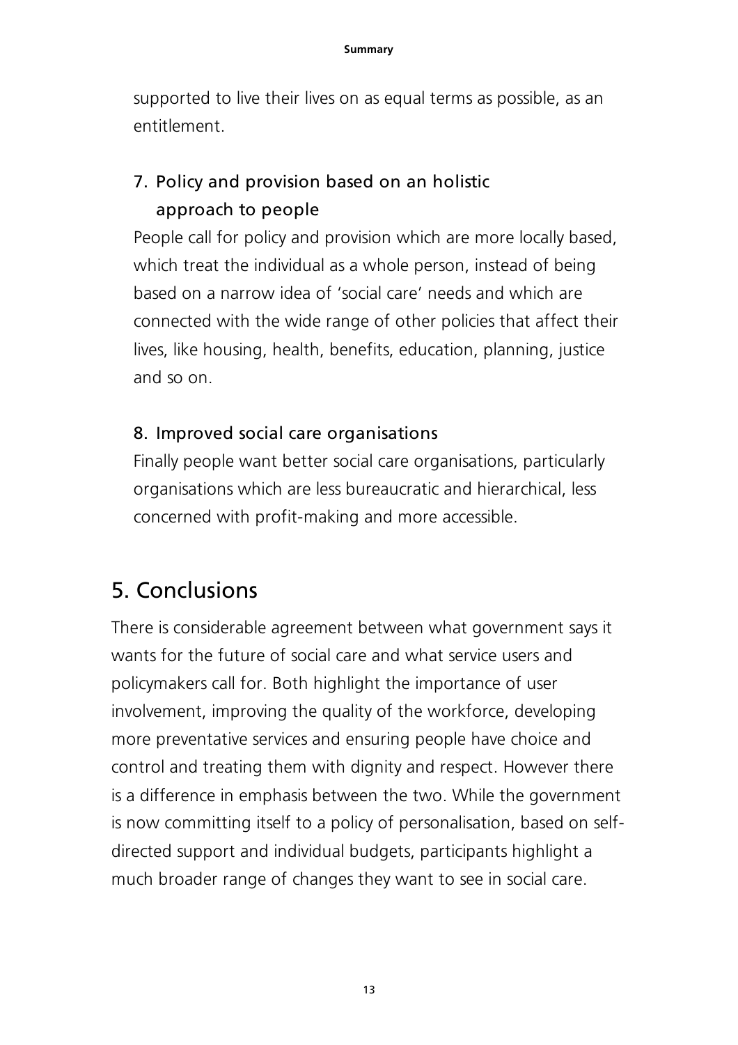supported to live their lives on as equal terms as possible, as an entitlement.

### 7. Policy and provision based on an holistic approach to people

People call for policy and provision which are more locally based, which treat the individual as a whole person, instead of being based on a narrow idea of 'social care' needs and which are connected with the wide range of other policies that affect their lives, like housing, health, benefits, education, planning, justice and so on.

### 8. Improved social care organisations

Finally people want better social care organisations, particularly organisations which are less bureaucratic and hierarchical, less concerned with profit-making and more accessible.

## 5. Conclusions

There is considerable agreement between what government says it wants for the future of social care and what service users and policymakers call for. Both highlight the importance of user involvement, improving the quality of the workforce, developing more preventative services and ensuring people have choice and control and treating them with dignity and respect. However there is a difference in emphasis between the two. While the government is now committing itself to a policy of personalisation, based on self-directed support and individual budgets, participants highlight a much broader range of changes they want to see in social care.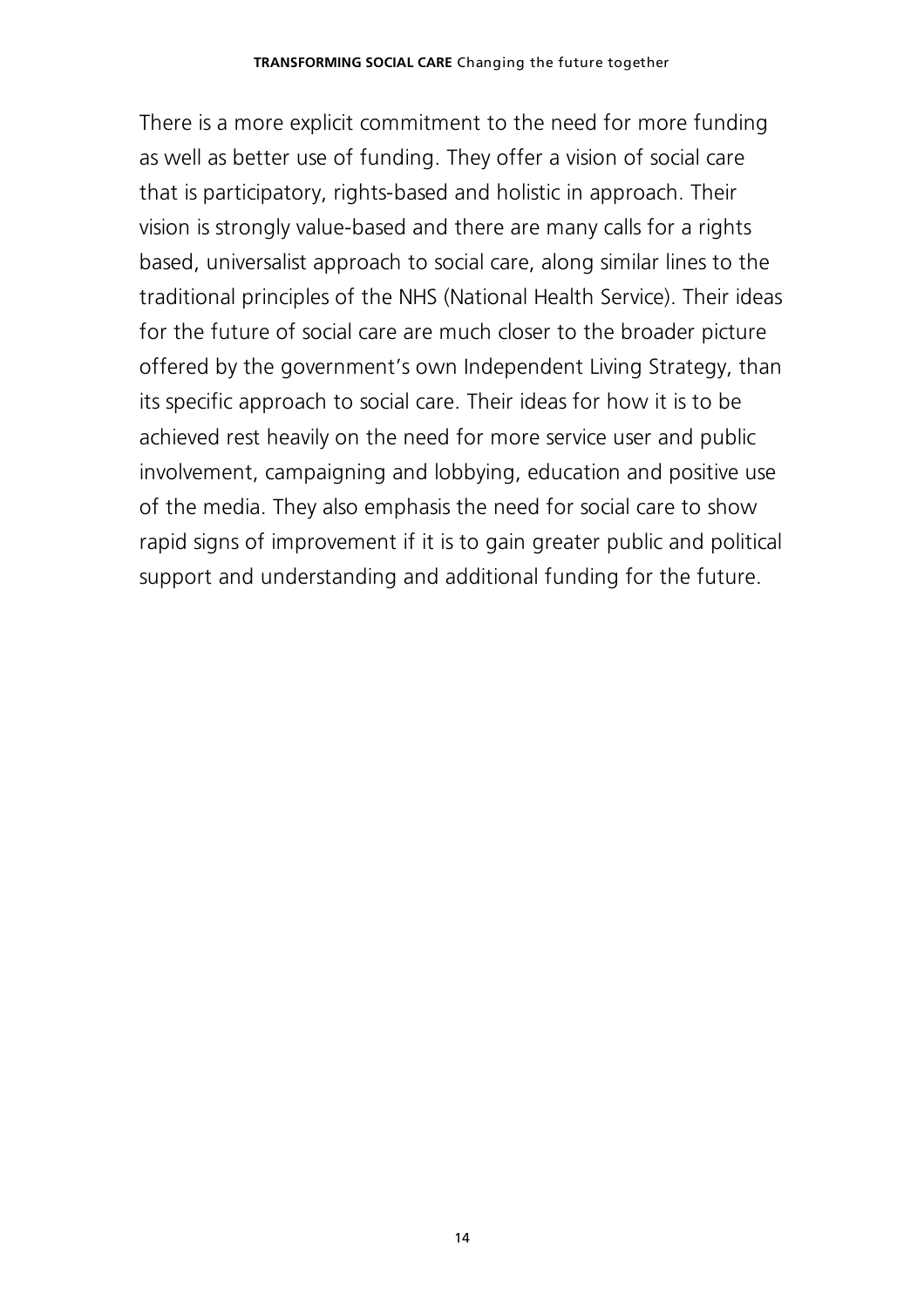There is a more explicit commitment to the need for more funding as well as better use of funding. They offer a vision of social care that is participatory, rights-based and holistic in approach. Their vision is strongly value-based and there are many calls for a rights based, universalist approach to social care, along similar lines to the traditional principles of the NHS (National Health Service). Their ideas for the future of social care are much closer to the broader picture offered by the government's own Independent Living Strategy, than its specific approach to social care. Their ideas for how it is to be achieved rest heavily on the need for more service user and public involvement, campaigning and lobbying, education and positive use of the media. They also emphasis the need for social care to show rapid signs of improvement if it is to gain greater public and political support and understanding and additional funding for the future.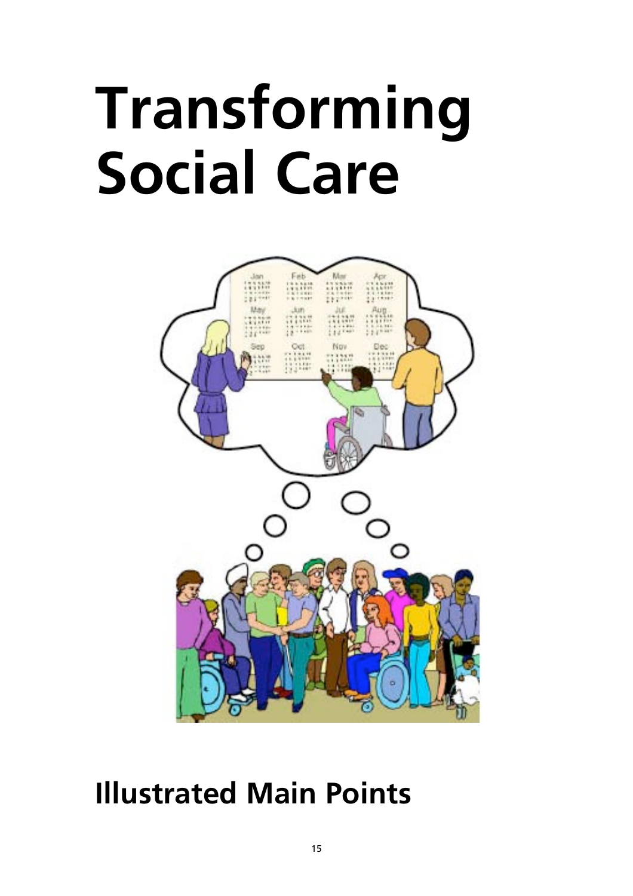# Transforming Social Care

## Illustrated Main Points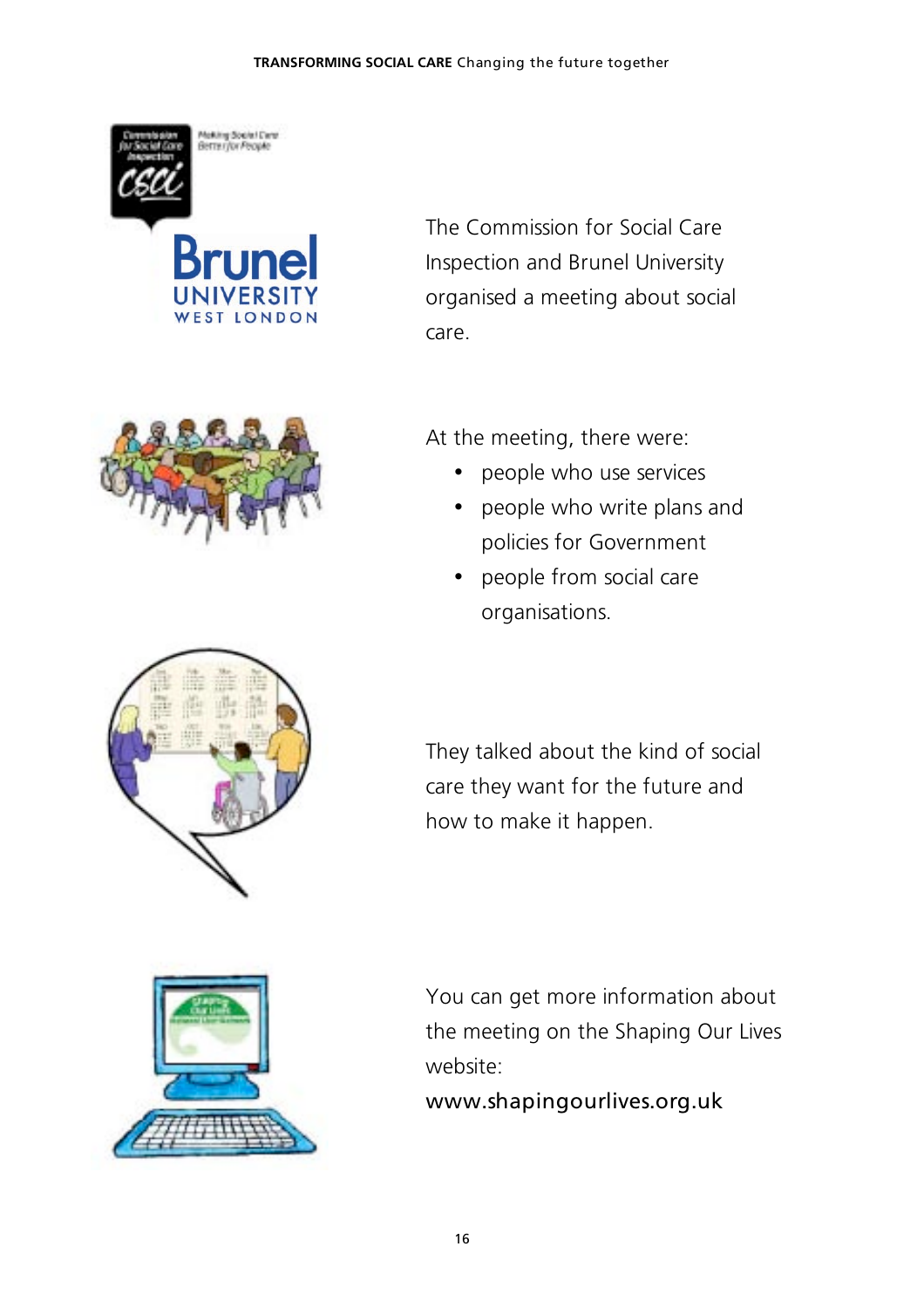The Commission for Social Care Inspection and Brunel University organised a meeting about social care.

At the meeting, there were:

- people who use services
- people who write plans and policies for Government
- people from social care organisations.

They talked about the kind of social care they want for the future and how to make it happen.

You can get more information about the meeting on the Shaping Our Lives website:
www.shapingourlives.org.uk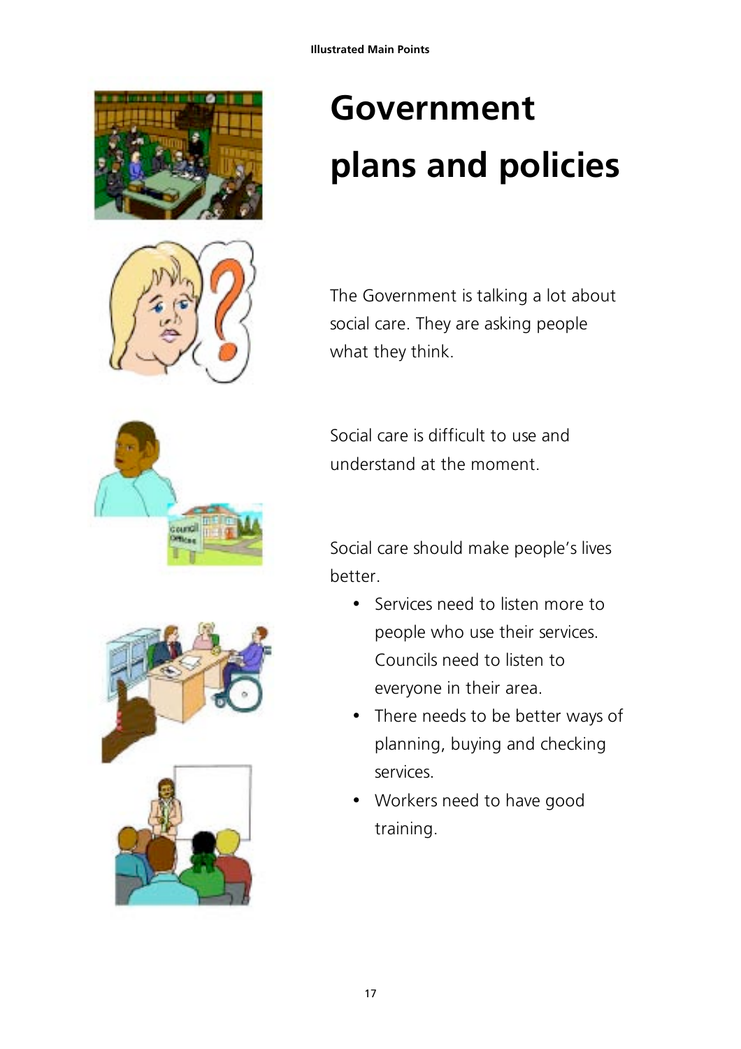# Government plans and policies

The Government is talking a lot about social care. They are asking people what they think.

Social care is difficult to use and understand at the moment.

Social care should make people's lives better.

- Services need to listen more to people who use their services. Councils need to listen to everyone in their area.
- There needs to be better ways of planning, buying and checking services.
- Workers need to have good training.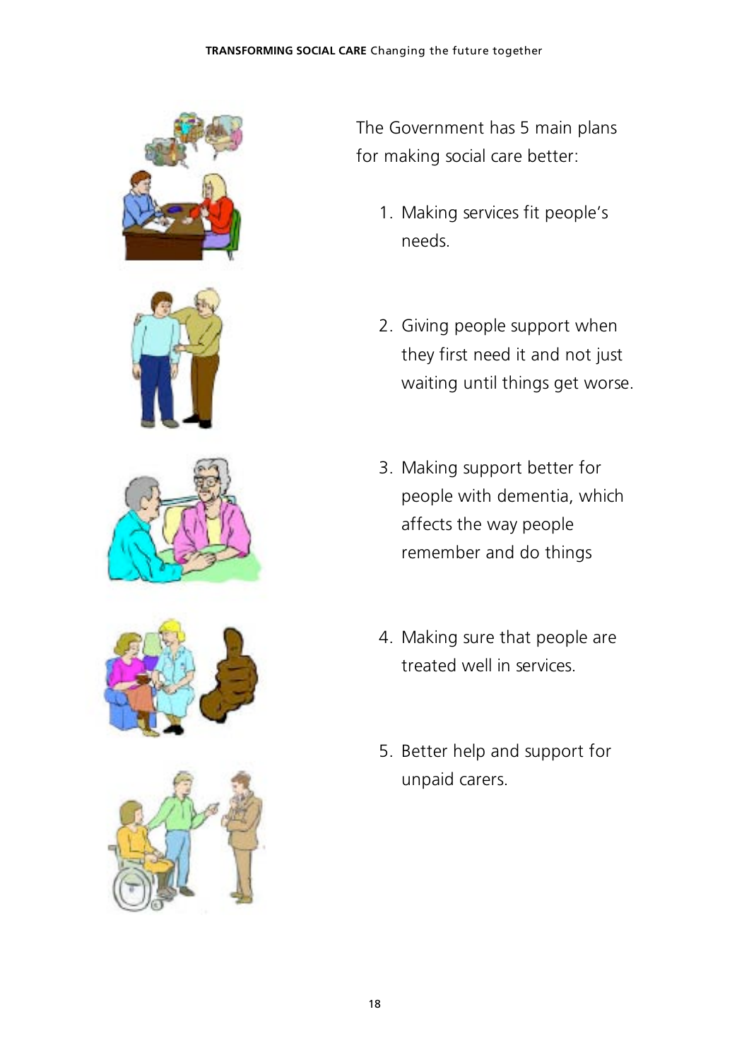The Government has 5 main plans for making social care better:

1. Making services fit people's needs.

2. Giving people support when they first need it and not just waiting until things get worse.

3. Making support better for people with dementia, which affects the way people remember and do things

4. Making sure that people are treated well in services.

5. Better help and support for unpaid carers.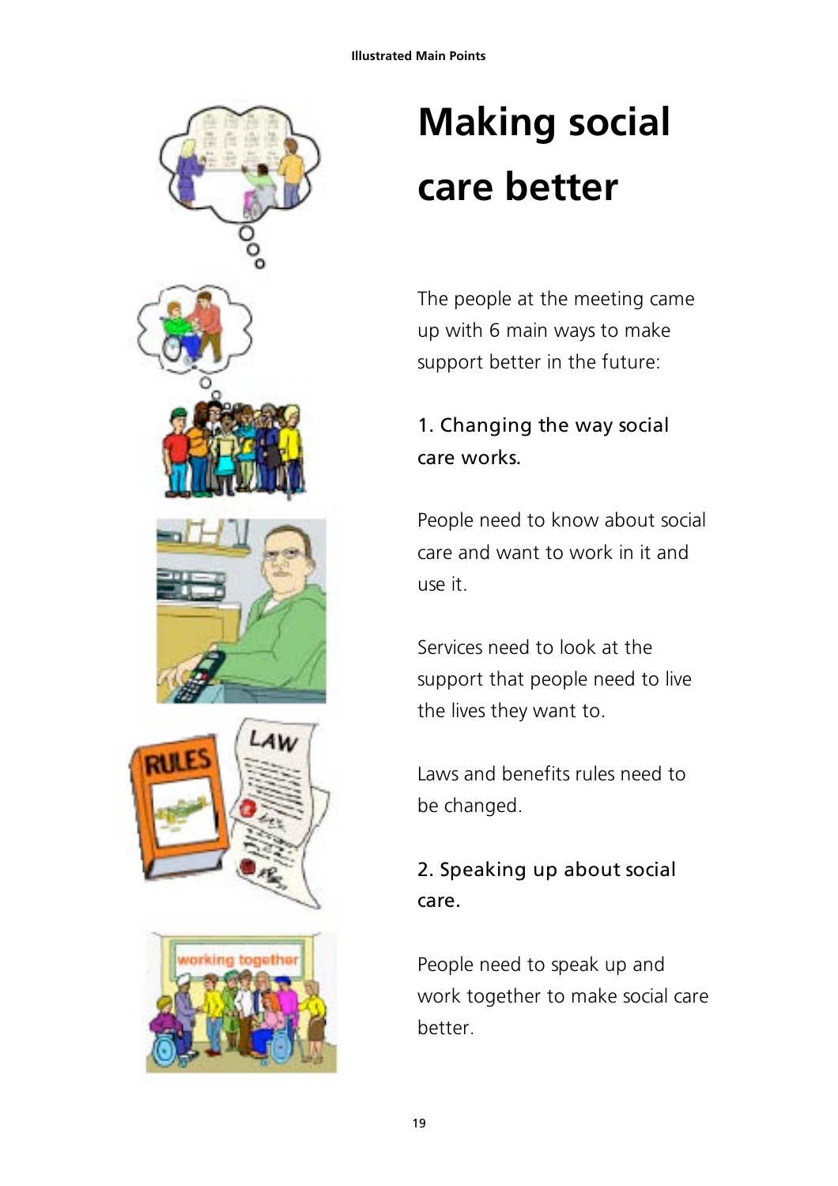# Making social care better

The people at the meeting came up with 6 main ways to make support better in the future:

**1. Changing the way social care works.**

People need to know about social care and want to work in it and use it.

Services need to look at the support that people need to live the lives they want to.

Laws and benefits rules need to be changed.

**2. Speaking up about social care.**

People need to speak up and work together to make social care better.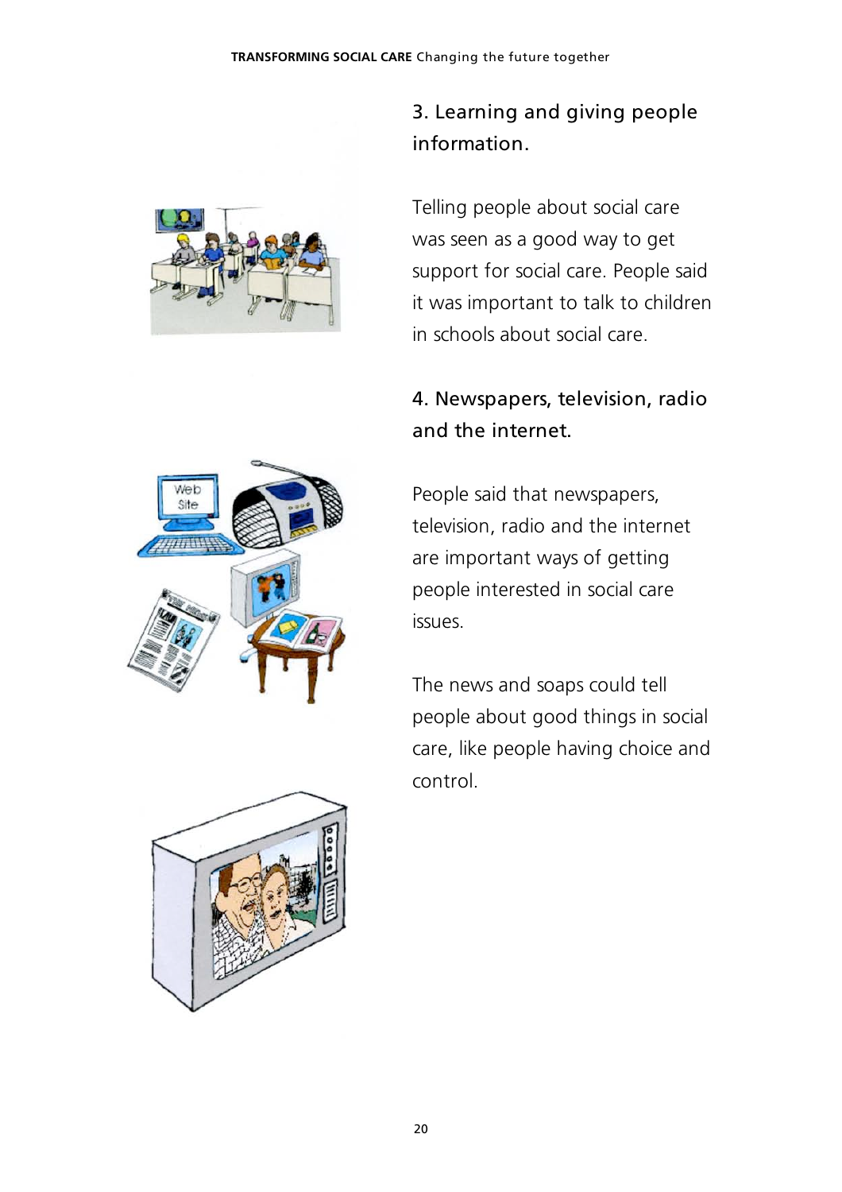## 3. Learning and giving people information.

Telling people about social care was seen as a good way to get support for social care. People said it was important to talk to children in schools about social care.

## 4. Newspapers, television, radio and the internet.

People said that newspapers, television, radio and the internet are important ways of getting people interested in social care issues.

The news and soaps could tell people about good things in social care, like people having choice and control.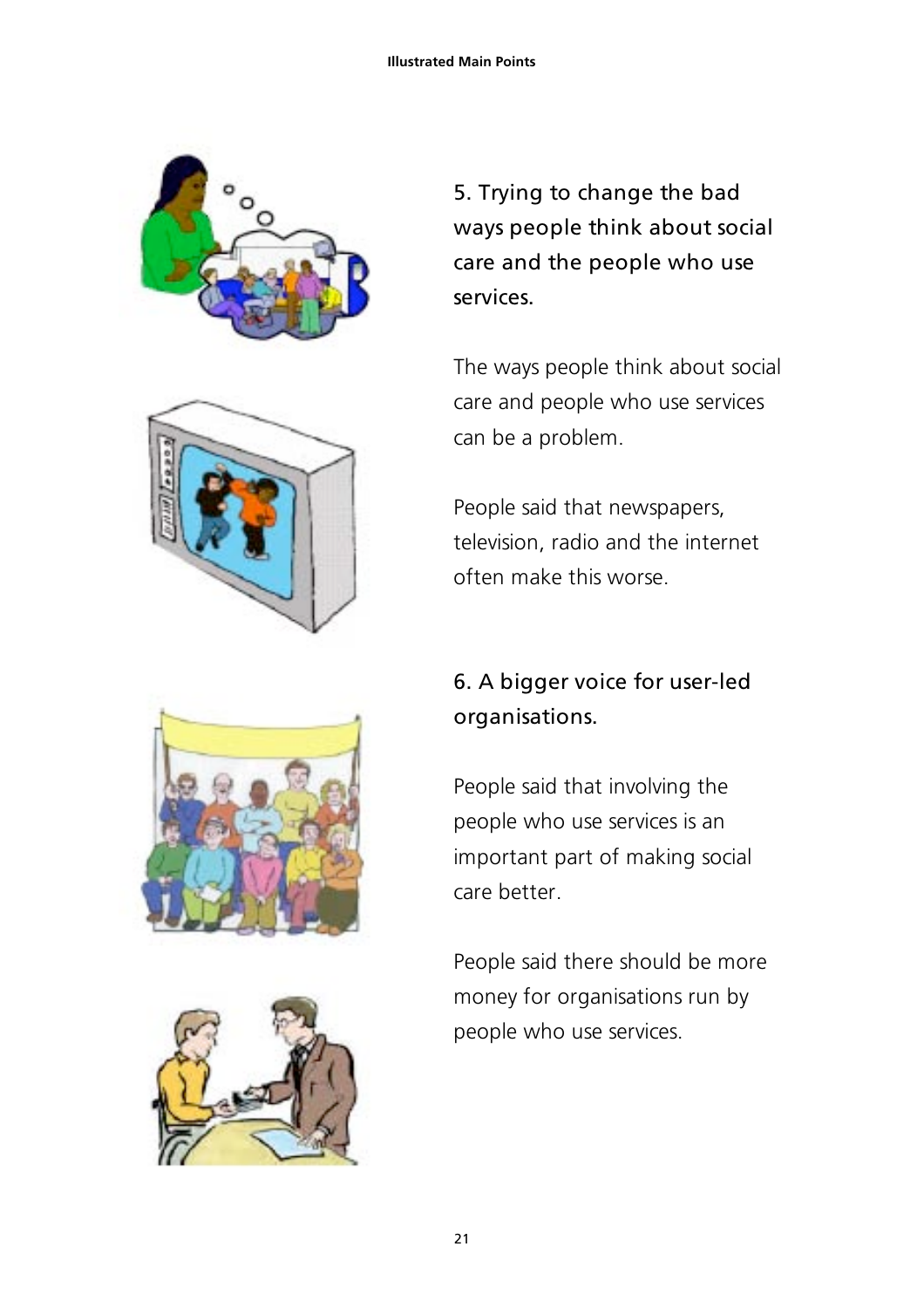## 5. Trying to change the bad ways people think about social care and the people who use services.

The ways people think about social care and people who use services can be a problem.

People said that newspapers, television, radio and the internet often make this worse.

## 6. A bigger voice for user-led organisations.

People said that involving the people who use services is an important part of making social care better.

People said there should be more money for organisations run by people who use services.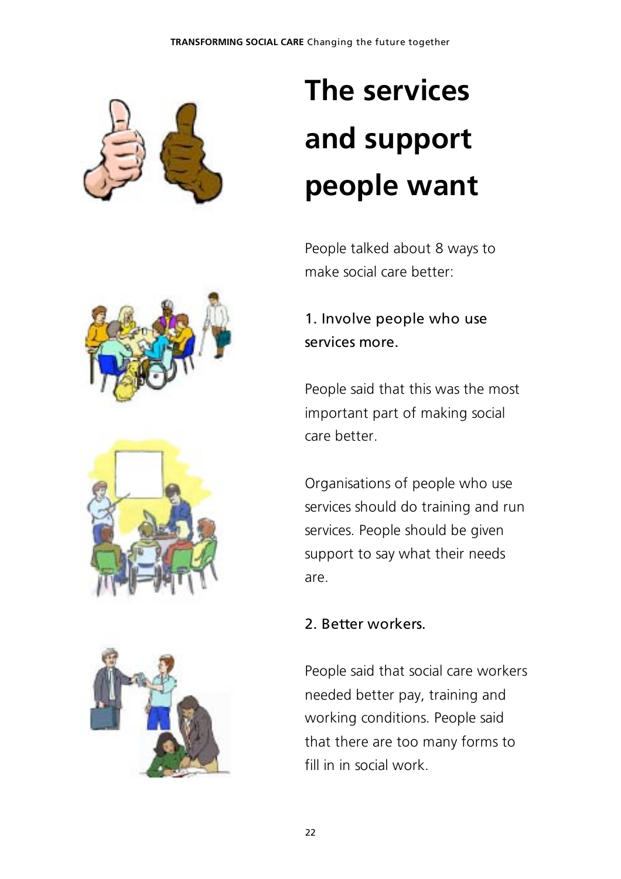# The services and support people want

People talked about 8 ways to make social care better:

1. Involve people who use services more.

People said that this was the most important part of making social care better.

Organisations of people who use services should do training and run services. People should be given support to say what their needs are.

2. Better workers.

People said that social care workers needed better pay, training and working conditions. People said that there are too many forms to fill in in social work.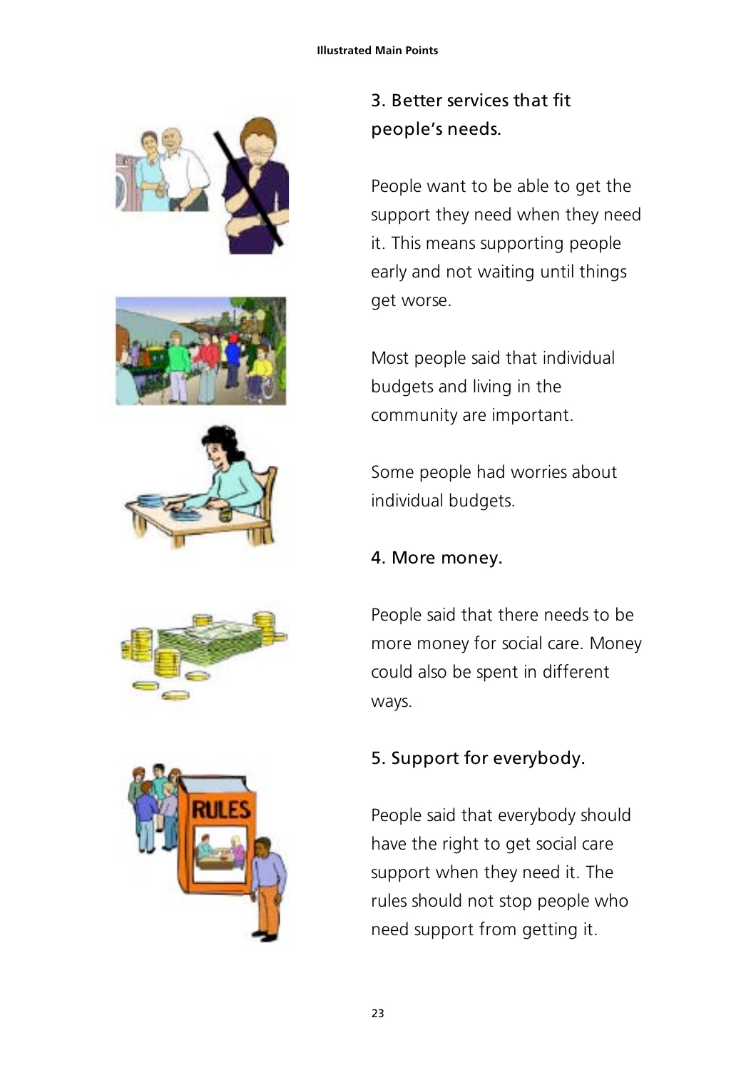## 3. Better services that fit people's needs.

People want to be able to get the support they need when they need it. This means supporting people early and not waiting until things get worse.

Most people said that individual budgets and living in the community are important.

Some people had worries about individual budgets.

## 4. More money.

People said that there needs to be more money for social care. Money could also be spent in different ways.

## 5. Support for everybody.

People said that everybody should have the right to get social care support when they need it. The rules should not stop people who need support from getting it.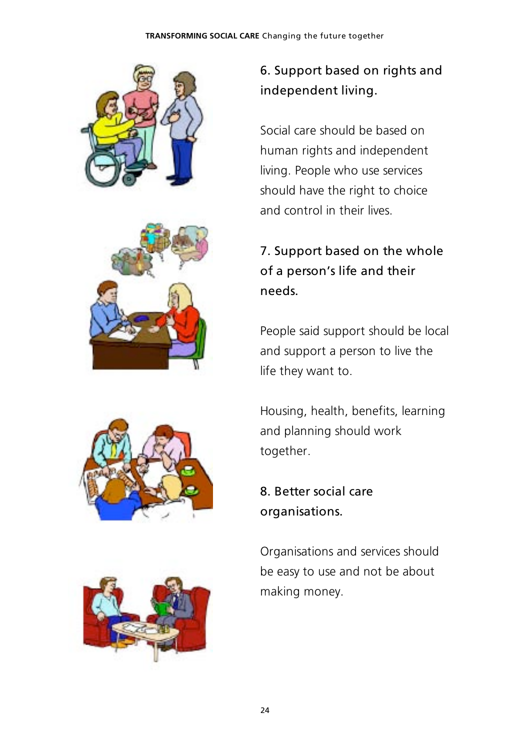## 6. Support based on rights and independent living.

Social care should be based on human rights and independent living. People who use services should have the right to choice and control in their lives.

## 7. Support based on the whole of a person's life and their needs.

People said support should be local and support a person to live the life they want to.

Housing, health, benefits, learning and planning should work together.

## 8. Better social care organisations.

Organisations and services should be easy to use and not be about making money.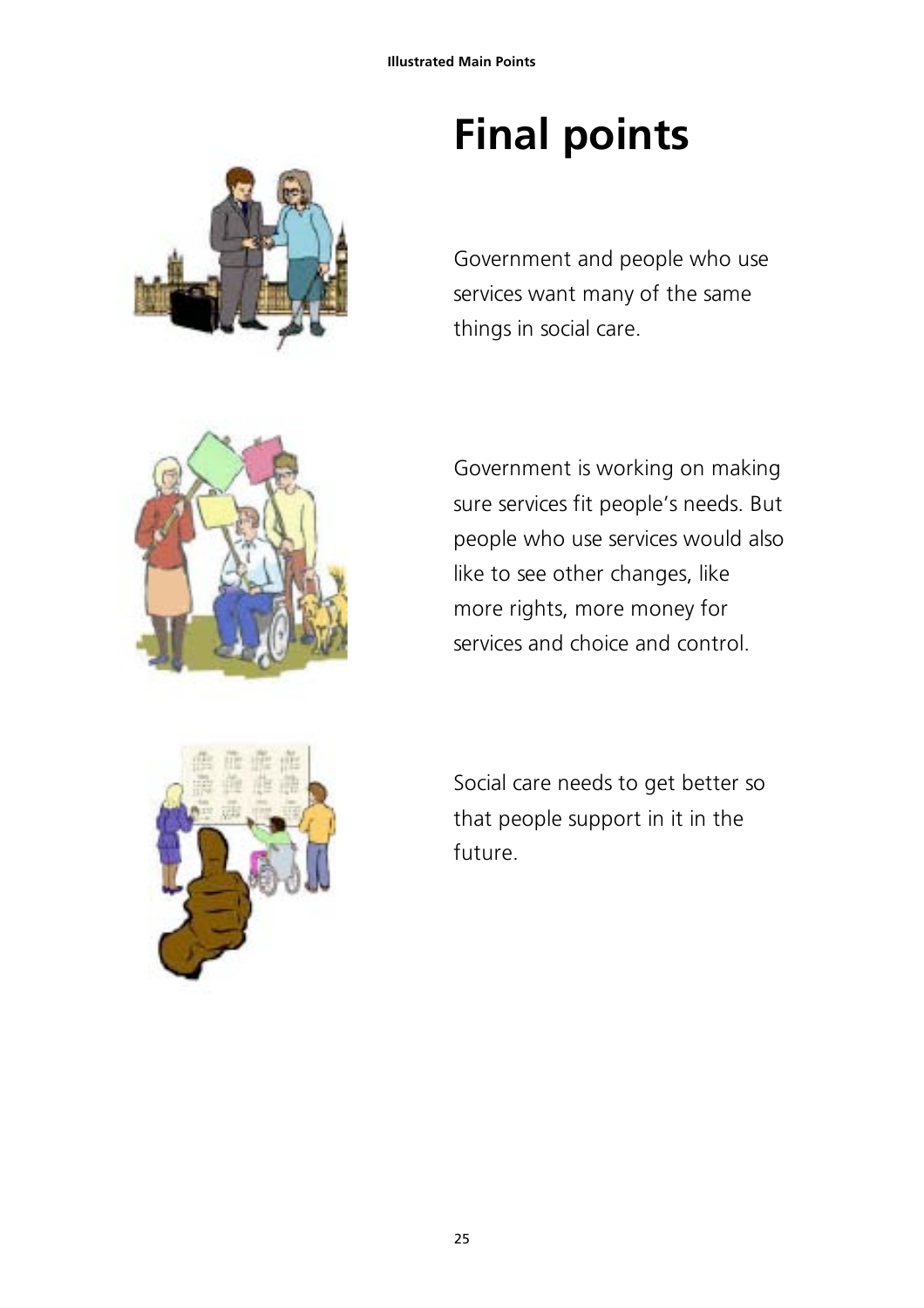# Final points

Government and people who use services want many of the same things in social care.

Government is working on making sure services fit people's needs. But people who use services would also like to see other changes, like more rights, more money for services and choice and control.

Social care needs to get better so that people support in it in the future.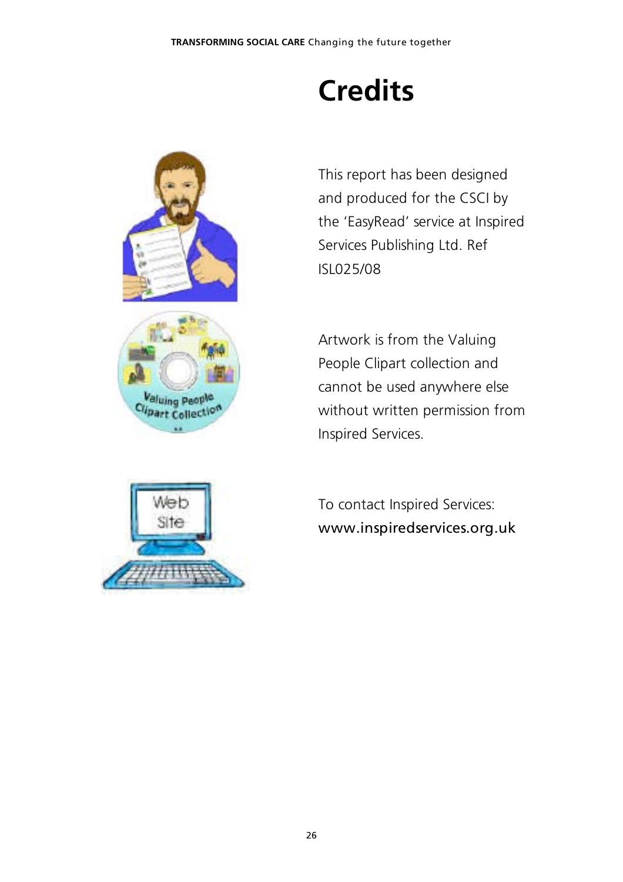# Credits

This report has been designed and produced for the CSCI by the 'EasyRead' service at Inspired Services Publishing Ltd. Ref ISL025/08

Artwork is from the Valuing People Clipart collection and cannot be used anywhere else without written permission from Inspired Services.

To contact Inspired Services:
www.inspiredservices.org.uk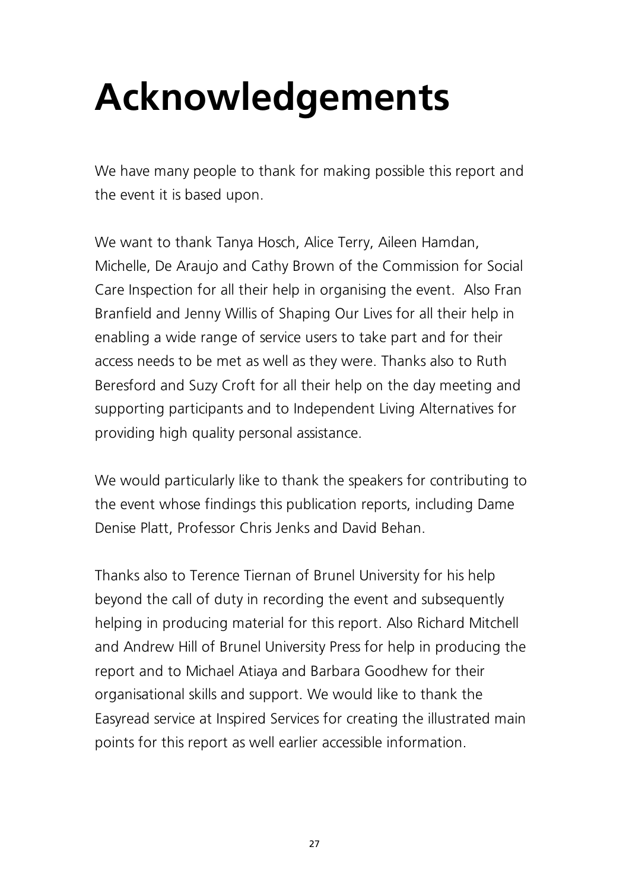# Acknowledgements

We have many people to thank for making possible this report and the event it is based upon.

We want to thank Tanya Hosch, Alice Terry, Aileen Hamdan, Michelle, De Araujo and Cathy Brown of the Commission for Social Care Inspection for all their help in organising the event.  Also Fran Branfield and Jenny Willis of Shaping Our Lives for all their help in enabling a wide range of service users to take part and for their access needs to be met as well as they were. Thanks also to Ruth Beresford and Suzy Croft for all their help on the day meeting and supporting participants and to Independent Living Alternatives for providing high quality personal assistance.

We would particularly like to thank the speakers for contributing to the event whose findings this publication reports, including Dame Denise Platt, Professor Chris Jenks and David Behan.

Thanks also to Terence Tiernan of Brunel University for his help beyond the call of duty in recording the event and subsequently helping in producing material for this report. Also Richard Mitchell and Andrew Hill of Brunel University Press for help in producing the report and to Michael Atiaya and Barbara Goodhew for their organisational skills and support. We would like to thank the Easyread service at Inspired Services for creating the illustrated main points for this report as well earlier accessible information.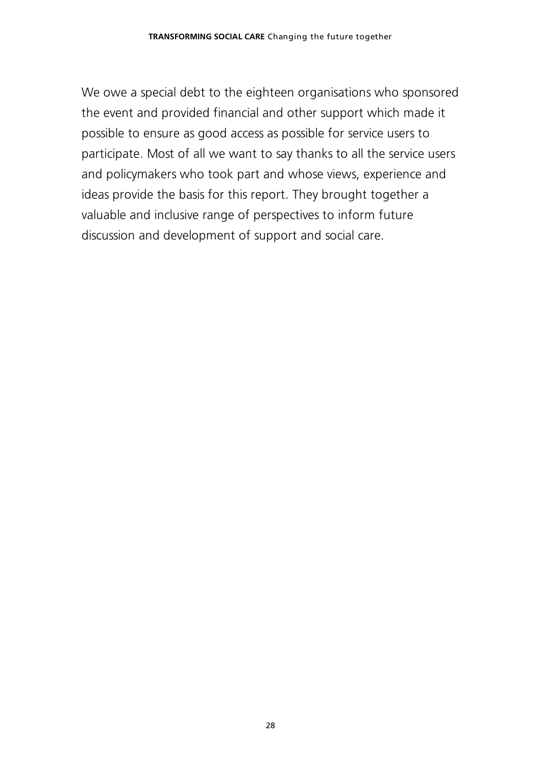We owe a special debt to the eighteen organisations who sponsored the event and provided financial and other support which made it possible to ensure as good access as possible for service users to participate. Most of all we want to say thanks to all the service users and policymakers who took part and whose views, experience and ideas provide the basis for this report. They brought together a valuable and inclusive range of perspectives to inform future discussion and development of support and social care.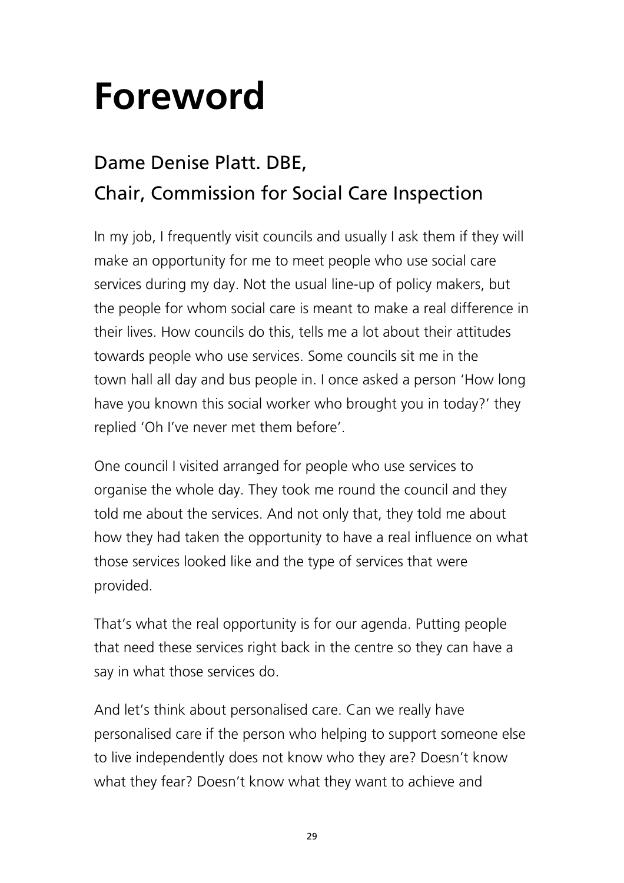# Foreword

## Dame Denise Platt. DBE,
## Chair, Commission for Social Care Inspection

In my job, I frequently visit councils and usually I ask them if they will make an opportunity for me to meet people who use social care services during my day. Not the usual line-up of policy makers, but the people for whom social care is meant to make a real difference in their lives. How councils do this, tells me a lot about their attitudes towards people who use services. Some councils sit me in the town hall all day and bus people in. I once asked a person 'How long have you known this social worker who brought you in today?' they replied 'Oh I've never met them before'.

One council I visited arranged for people who use services to organise the whole day. They took me round the council and they told me about the services. And not only that, they told me about how they had taken the opportunity to have a real influence on what those services looked like and the type of services that were provided.

That's what the real opportunity is for our agenda. Putting people that need these services right back in the centre so they can have a say in what those services do.

And let's think about personalised care. Can we really have personalised care if the person who helping to support someone else to live independently does not know who they are? Doesn't know what they fear? Doesn't know what they want to achieve and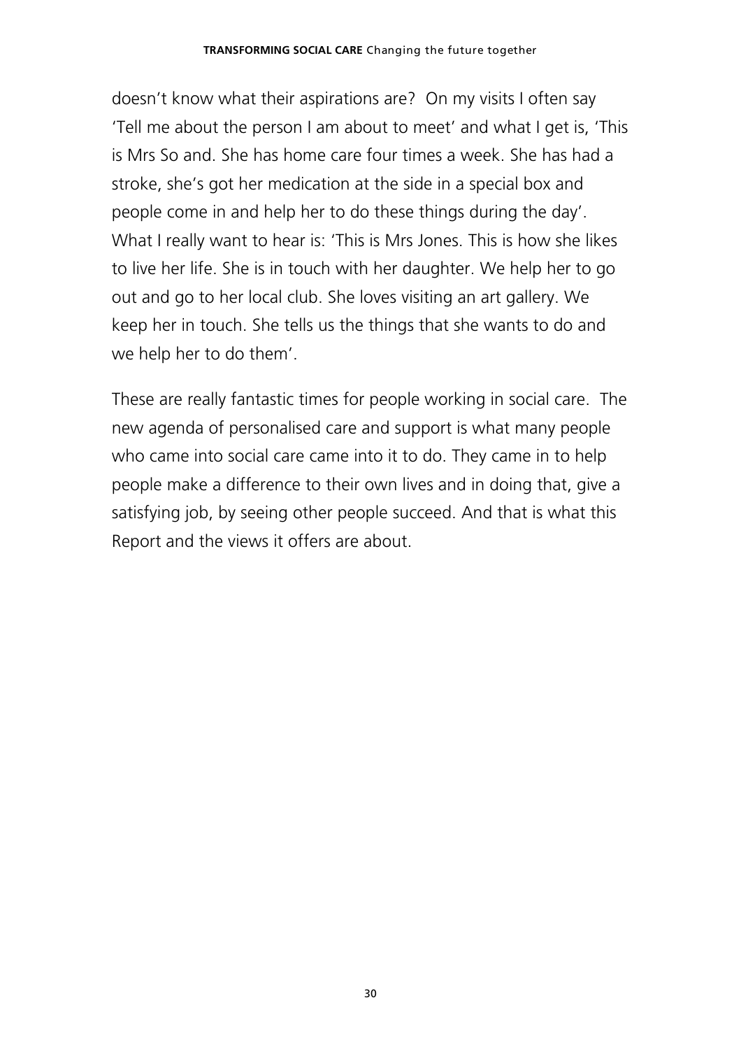doesn't know what their aspirations are? On my visits I often say 'Tell me about the person I am about to meet' and what I get is, 'This is Mrs So and. She has home care four times a week. She has had a stroke, she's got her medication at the side in a special box and people come in and help her to do these things during the day'. What I really want to hear is: 'This is Mrs Jones. This is how she likes to live her life. She is in touch with her daughter. We help her to go out and go to her local club. She loves visiting an art gallery. We keep her in touch. She tells us the things that she wants to do and we help her to do them'.

These are really fantastic times for people working in social care. The new agenda of personalised care and support is what many people who came into social care came into it to do. They came in to help people make a difference to their own lives and in doing that, give a satisfying job, by seeing other people succeed. And that is what this Report and the views it offers are about.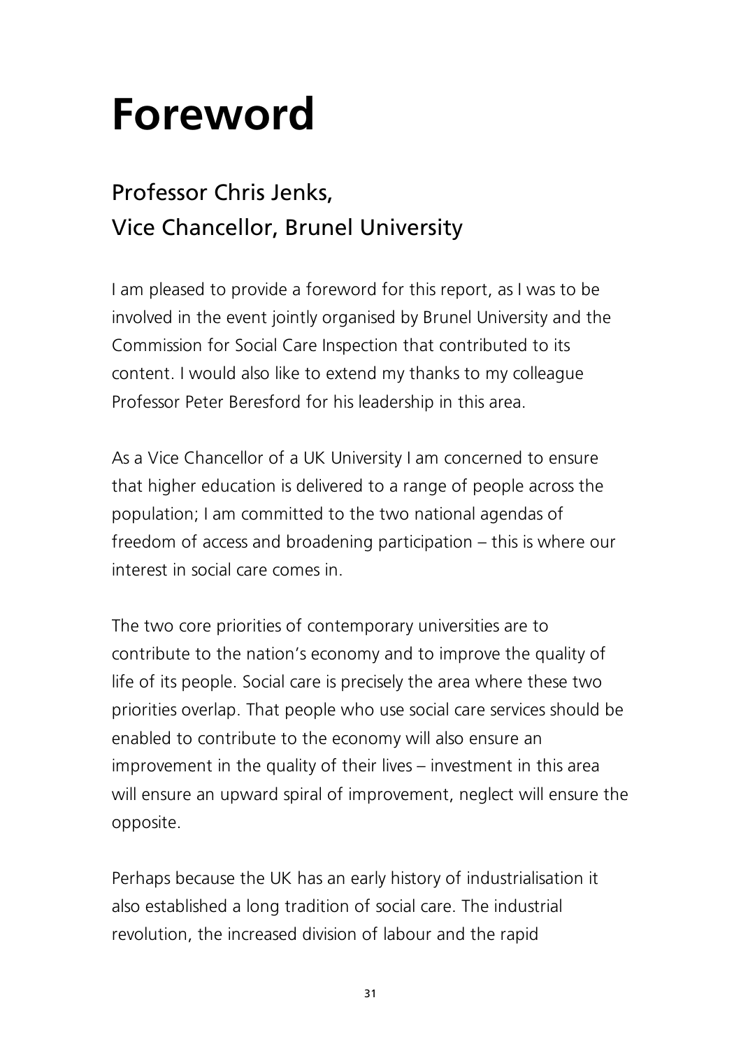# Foreword

## Professor Chris Jenks, Vice Chancellor, Brunel University

I am pleased to provide a foreword for this report, as I was to be involved in the event jointly organised by Brunel University and the Commission for Social Care Inspection that contributed to its content. I would also like to extend my thanks to my colleague Professor Peter Beresford for his leadership in this area.

As a Vice Chancellor of a UK University I am concerned to ensure that higher education is delivered to a range of people across the population; I am committed to the two national agendas of freedom of access and broadening participation – this is where our interest in social care comes in.

The two core priorities of contemporary universities are to contribute to the nation's economy and to improve the quality of life of its people. Social care is precisely the area where these two priorities overlap. That people who use social care services should be enabled to contribute to the economy will also ensure an improvement in the quality of their lives – investment in this area will ensure an upward spiral of improvement, neglect will ensure the opposite.

Perhaps because the UK has an early history of industrialisation it also established a long tradition of social care. The industrial revolution, the increased division of labour and the rapid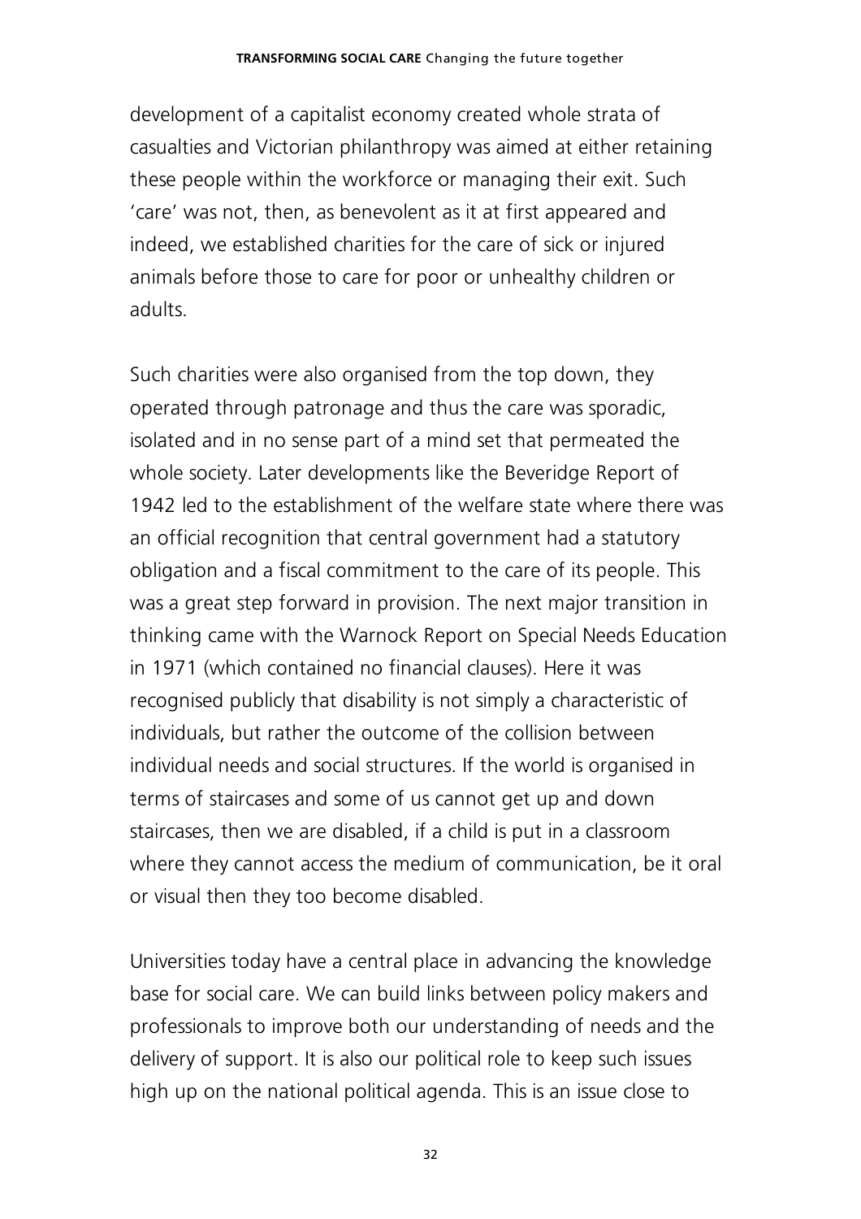development of a capitalist economy created whole strata of casualties and Victorian philanthropy was aimed at either retaining these people within the workforce or managing their exit. Such 'care' was not, then, as benevolent as it at first appeared and indeed, we established charities for the care of sick or injured animals before those to care for poor or unhealthy children or adults.

Such charities were also organised from the top down, they operated through patronage and thus the care was sporadic, isolated and in no sense part of a mind set that permeated the whole society. Later developments like the Beveridge Report of 1942 led to the establishment of the welfare state where there was an official recognition that central government had a statutory obligation and a fiscal commitment to the care of its people. This was a great step forward in provision. The next major transition in thinking came with the Warnock Report on Special Needs Education in 1971 (which contained no financial clauses). Here it was recognised publicly that disability is not simply a characteristic of individuals, but rather the outcome of the collision between individual needs and social structures. If the world is organised in terms of staircases and some of us cannot get up and down staircases, then we are disabled, if a child is put in a classroom where they cannot access the medium of communication, be it oral or visual then they too become disabled.

Universities today have a central place in advancing the knowledge base for social care. We can build links between policy makers and professionals to improve both our understanding of needs and the delivery of support. It is also our political role to keep such issues high up on the national political agenda. This is an issue close to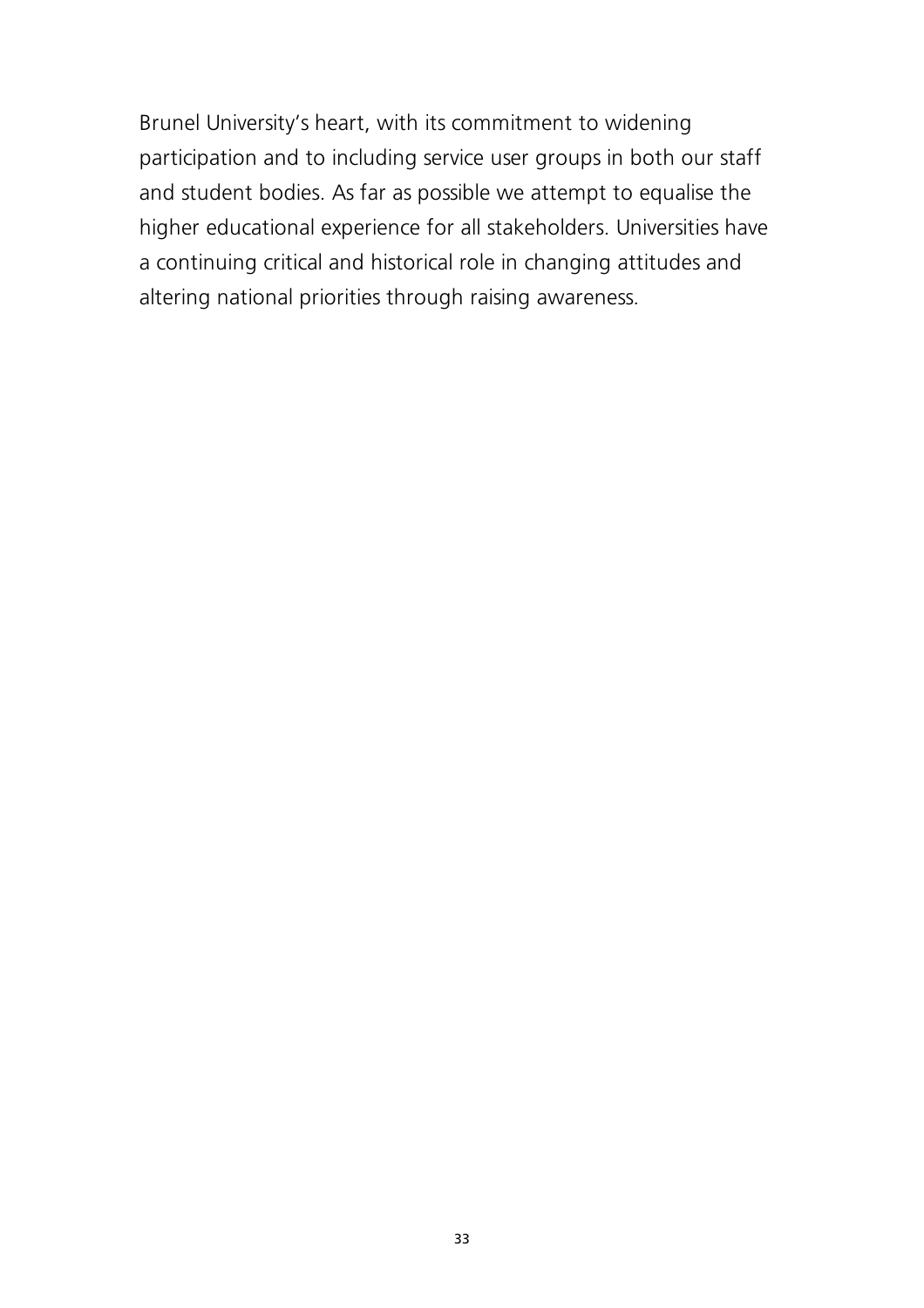Brunel University's heart, with its commitment to widening participation and to including service user groups in both our staff and student bodies. As far as possible we attempt to equalise the higher educational experience for all stakeholders. Universities have a continuing critical and historical role in changing attitudes and altering national priorities through raising awareness.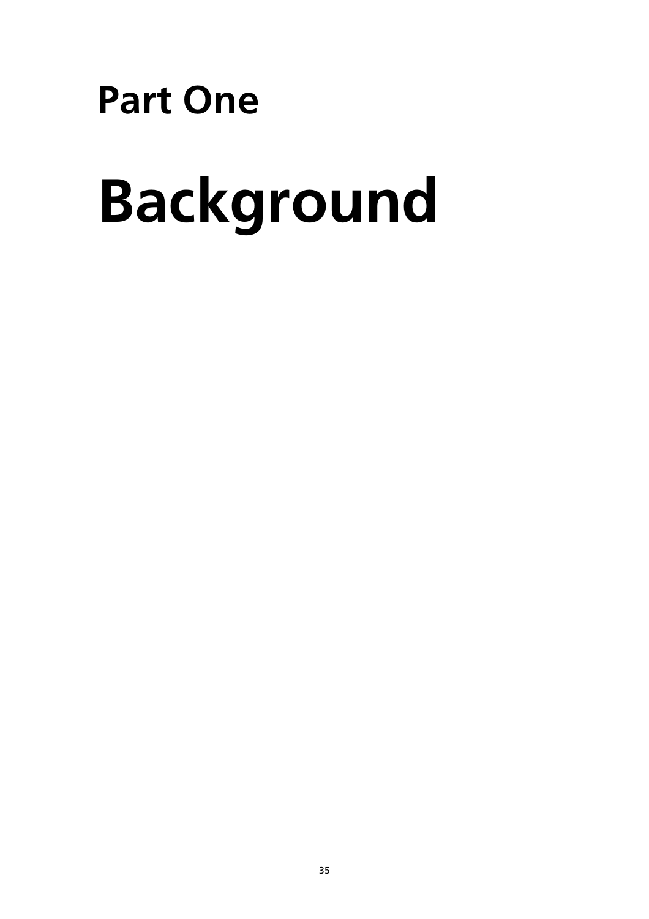# Part One

# Background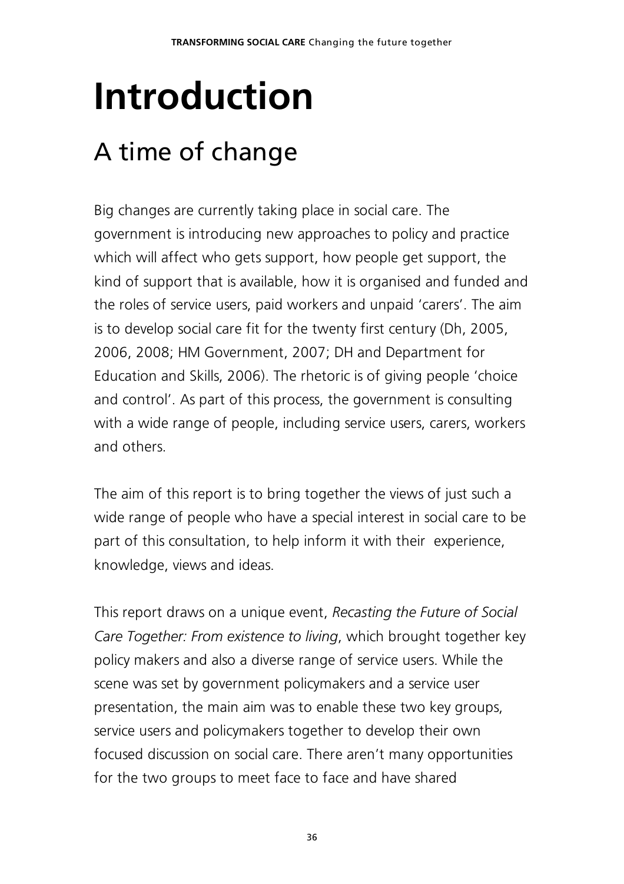# Introduction

## A time of change

Big changes are currently taking place in social care. The government is introducing new approaches to policy and practice which will affect who gets support, how people get support, the kind of support that is available, how it is organised and funded and the roles of service users, paid workers and unpaid 'carers'. The aim is to develop social care fit for the twenty first century (Dh, 2005, 2006, 2008; HM Government, 2007; DH and Department for Education and Skills, 2006). The rhetoric is of giving people 'choice and control'. As part of this process, the government is consulting with a wide range of people, including service users, carers, workers and others.

The aim of this report is to bring together the views of just such a wide range of people who have a special interest in social care to be part of this consultation, to help inform it with their experience, knowledge, views and ideas.

This report draws on a unique event, *Recasting the Future of Social Care Together: From existence to living*, which brought together key policy makers and also a diverse range of service users. While the scene was set by government policymakers and a service user presentation, the main aim was to enable these two key groups, service users and policymakers together to develop their own focused discussion on social care. There aren't many opportunities for the two groups to meet face to face and have shared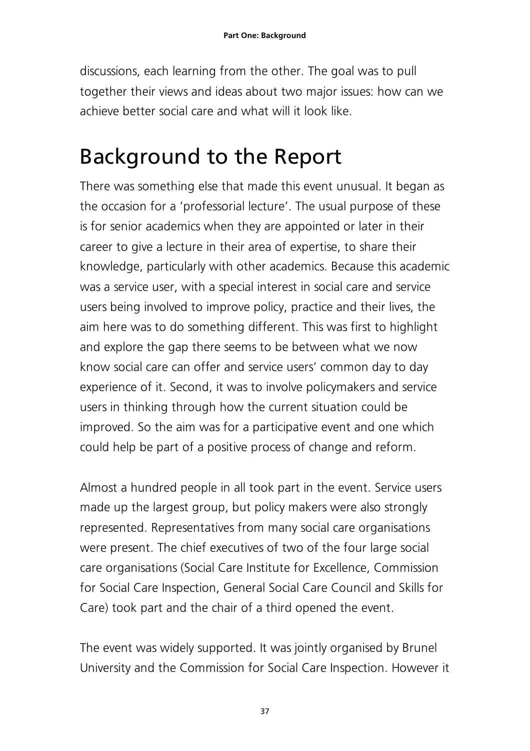discussions, each learning from the other. The goal was to pull together their views and ideas about two major issues: how can we achieve better social care and what will it look like.

## Background to the Report

There was something else that made this event unusual. It began as the occasion for a 'professorial lecture'. The usual purpose of these is for senior academics when they are appointed or later in their career to give a lecture in their area of expertise, to share their knowledge, particularly with other academics. Because this academic was a service user, with a special interest in social care and service users being involved to improve policy, practice and their lives, the aim here was to do something different. This was first to highlight and explore the gap there seems to be between what we now know social care can offer and service users' common day to day experience of it. Second, it was to involve policymakers and service users in thinking through how the current situation could be improved. So the aim was for a participative event and one which could help be part of a positive process of change and reform.

Almost a hundred people in all took part in the event. Service users made up the largest group, but policy makers were also strongly represented. Representatives from many social care organisations were present. The chief executives of two of the four large social care organisations (Social Care Institute for Excellence, Commission for Social Care Inspection, General Social Care Council and Skills for Care) took part and the chair of a third opened the event.

The event was widely supported. It was jointly organised by Brunel University and the Commission for Social Care Inspection. However it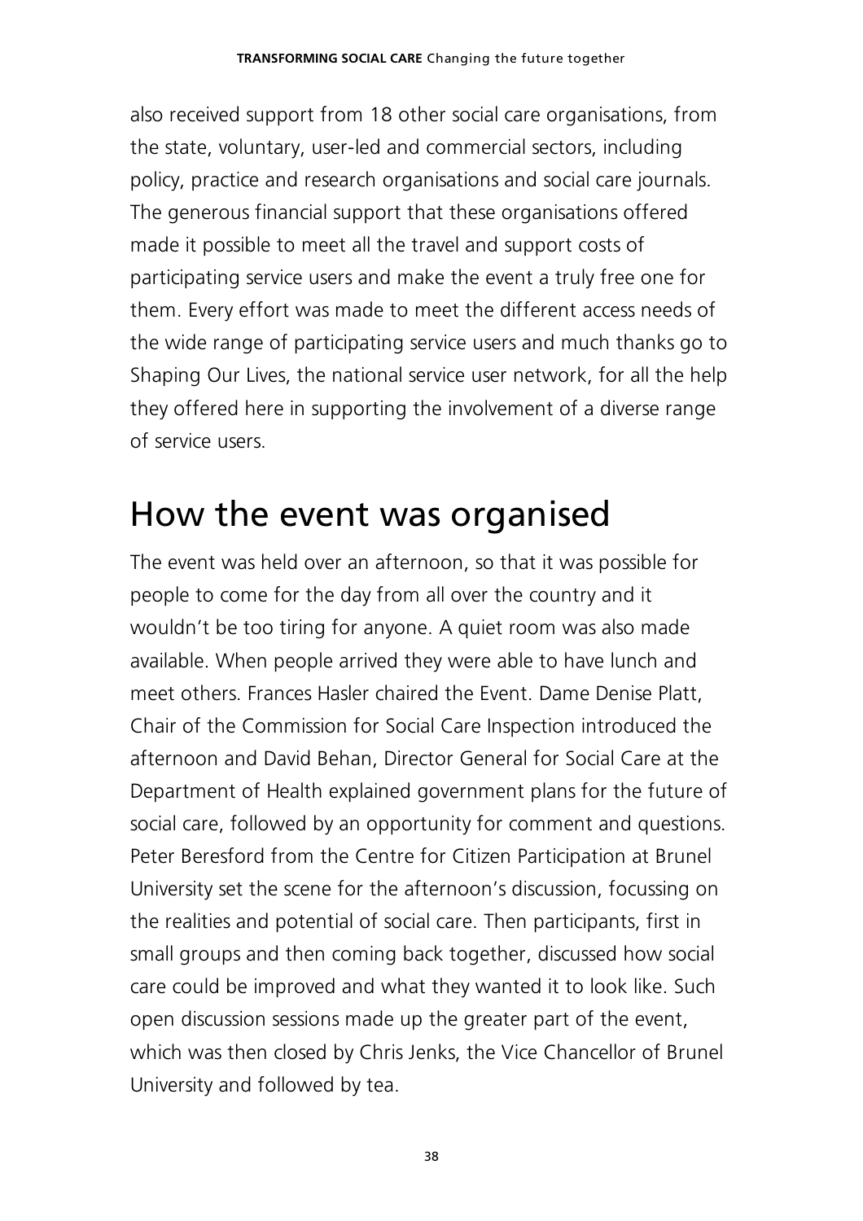also received support from 18 other social care organisations, from the state, voluntary, user-led and commercial sectors, including policy, practice and research organisations and social care journals. The generous financial support that these organisations offered made it possible to meet all the travel and support costs of participating service users and make the event a truly free one for them. Every effort was made to meet the different access needs of the wide range of participating service users and much thanks go to Shaping Our Lives, the national service user network, for all the help they offered here in supporting the involvement of a diverse range of service users.

## How the event was organised

The event was held over an afternoon, so that it was possible for people to come for the day from all over the country and it wouldn't be too tiring for anyone. A quiet room was also made available. When people arrived they were able to have lunch and meet others. Frances Hasler chaired the Event. Dame Denise Platt, Chair of the Commission for Social Care Inspection introduced the afternoon and David Behan, Director General for Social Care at the Department of Health explained government plans for the future of social care, followed by an opportunity for comment and questions. Peter Beresford from the Centre for Citizen Participation at Brunel University set the scene for the afternoon's discussion, focussing on the realities and potential of social care. Then participants, first in small groups and then coming back together, discussed how social care could be improved and what they wanted it to look like. Such open discussion sessions made up the greater part of the event, which was then closed by Chris Jenks, the Vice Chancellor of Brunel University and followed by tea.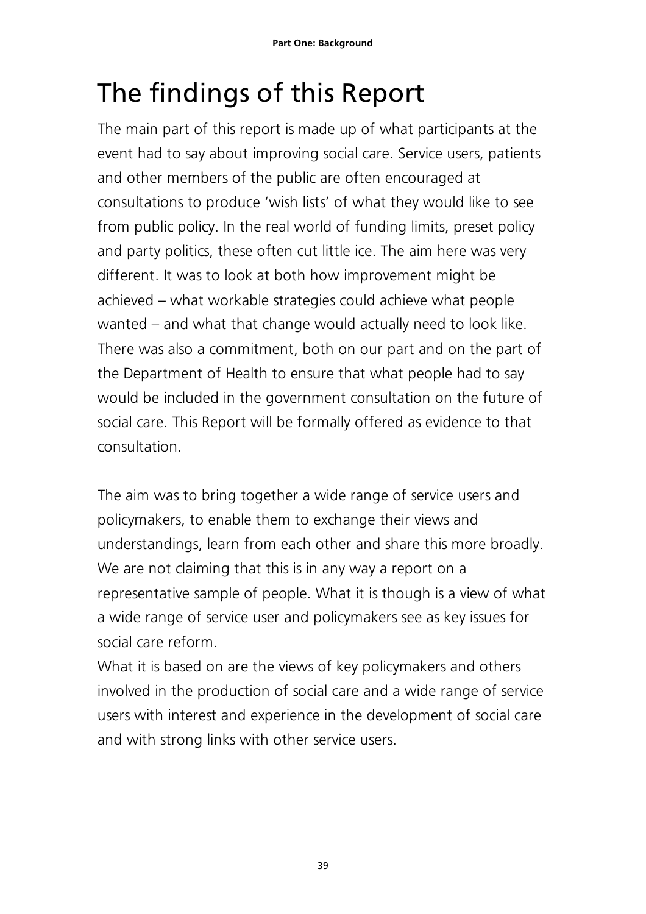# The findings of this Report

The main part of this report is made up of what participants at the event had to say about improving social care. Service users, patients and other members of the public are often encouraged at consultations to produce 'wish lists' of what they would like to see from public policy. In the real world of funding limits, preset policy and party politics, these often cut little ice. The aim here was very different. It was to look at both how improvement might be achieved – what workable strategies could achieve what people wanted – and what that change would actually need to look like. There was also a commitment, both on our part and on the part of the Department of Health to ensure that what people had to say would be included in the government consultation on the future of social care. This Report will be formally offered as evidence to that consultation.

The aim was to bring together a wide range of service users and policymakers, to enable them to exchange their views and understandings, learn from each other and share this more broadly. We are not claiming that this is in any way a report on a representative sample of people. What it is though is a view of what a wide range of service user and policymakers see as key issues for social care reform.

What it is based on are the views of key policymakers and others involved in the production of social care and a wide range of service users with interest and experience in the development of social care and with strong links with other service users.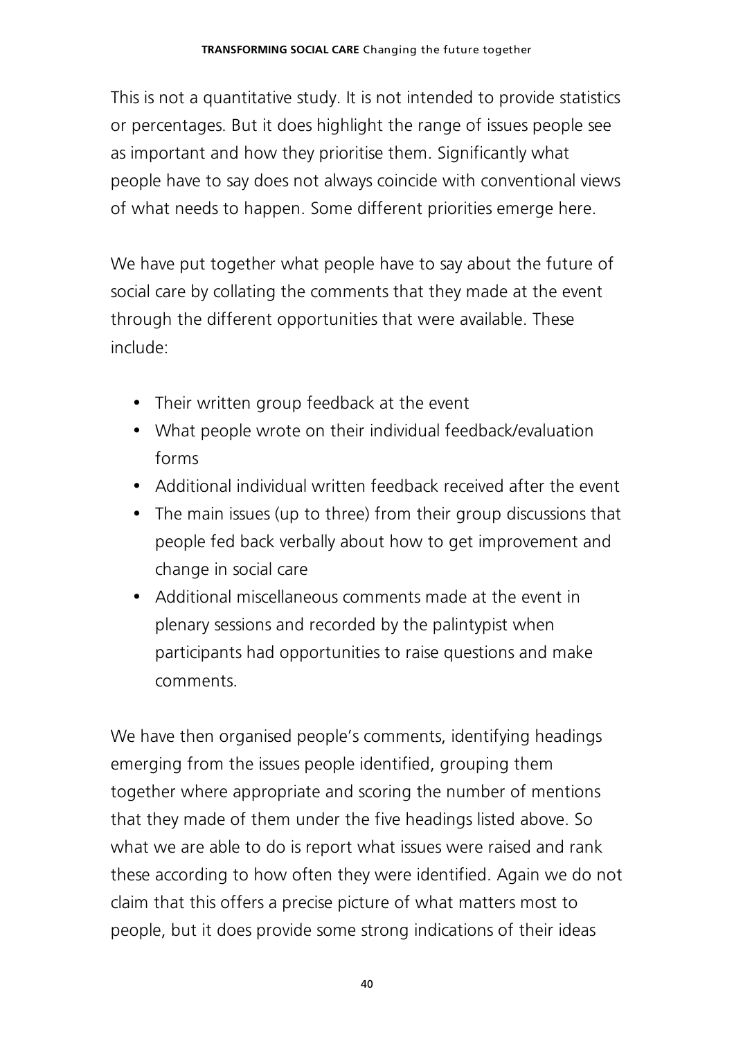This is not a quantitative study. It is not intended to provide statistics or percentages. But it does highlight the range of issues people see as important and how they prioritise them. Significantly what people have to say does not always coincide with conventional views of what needs to happen. Some different priorities emerge here.

We have put together what people have to say about the future of social care by collating the comments that they made at the event through the different opportunities that were available. These include:

- Their written group feedback at the event
- What people wrote on their individual feedback/evaluation forms
- Additional individual written feedback received after the event
- The main issues (up to three) from their group discussions that people fed back verbally about how to get improvement and change in social care
- Additional miscellaneous comments made at the event in plenary sessions and recorded by the palintypist when participants had opportunities to raise questions and make comments.

We have then organised people's comments, identifying headings emerging from the issues people identified, grouping them together where appropriate and scoring the number of mentions that they made of them under the five headings listed above. So what we are able to do is report what issues were raised and rank these according to how often they were identified. Again we do not claim that this offers a precise picture of what matters most to people, but it does provide some strong indications of their ideas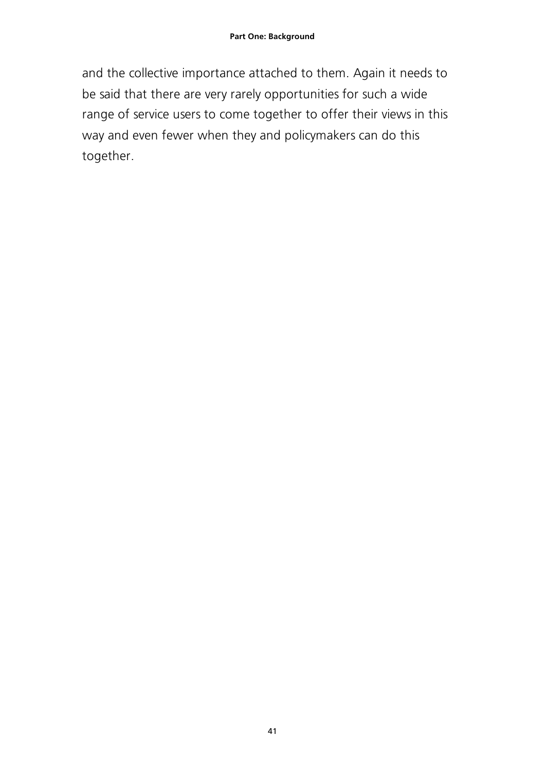and the collective importance attached to them. Again it needs to be said that there are very rarely opportunities for such a wide range of service users to come together to offer their views in this way and even fewer when they and policymakers can do this together.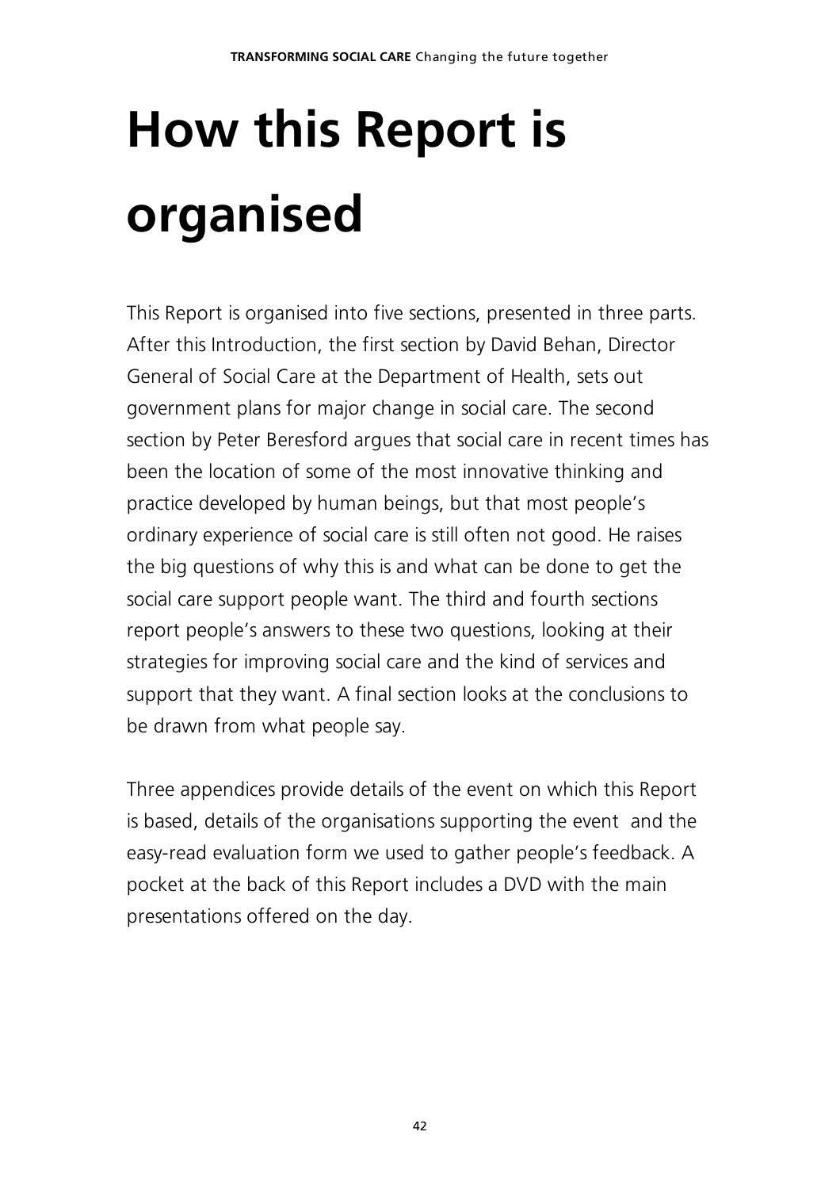# How this Report is organised

This Report is organised into five sections, presented in three parts. After this Introduction, the first section by David Behan, Director General of Social Care at the Department of Health, sets out government plans for major change in social care. The second section by Peter Beresford argues that social care in recent times has been the location of some of the most innovative thinking and practice developed by human beings, but that most people's ordinary experience of social care is still often not good. He raises the big questions of why this is and what can be done to get the social care support people want. The third and fourth sections report people's answers to these two questions, looking at their strategies for improving social care and the kind of services and support that they want. A final section looks at the conclusions to be drawn from what people say.

Three appendices provide details of the event on which this Report is based, details of the organisations supporting the event and the easy-read evaluation form we used to gather people's feedback. A pocket at the back of this Report includes a DVD with the main presentations offered on the day.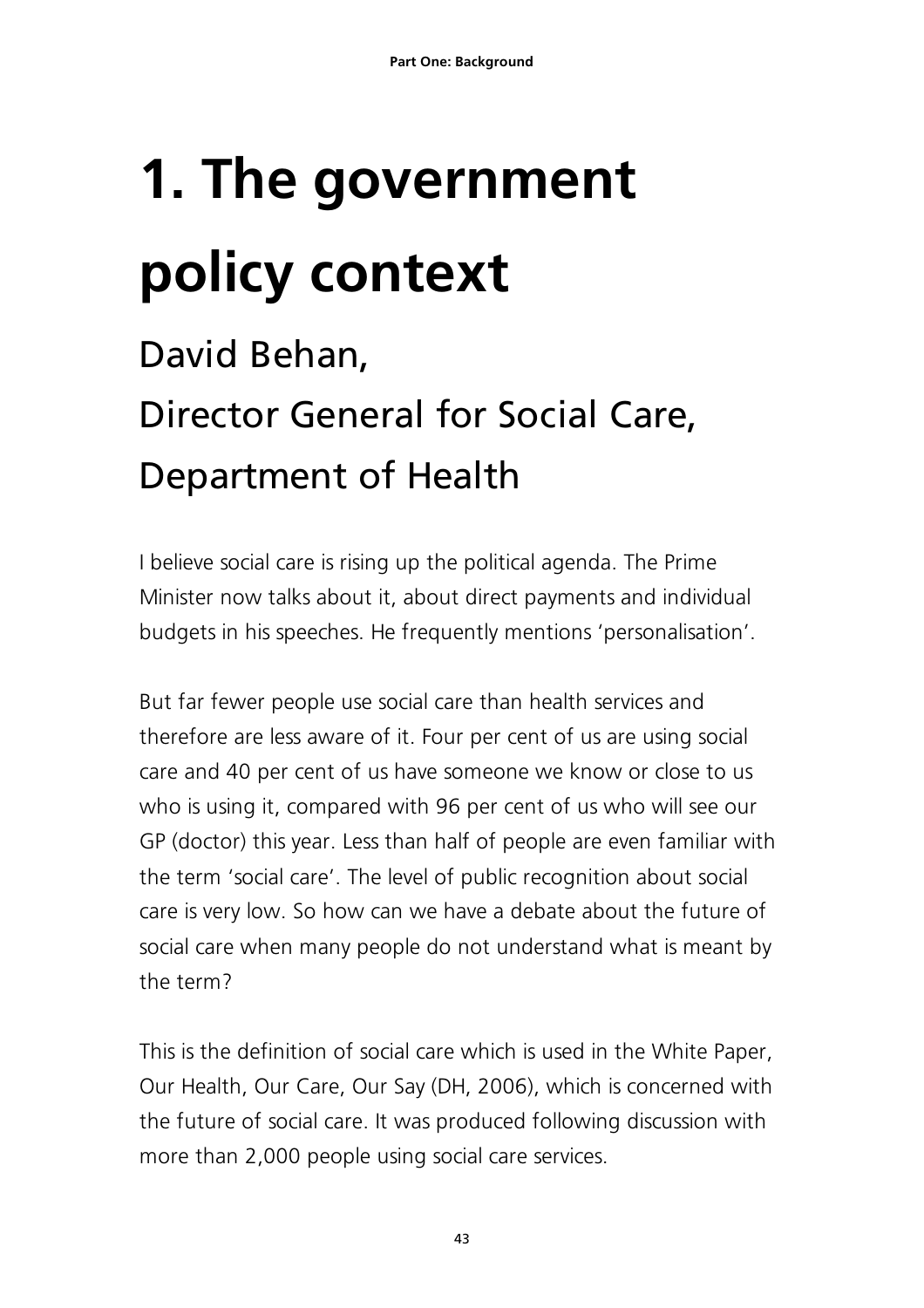# 1. The government policy context

## David Behan,
## Director General for Social Care,
## Department of Health

I believe social care is rising up the political agenda. The Prime Minister now talks about it, about direct payments and individual budgets in his speeches. He frequently mentions 'personalisation'.

But far fewer people use social care than health services and therefore are less aware of it. Four per cent of us are using social care and 40 per cent of us have someone we know or close to us who is using it, compared with 96 per cent of us who will see our GP (doctor) this year. Less than half of people are even familiar with the term 'social care'. The level of public recognition about social care is very low. So how can we have a debate about the future of social care when many people do not understand what is meant by the term?

This is the definition of social care which is used in the White Paper, Our Health, Our Care, Our Say (DH, 2006), which is concerned with the future of social care. It was produced following discussion with more than 2,000 people using social care services.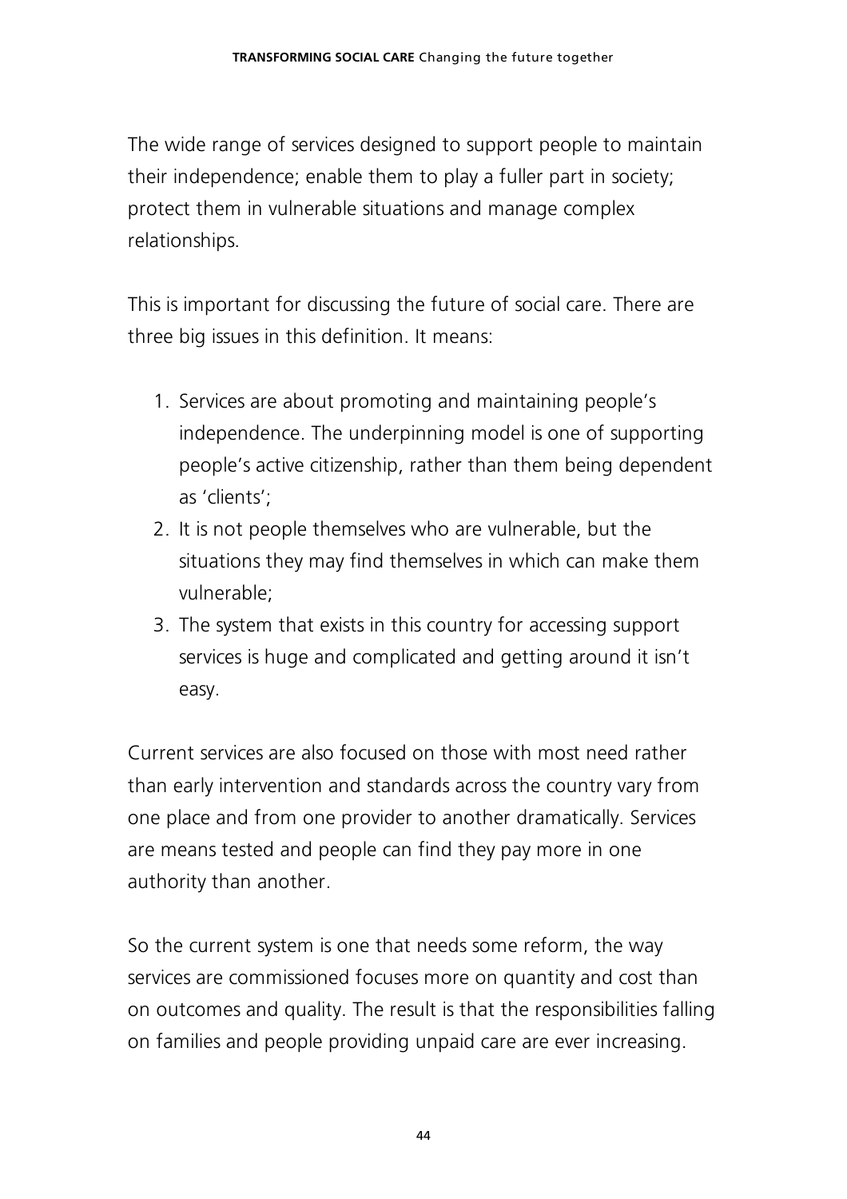The wide range of services designed to support people to maintain their independence; enable them to play a fuller part in society; protect them in vulnerable situations and manage complex relationships.

This is important for discussing the future of social care. There are three big issues in this definition. It means:

1. Services are about promoting and maintaining people's independence. The underpinning model is one of supporting people's active citizenship, rather than them being dependent as 'clients';
2. It is not people themselves who are vulnerable, but the situations they may find themselves in which can make them vulnerable;
3. The system that exists in this country for accessing support services is huge and complicated and getting around it isn't easy.

Current services are also focused on those with most need rather than early intervention and standards across the country vary from one place and from one provider to another dramatically. Services are means tested and people can find they pay more in one authority than another.

So the current system is one that needs some reform, the way services are commissioned focuses more on quantity and cost than on outcomes and quality. The result is that the responsibilities falling on families and people providing unpaid care are ever increasing.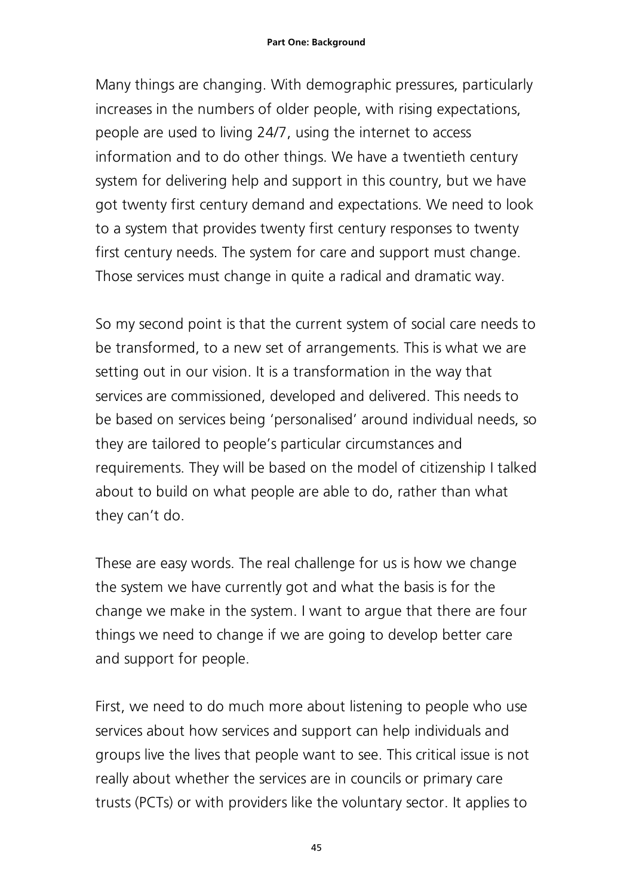Many things are changing. With demographic pressures, particularly increases in the numbers of older people, with rising expectations, people are used to living 24/7, using the internet to access information and to do other things. We have a twentieth century system for delivering help and support in this country, but we have got twenty first century demand and expectations. We need to look to a system that provides twenty first century responses to twenty first century needs. The system for care and support must change. Those services must change in quite a radical and dramatic way.

So my second point is that the current system of social care needs to be transformed, to a new set of arrangements. This is what we are setting out in our vision. It is a transformation in the way that services are commissioned, developed and delivered. This needs to be based on services being 'personalised' around individual needs, so they are tailored to people's particular circumstances and requirements. They will be based on the model of citizenship I talked about to build on what people are able to do, rather than what they can't do.

These are easy words. The real challenge for us is how we change the system we have currently got and what the basis is for the change we make in the system. I want to argue that there are four things we need to change if we are going to develop better care and support for people.

First, we need to do much more about listening to people who use services about how services and support can help individuals and groups live the lives that people want to see. This critical issue is not really about whether the services are in councils or primary care trusts (PCTs) or with providers like the voluntary sector. It applies to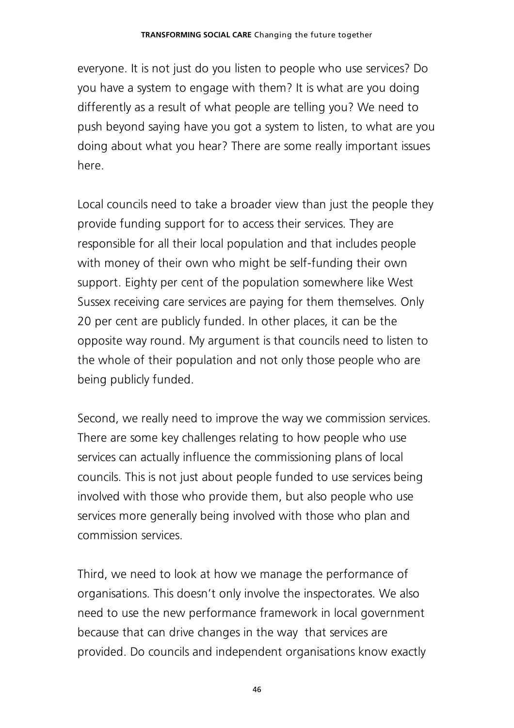everyone. It is not just do you listen to people who use services? Do you have a system to engage with them? It is what are you doing differently as a result of what people are telling you? We need to push beyond saying have you got a system to listen, to what are you doing about what you hear? There are some really important issues here.

Local councils need to take a broader view than just the people they provide funding support for to access their services. They are responsible for all their local population and that includes people with money of their own who might be self-funding their own support. Eighty per cent of the population somewhere like West Sussex receiving care services are paying for them themselves. Only 20 per cent are publicly funded. In other places, it can be the opposite way round. My argument is that councils need to listen to the whole of their population and not only those people who are being publicly funded.

Second, we really need to improve the way we commission services. There are some key challenges relating to how people who use services can actually influence the commissioning plans of local councils. This is not just about people funded to use services being involved with those who provide them, but also people who use services more generally being involved with those who plan and commission services.

Third, we need to look at how we manage the performance of organisations. This doesn't only involve the inspectorates. We also need to use the new performance framework in local government because that can drive changes in the way that services are provided. Do councils and independent organisations know exactly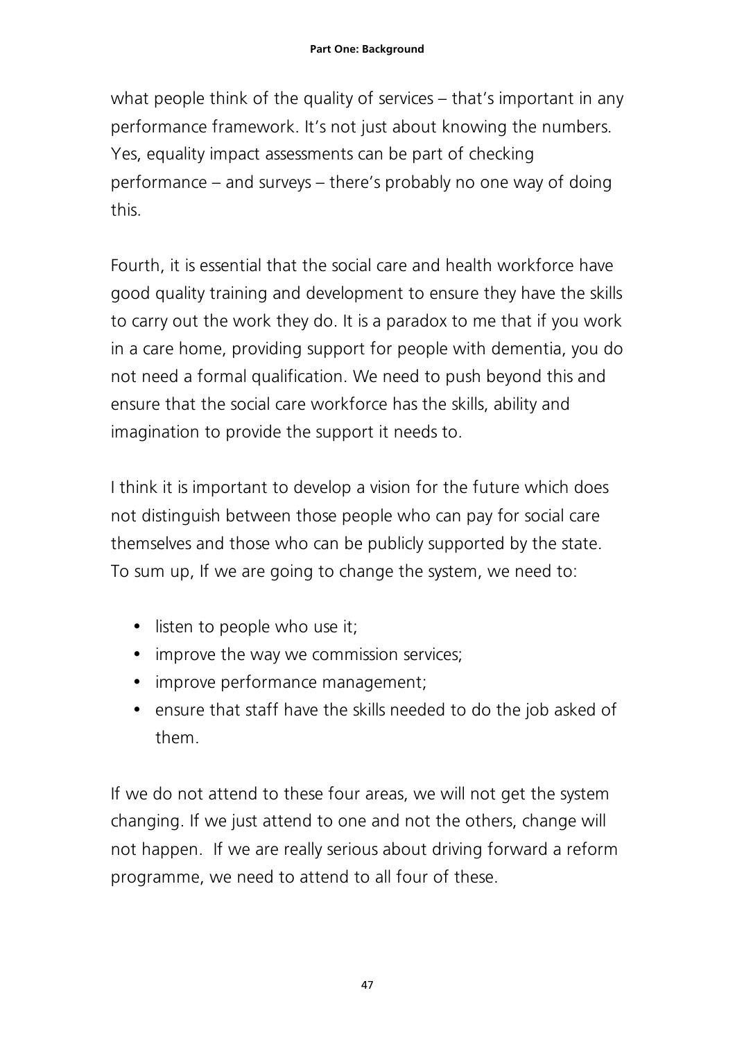what people think of the quality of services – that's important in any performance framework. It's not just about knowing the numbers. Yes, equality impact assessments can be part of checking performance – and surveys – there's probably no one way of doing this.

Fourth, it is essential that the social care and health workforce have good quality training and development to ensure they have the skills to carry out the work they do. It is a paradox to me that if you work in a care home, providing support for people with dementia, you do not need a formal qualification. We need to push beyond this and ensure that the social care workforce has the skills, ability and imagination to provide the support it needs to.

I think it is important to develop a vision for the future which does not distinguish between those people who can pay for social care themselves and those who can be publicly supported by the state. To sum up, If we are going to change the system, we need to:

- listen to people who use it;
- improve the way we commission services;
- improve performance management;
- ensure that staff have the skills needed to do the job asked of them.

If we do not attend to these four areas, we will not get the system changing. If we just attend to one and not the others, change will not happen. If we are really serious about driving forward a reform programme, we need to attend to all four of these.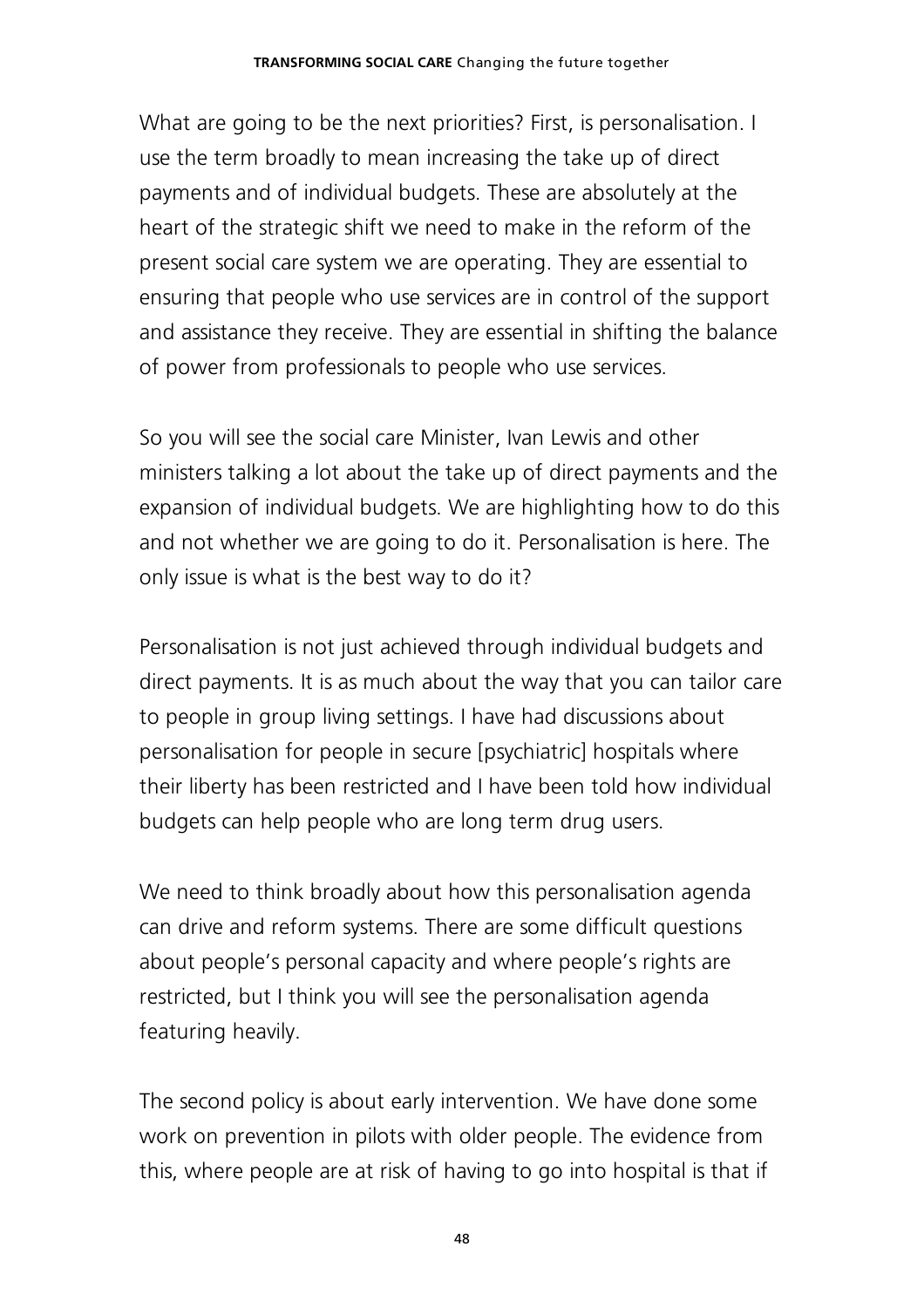What are going to be the next priorities? First, is personalisation. I use the term broadly to mean increasing the take up of direct payments and of individual budgets. These are absolutely at the heart of the strategic shift we need to make in the reform of the present social care system we are operating. They are essential to ensuring that people who use services are in control of the support and assistance they receive. They are essential in shifting the balance of power from professionals to people who use services.

So you will see the social care Minister, Ivan Lewis and other ministers talking a lot about the take up of direct payments and the expansion of individual budgets. We are highlighting how to do this and not whether we are going to do it. Personalisation is here. The only issue is what is the best way to do it?

Personalisation is not just achieved through individual budgets and direct payments. It is as much about the way that you can tailor care to people in group living settings. I have had discussions about personalisation for people in secure [psychiatric] hospitals where their liberty has been restricted and I have been told how individual budgets can help people who are long term drug users.

We need to think broadly about how this personalisation agenda can drive and reform systems. There are some difficult questions about people's personal capacity and where people's rights are restricted, but I think you will see the personalisation agenda featuring heavily.

The second policy is about early intervention. We have done some work on prevention in pilots with older people. The evidence from this, where people are at risk of having to go into hospital is that if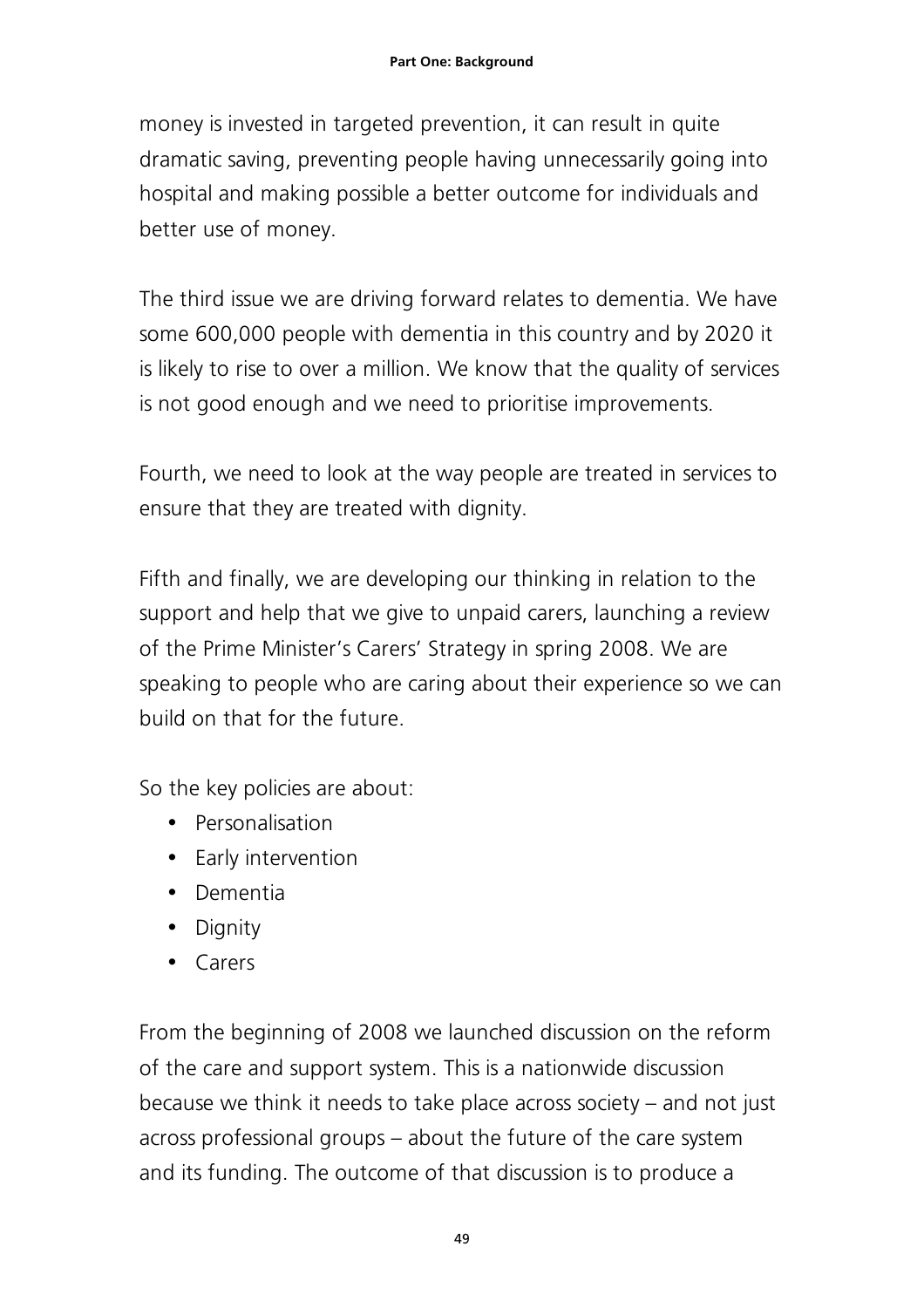money is invested in targeted prevention, it can result in quite dramatic saving, preventing people having unnecessarily going into hospital and making possible a better outcome for individuals and better use of money.

The third issue we are driving forward relates to dementia. We have some 600,000 people with dementia in this country and by 2020 it is likely to rise to over a million. We know that the quality of services is not good enough and we need to prioritise improvements.

Fourth, we need to look at the way people are treated in services to ensure that they are treated with dignity.

Fifth and finally, we are developing our thinking in relation to the support and help that we give to unpaid carers, launching a review of the Prime Minister's Carers' Strategy in spring 2008. We are speaking to people who are caring about their experience so we can build on that for the future.

So the key policies are about:

- Personalisation
- Early intervention
- Dementia
- Dignity
- Carers

From the beginning of 2008 we launched discussion on the reform of the care and support system. This is a nationwide discussion because we think it needs to take place across society – and not just across professional groups – about the future of the care system and its funding. The outcome of that discussion is to produce a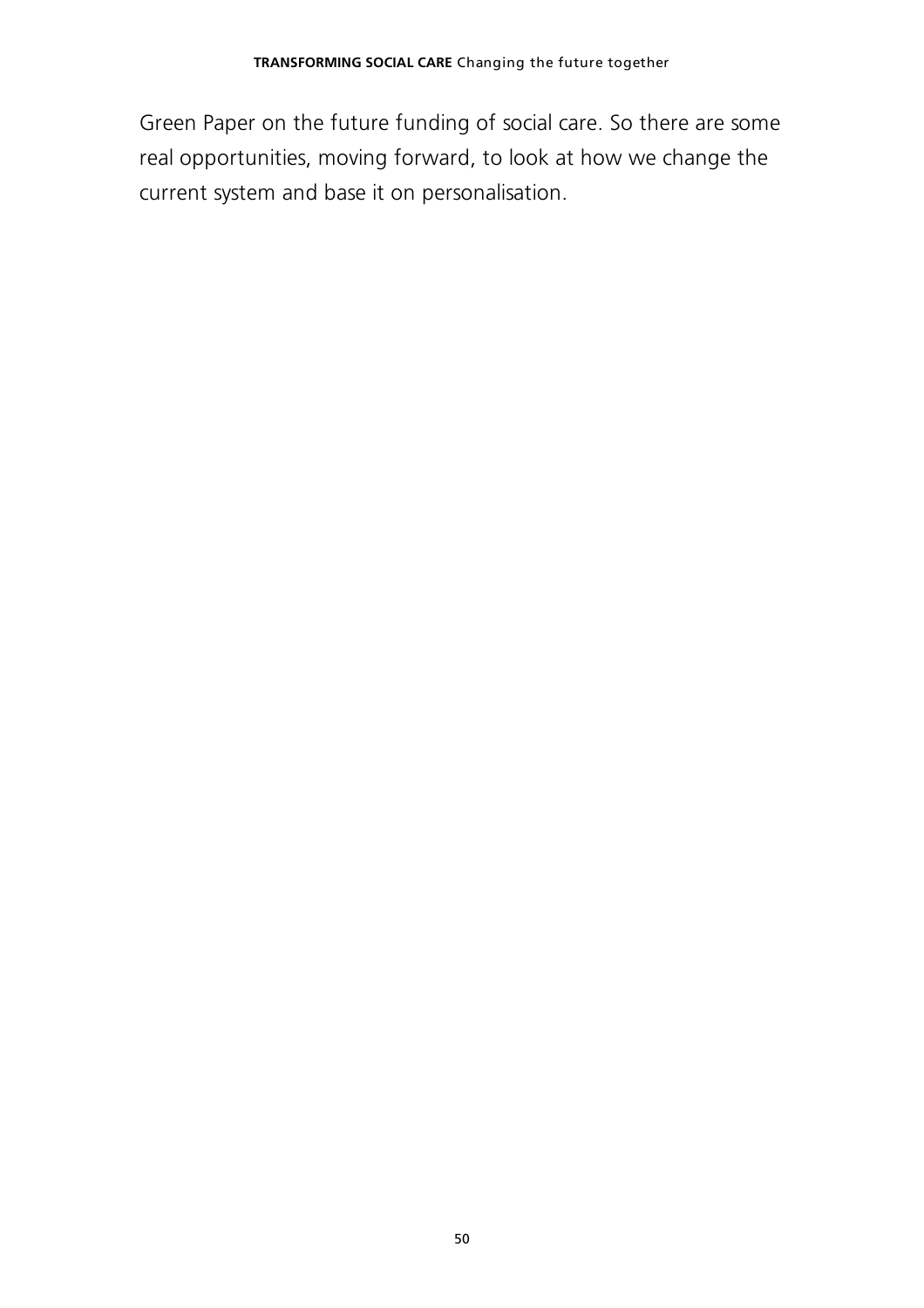Green Paper on the future funding of social care. So there are some real opportunities, moving forward, to look at how we change the current system and base it on personalisation.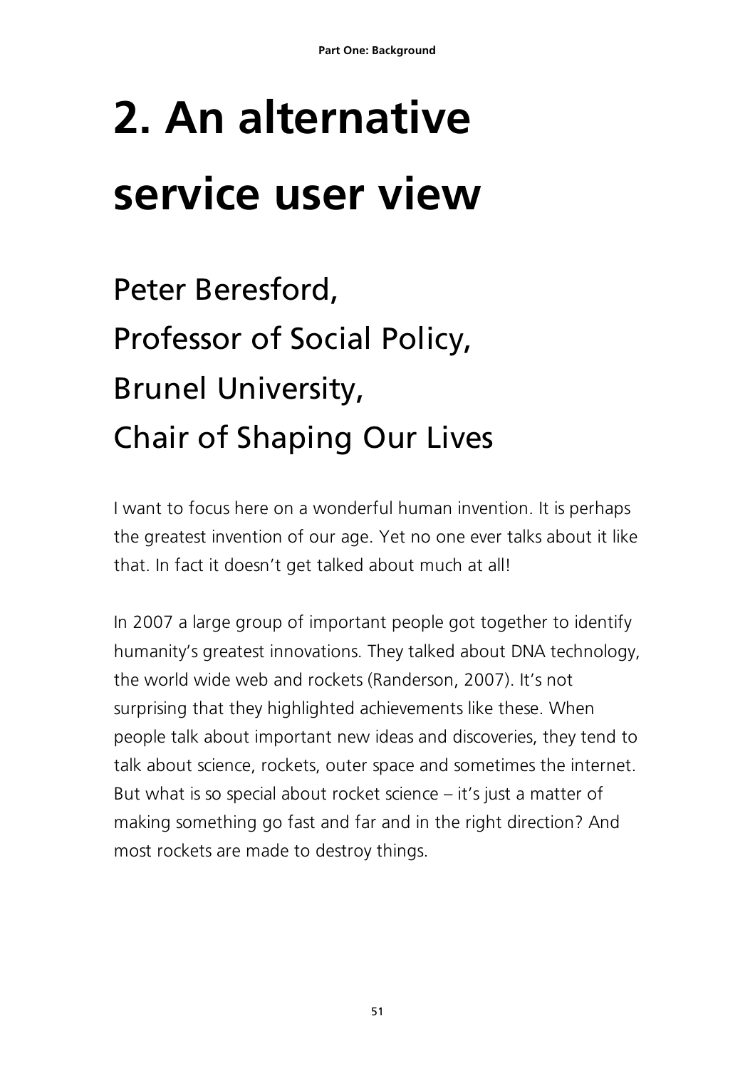# 2. An alternative service user view

## Peter Beresford, Professor of Social Policy, Brunel University, Chair of Shaping Our Lives

I want to focus here on a wonderful human invention. It is perhaps the greatest invention of our age. Yet no one ever talks about it like that. In fact it doesn't get talked about much at all!

In 2007 a large group of important people got together to identify humanity's greatest innovations. They talked about DNA technology, the world wide web and rockets (Randerson, 2007). It's not surprising that they highlighted achievements like these. When people talk about important new ideas and discoveries, they tend to talk about science, rockets, outer space and sometimes the internet. But what is so special about rocket science – it's just a matter of making something go fast and far and in the right direction? And most rockets are made to destroy things.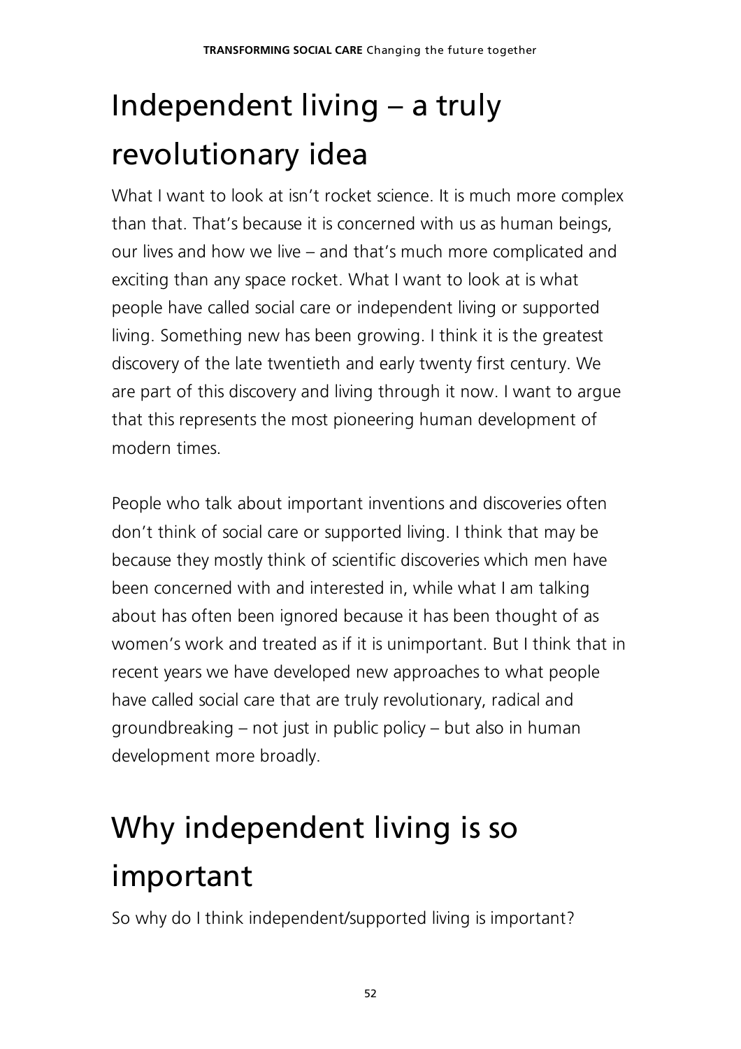# Independent living – a truly revolutionary idea

What I want to look at isn't rocket science. It is much more complex than that. That's because it is concerned with us as human beings, our lives and how we live – and that's much more complicated and exciting than any space rocket. What I want to look at is what people have called social care or independent living or supported living. Something new has been growing. I think it is the greatest discovery of the late twentieth and early twenty first century. We are part of this discovery and living through it now. I want to argue that this represents the most pioneering human development of modern times.

People who talk about important inventions and discoveries often don't think of social care or supported living. I think that may be because they mostly think of scientific discoveries which men have been concerned with and interested in, while what I am talking about has often been ignored because it has been thought of as women's work and treated as if it is unimportant. But I think that in recent years we have developed new approaches to what people have called social care that are truly revolutionary, radical and groundbreaking – not just in public policy – but also in human development more broadly.

# Why independent living is so important

So why do I think independent/supported living is important?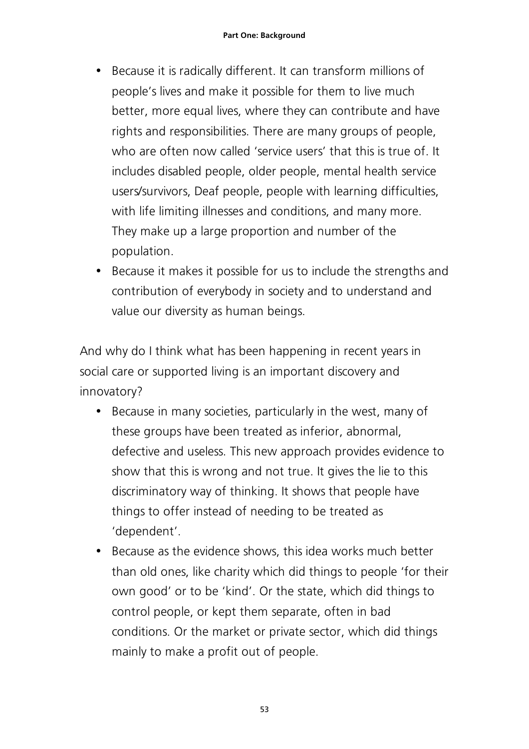- Because it is radically different. It can transform millions of people's lives and make it possible for them to live much better, more equal lives, where they can contribute and have rights and responsibilities. There are many groups of people, who are often now called 'service users' that this is true of. It includes disabled people, older people, mental health service users/survivors, Deaf people, people with learning difficulties, with life limiting illnesses and conditions, and many more. They make up a large proportion and number of the population.
- Because it makes it possible for us to include the strengths and contribution of everybody in society and to understand and value our diversity as human beings.

And why do I think what has been happening in recent years in social care or supported living is an important discovery and innovatory?

- Because in many societies, particularly in the west, many of these groups have been treated as inferior, abnormal, defective and useless. This new approach provides evidence to show that this is wrong and not true. It gives the lie to this discriminatory way of thinking. It shows that people have things to offer instead of needing to be treated as 'dependent'.
- Because as the evidence shows, this idea works much better than old ones, like charity which did things to people 'for their own good' or to be 'kind'. Or the state, which did things to control people, or kept them separate, often in bad conditions. Or the market or private sector, which did things mainly to make a profit out of people.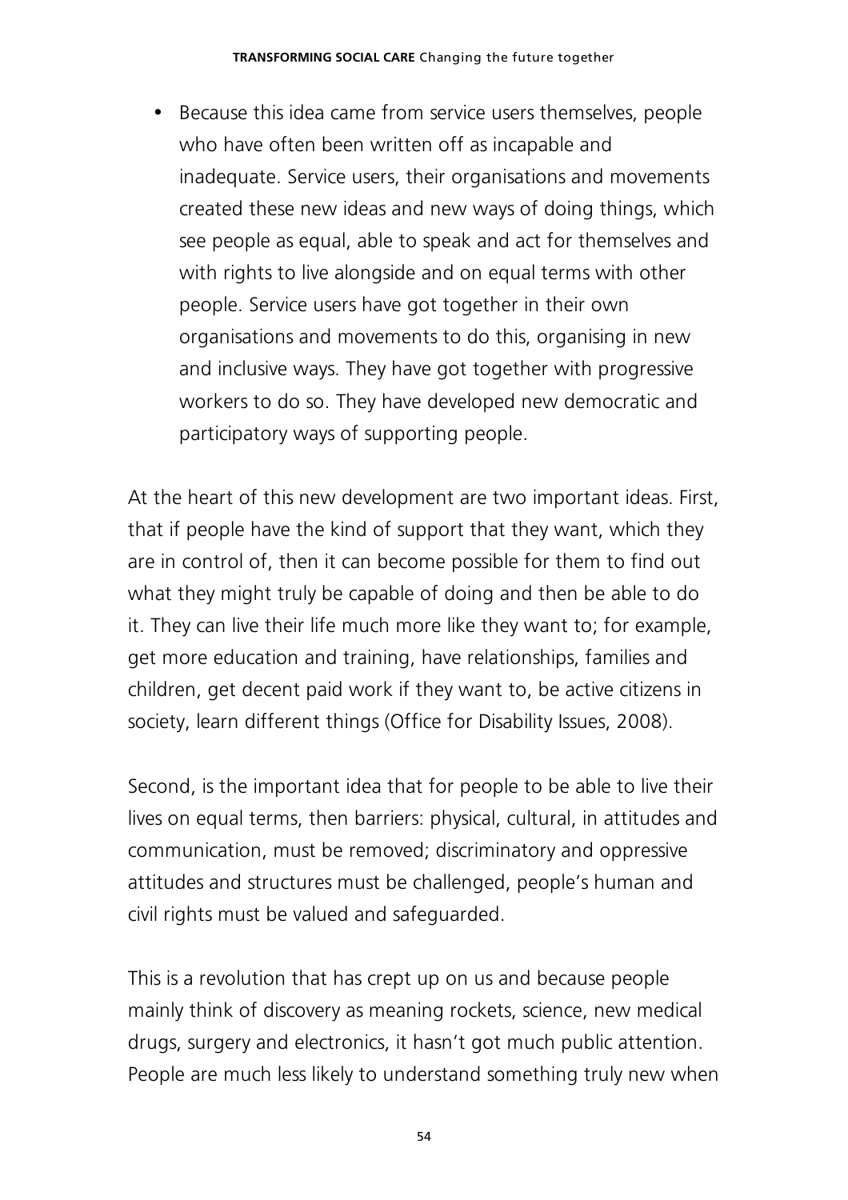- Because this idea came from service users themselves, people who have often been written off as incapable and inadequate. Service users, their organisations and movements created these new ideas and new ways of doing things, which see people as equal, able to speak and act for themselves and with rights to live alongside and on equal terms with other people. Service users have got together in their own organisations and movements to do this, organising in new and inclusive ways. They have got together with progressive workers to do so. They have developed new democratic and participatory ways of supporting people.

At the heart of this new development are two important ideas. First, that if people have the kind of support that they want, which they are in control of, then it can become possible for them to find out what they might truly be capable of doing and then be able to do it. They can live their life much more like they want to; for example, get more education and training, have relationships, families and children, get decent paid work if they want to, be active citizens in society, learn different things (Office for Disability Issues, 2008).

Second, is the important idea that for people to be able to live their lives on equal terms, then barriers: physical, cultural, in attitudes and communication, must be removed; discriminatory and oppressive attitudes and structures must be challenged, people's human and civil rights must be valued and safeguarded.

This is a revolution that has crept up on us and because people mainly think of discovery as meaning rockets, science, new medical drugs, surgery and electronics, it hasn't got much public attention. People are much less likely to understand something truly new when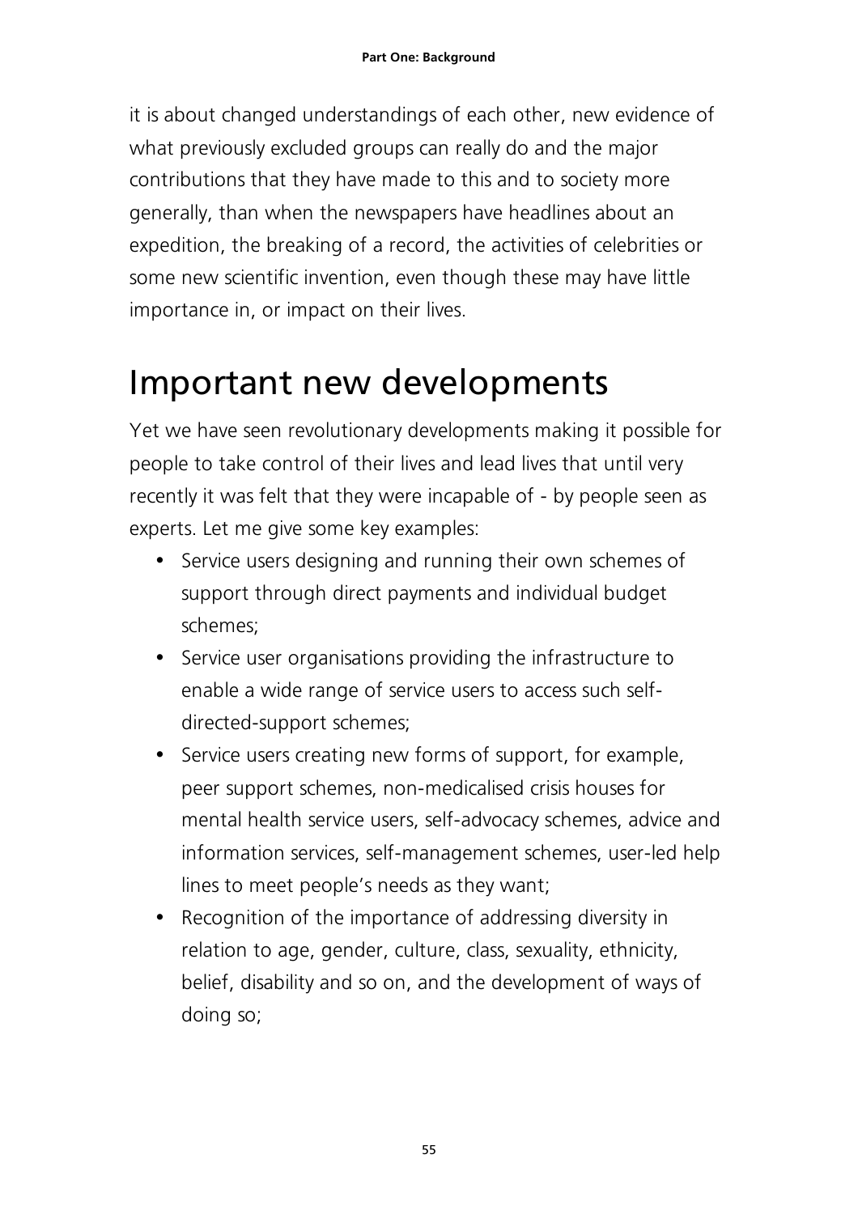it is about changed understandings of each other, new evidence of what previously excluded groups can really do and the major contributions that they have made to this and to society more generally, than when the newspapers have headlines about an expedition, the breaking of a record, the activities of celebrities or some new scientific invention, even though these may have little importance in, or impact on their lives.

# Important new developments

Yet we have seen revolutionary developments making it possible for people to take control of their lives and lead lives that until very recently it was felt that they were incapable of - by people seen as experts. Let me give some key examples:

- Service users designing and running their own schemes of support through direct payments and individual budget schemes;
- Service user organisations providing the infrastructure to enable a wide range of service users to access such self-directed-support schemes;
- Service users creating new forms of support, for example, peer support schemes, non-medicalised crisis houses for mental health service users, self-advocacy schemes, advice and information services, self-management schemes, user-led help lines to meet people's needs as they want;
- Recognition of the importance of addressing diversity in relation to age, gender, culture, class, sexuality, ethnicity, belief, disability and so on, and the development of ways of doing so;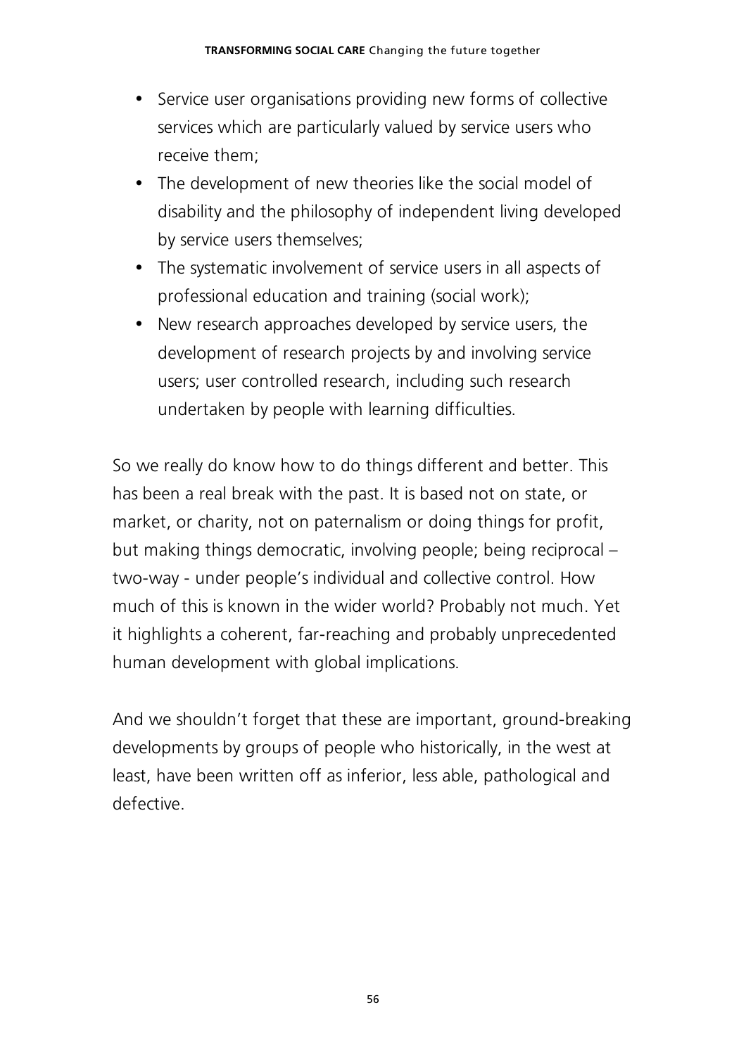- Service user organisations providing new forms of collective services which are particularly valued by service users who receive them;
- The development of new theories like the social model of disability and the philosophy of independent living developed by service users themselves;
- The systematic involvement of service users in all aspects of professional education and training (social work);
- New research approaches developed by service users, the development of research projects by and involving service users; user controlled research, including such research undertaken by people with learning difficulties.

So we really do know how to do things different and better. This has been a real break with the past. It is based not on state, or market, or charity, not on paternalism or doing things for profit, but making things democratic, involving people; being reciprocal – two-way - under people's individual and collective control. How much of this is known in the wider world? Probably not much. Yet it highlights a coherent, far-reaching and probably unprecedented human development with global implications.

And we shouldn't forget that these are important, ground-breaking developments by groups of people who historically, in the west at least, have been written off as inferior, less able, pathological and defective.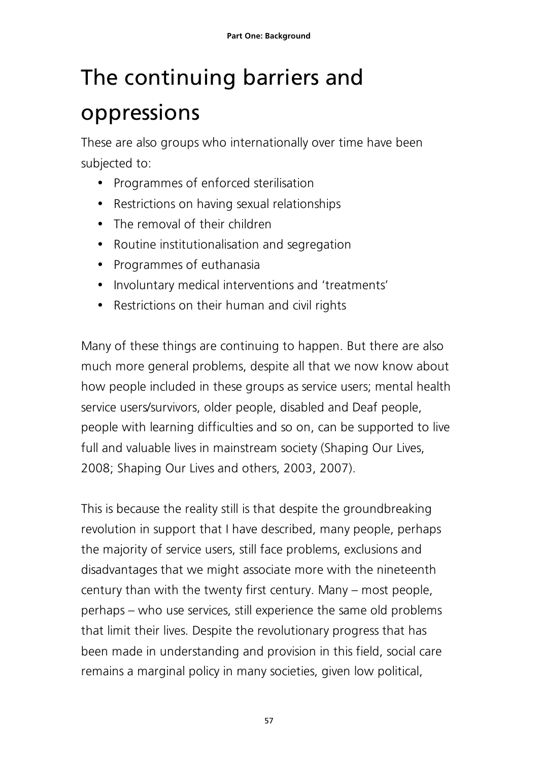# The continuing barriers and oppressions

These are also groups who internationally over time have been subjected to:

- Programmes of enforced sterilisation
- Restrictions on having sexual relationships
- The removal of their children
- Routine institutionalisation and segregation
- Programmes of euthanasia
- Involuntary medical interventions and 'treatments'
- Restrictions on their human and civil rights

Many of these things are continuing to happen. But there are also much more general problems, despite all that we now know about how people included in these groups as service users; mental health service users/survivors, older people, disabled and Deaf people, people with learning difficulties and so on, can be supported to live full and valuable lives in mainstream society (Shaping Our Lives, 2008; Shaping Our Lives and others, 2003, 2007).

This is because the reality still is that despite the groundbreaking revolution in support that I have described, many people, perhaps the majority of service users, still face problems, exclusions and disadvantages that we might associate more with the nineteenth century than with the twenty first century. Many – most people, perhaps – who use services, still experience the same old problems that limit their lives. Despite the revolutionary progress that has been made in understanding and provision in this field, social care remains a marginal policy in many societies, given low political,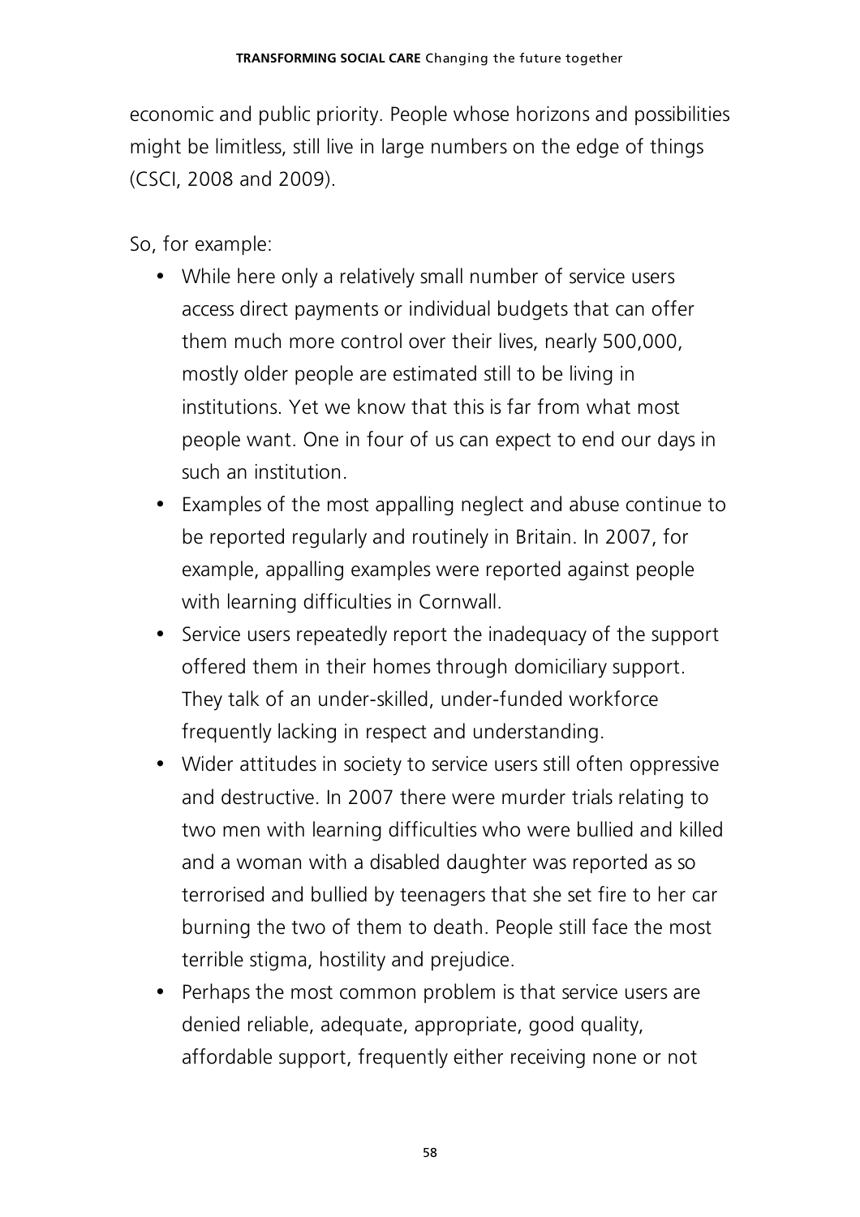economic and public priority. People whose horizons and possibilities might be limitless, still live in large numbers on the edge of things (CSCI, 2008 and 2009).

So, for example:

- While here only a relatively small number of service users access direct payments or individual budgets that can offer them much more control over their lives, nearly 500,000, mostly older people are estimated still to be living in institutions. Yet we know that this is far from what most people want. One in four of us can expect to end our days in such an institution.
- Examples of the most appalling neglect and abuse continue to be reported regularly and routinely in Britain. In 2007, for example, appalling examples were reported against people with learning difficulties in Cornwall.
- Service users repeatedly report the inadequacy of the support offered them in their homes through domiciliary support. They talk of an under-skilled, under-funded workforce frequently lacking in respect and understanding.
- Wider attitudes in society to service users still often oppressive and destructive. In 2007 there were murder trials relating to two men with learning difficulties who were bullied and killed and a woman with a disabled daughter was reported as so terrorised and bullied by teenagers that she set fire to her car burning the two of them to death. People still face the most terrible stigma, hostility and prejudice.
- Perhaps the most common problem is that service users are denied reliable, adequate, appropriate, good quality, affordable support, frequently either receiving none or not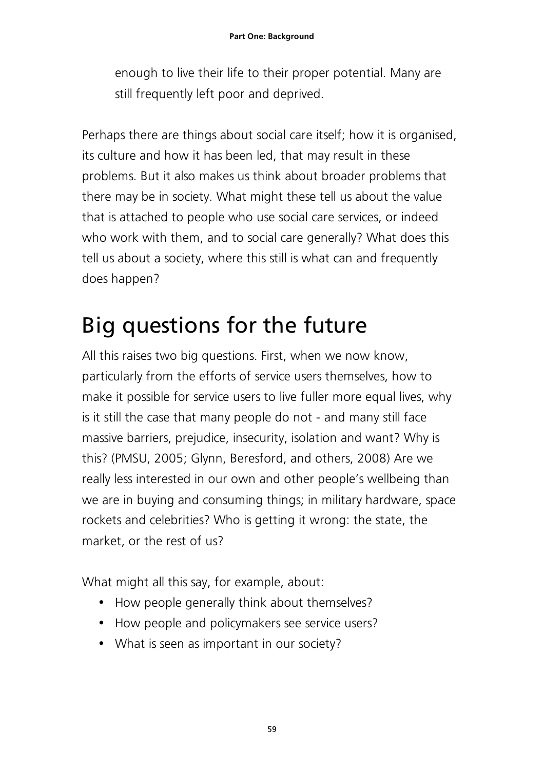enough to live their life to their proper potential. Many are still frequently left poor and deprived.

Perhaps there are things about social care itself; how it is organised, its culture and how it has been led, that may result in these problems. But it also makes us think about broader problems that there may be in society. What might these tell us about the value that is attached to people who use social care services, or indeed who work with them, and to social care generally? What does this tell us about a society, where this still is what can and frequently does happen?

## Big questions for the future

All this raises two big questions. First, when we now know, particularly from the efforts of service users themselves, how to make it possible for service users to live fuller more equal lives, why is it still the case that many people do not - and many still face massive barriers, prejudice, insecurity, isolation and want? Why is this? (PMSU, 2005; Glynn, Beresford, and others, 2008) Are we really less interested in our own and other people's wellbeing than we are in buying and consuming things; in military hardware, space rockets and celebrities? Who is getting it wrong: the state, the market, or the rest of us?

What might all this say, for example, about:

- How people generally think about themselves?
- How people and policymakers see service users?
- What is seen as important in our society?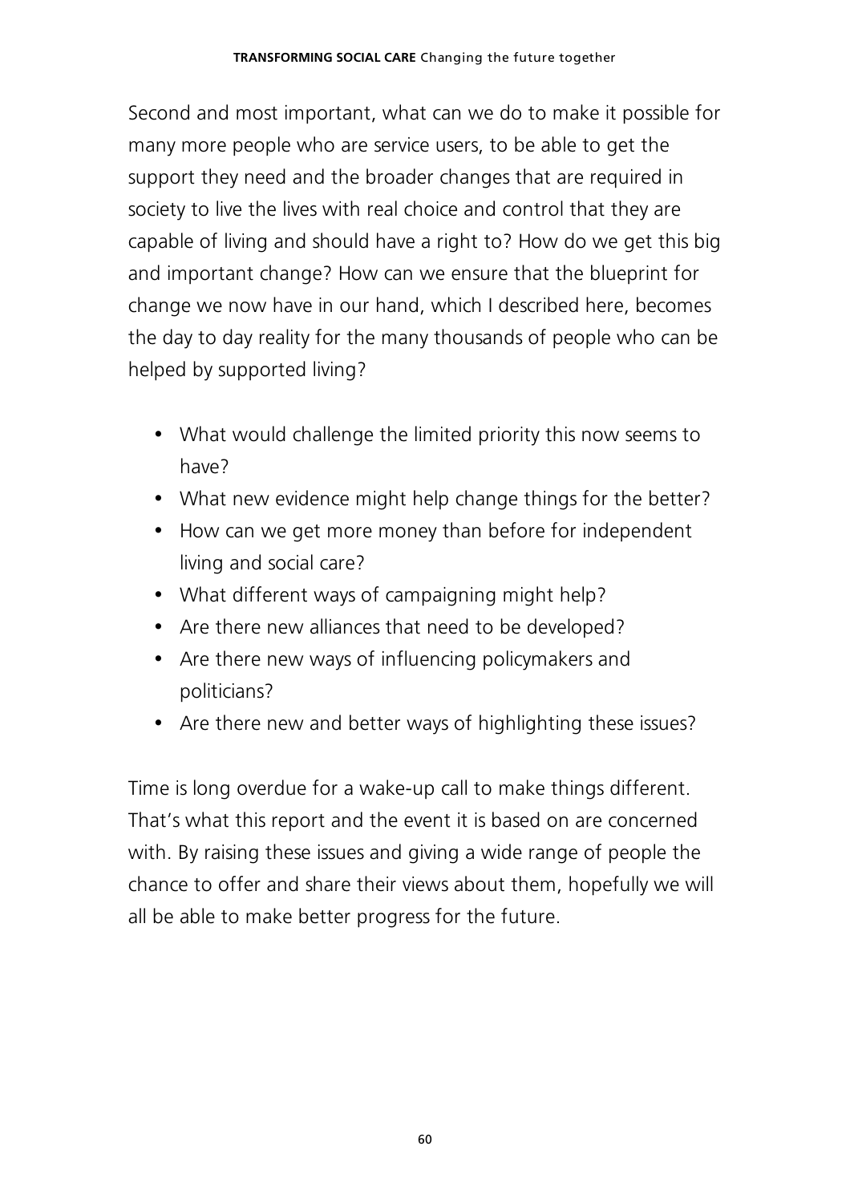Second and most important, what can we do to make it possible for many more people who are service users, to be able to get the support they need and the broader changes that are required in society to live the lives with real choice and control that they are capable of living and should have a right to? How do we get this big and important change? How can we ensure that the blueprint for change we now have in our hand, which I described here, becomes the day to day reality for the many thousands of people who can be helped by supported living?

- What would challenge the limited priority this now seems to have?
- What new evidence might help change things for the better?
- How can we get more money than before for independent living and social care?
- What different ways of campaigning might help?
- Are there new alliances that need to be developed?
- Are there new ways of influencing policymakers and politicians?
- Are there new and better ways of highlighting these issues?

Time is long overdue for a wake-up call to make things different. That's what this report and the event it is based on are concerned with. By raising these issues and giving a wide range of people the chance to offer and share their views about them, hopefully we will all be able to make better progress for the future.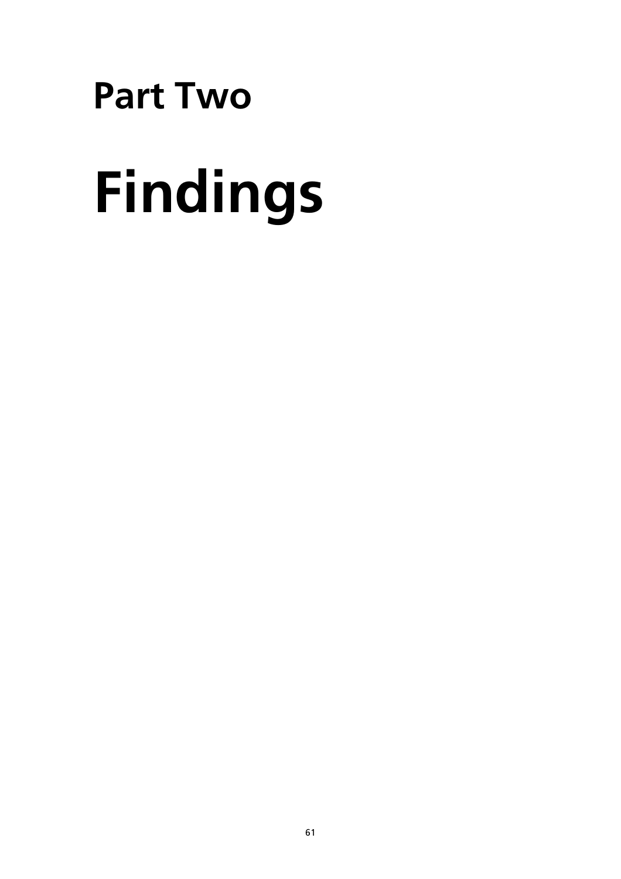# Part Two

# Findings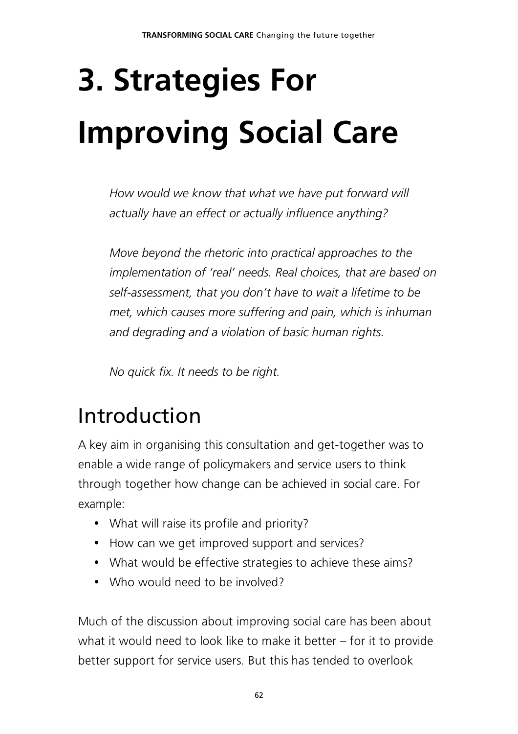# 3. Strategies For Improving Social Care

*How would we know that what we have put forward will actually have an effect or actually influence anything?*

*Move beyond the rhetoric into practical approaches to the implementation of 'real' needs. Real choices, that are based on self-assessment, that you don't have to wait a lifetime to be met, which causes more suffering and pain, which is inhuman and degrading and a violation of basic human rights.*

*No quick fix. It needs to be right.*

## Introduction

A key aim in organising this consultation and get-together was to enable a wide range of policymakers and service users to think through together how change can be achieved in social care. For example:

- What will raise its profile and priority?
- How can we get improved support and services?
- What would be effective strategies to achieve these aims?
- Who would need to be involved?

Much of the discussion about improving social care has been about what it would need to look like to make it better – for it to provide better support for service users. But this has tended to overlook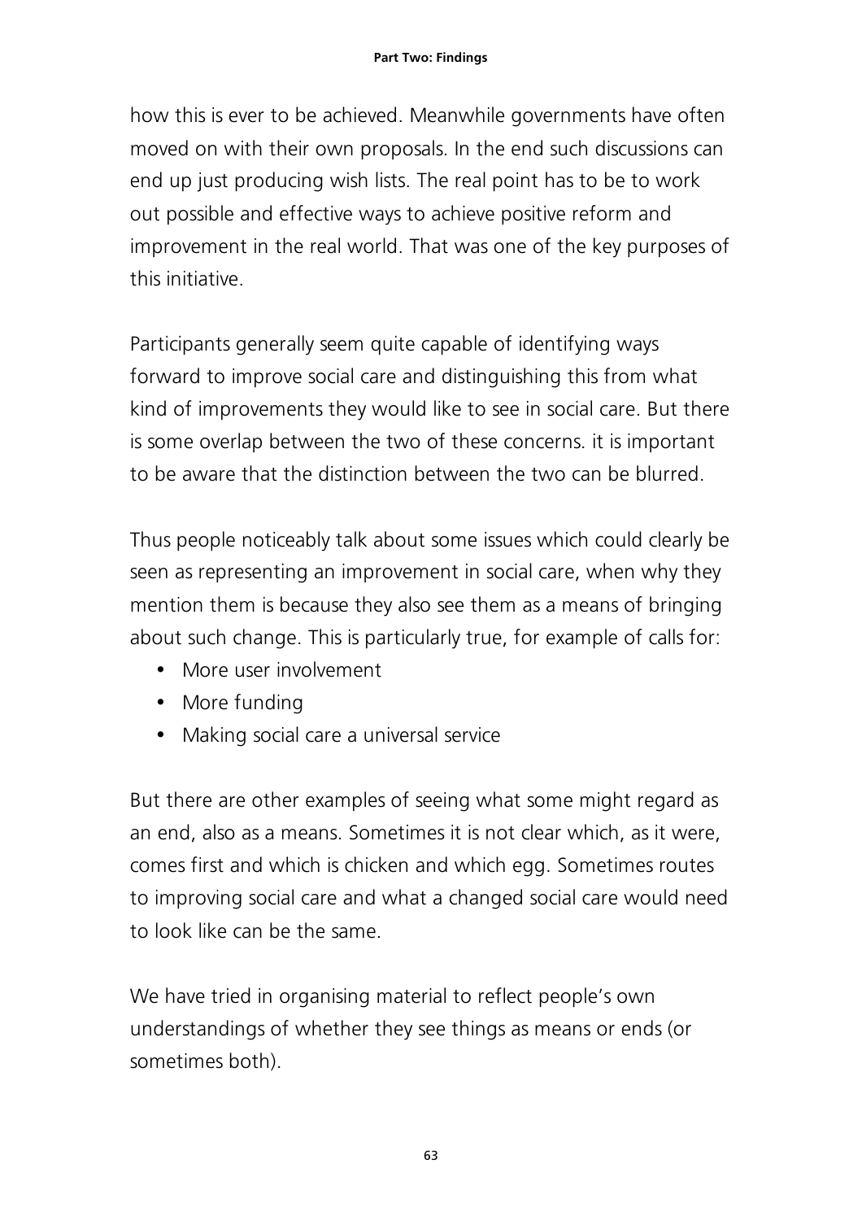how this is ever to be achieved. Meanwhile governments have often moved on with their own proposals. In the end such discussions can end up just producing wish lists. The real point has to be to work out possible and effective ways to achieve positive reform and improvement in the real world. That was one of the key purposes of this initiative.

Participants generally seem quite capable of identifying ways forward to improve social care and distinguishing this from what kind of improvements they would like to see in social care. But there is some overlap between the two of these concerns. it is important to be aware that the distinction between the two can be blurred.

Thus people noticeably talk about some issues which could clearly be seen as representing an improvement in social care, when why they mention them is because they also see them as a means of bringing about such change. This is particularly true, for example of calls for:

- More user involvement
- More funding
- Making social care a universal service

But there are other examples of seeing what some might regard as an end, also as a means. Sometimes it is not clear which, as it were, comes first and which is chicken and which egg. Sometimes routes to improving social care and what a changed social care would need to look like can be the same.

We have tried in organising material to reflect people's own understandings of whether they see things as means or ends (or sometimes both).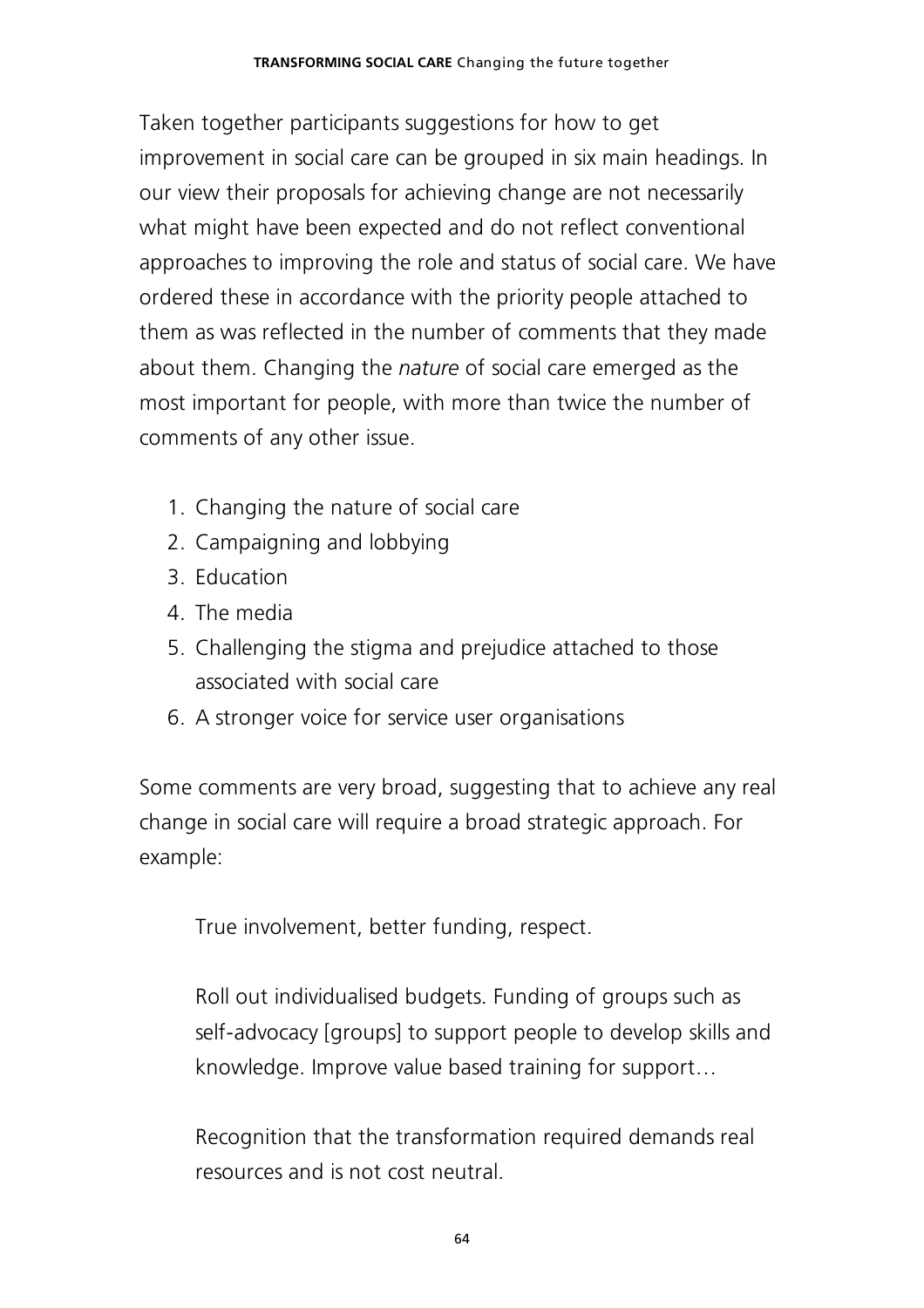Taken together participants suggestions for how to get improvement in social care can be grouped in six main headings. In our view their proposals for achieving change are not necessarily what might have been expected and do not reflect conventional approaches to improving the role and status of social care. We have ordered these in accordance with the priority people attached to them as was reflected in the number of comments that they made about them. Changing the *nature* of social care emerged as the most important for people, with more than twice the number of comments of any other issue.

1. Changing the nature of social care
2. Campaigning and lobbying
3. Education
4. The media
5. Challenging the stigma and prejudice attached to those associated with social care
6. A stronger voice for service user organisations

Some comments are very broad, suggesting that to achieve any real change in social care will require a broad strategic approach. For example:

> True involvement, better funding, respect.

> Roll out individualised budgets. Funding of groups such as self-advocacy [groups] to support people to develop skills and knowledge. Improve value based training for support…

> Recognition that the transformation required demands real resources and is not cost neutral.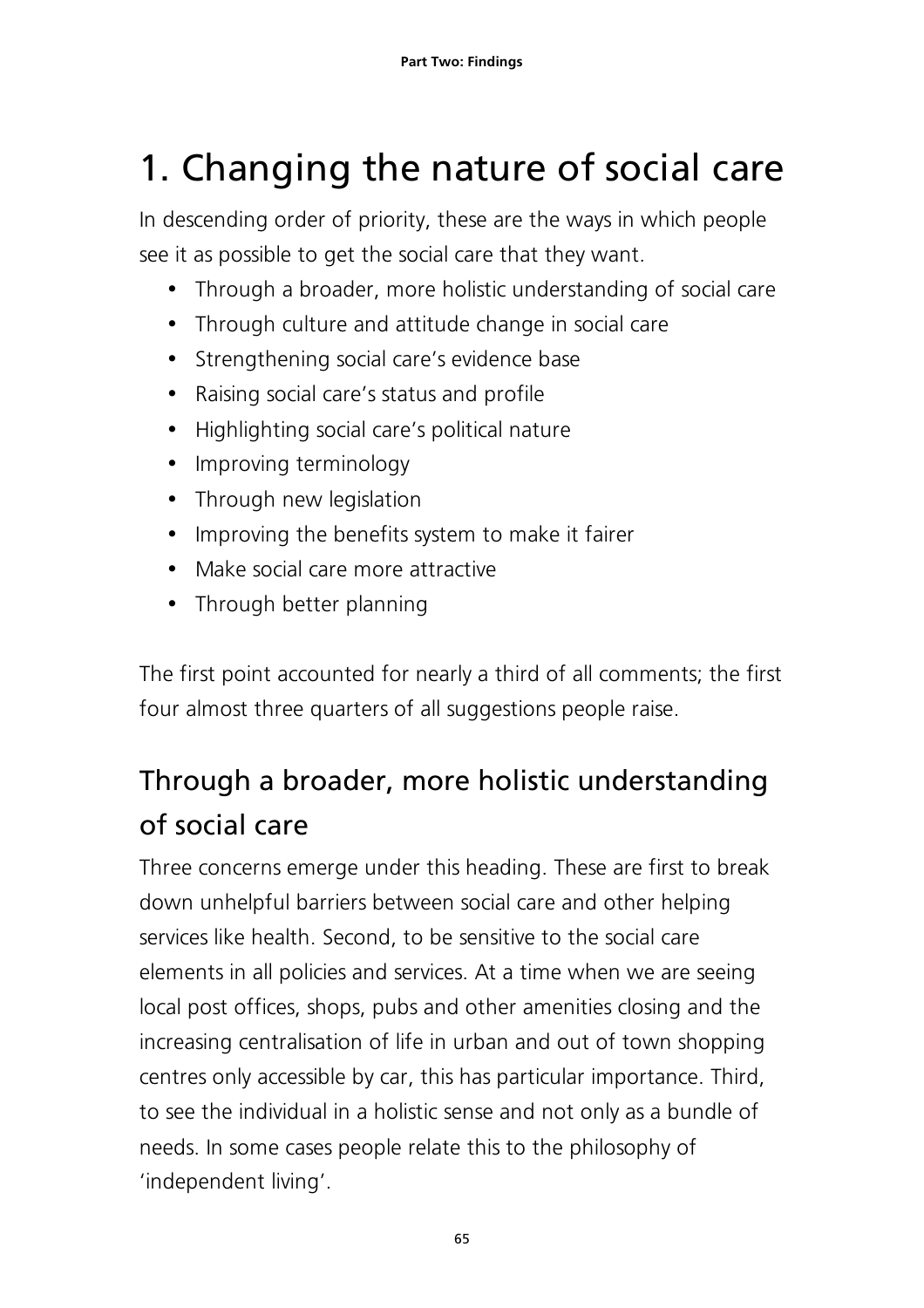# 1. Changing the nature of social care

In descending order of priority, these are the ways in which people see it as possible to get the social care that they want.

- Through a broader, more holistic understanding of social care
- Through culture and attitude change in social care
- Strengthening social care's evidence base
- Raising social care's status and profile
- Highlighting social care's political nature
- Improving terminology
- Through new legislation
- Improving the benefits system to make it fairer
- Make social care more attractive
- Through better planning

The first point accounted for nearly a third of all comments; the first four almost three quarters of all suggestions people raise.

## Through a broader, more holistic understanding of social care

Three concerns emerge under this heading. These are first to break down unhelpful barriers between social care and other helping services like health. Second, to be sensitive to the social care elements in all policies and services. At a time when we are seeing local post offices, shops, pubs and other amenities closing and the increasing centralisation of life in urban and out of town shopping centres only accessible by car, this has particular importance. Third, to see the individual in a holistic sense and not only as a bundle of needs. In some cases people relate this to the philosophy of 'independent living'.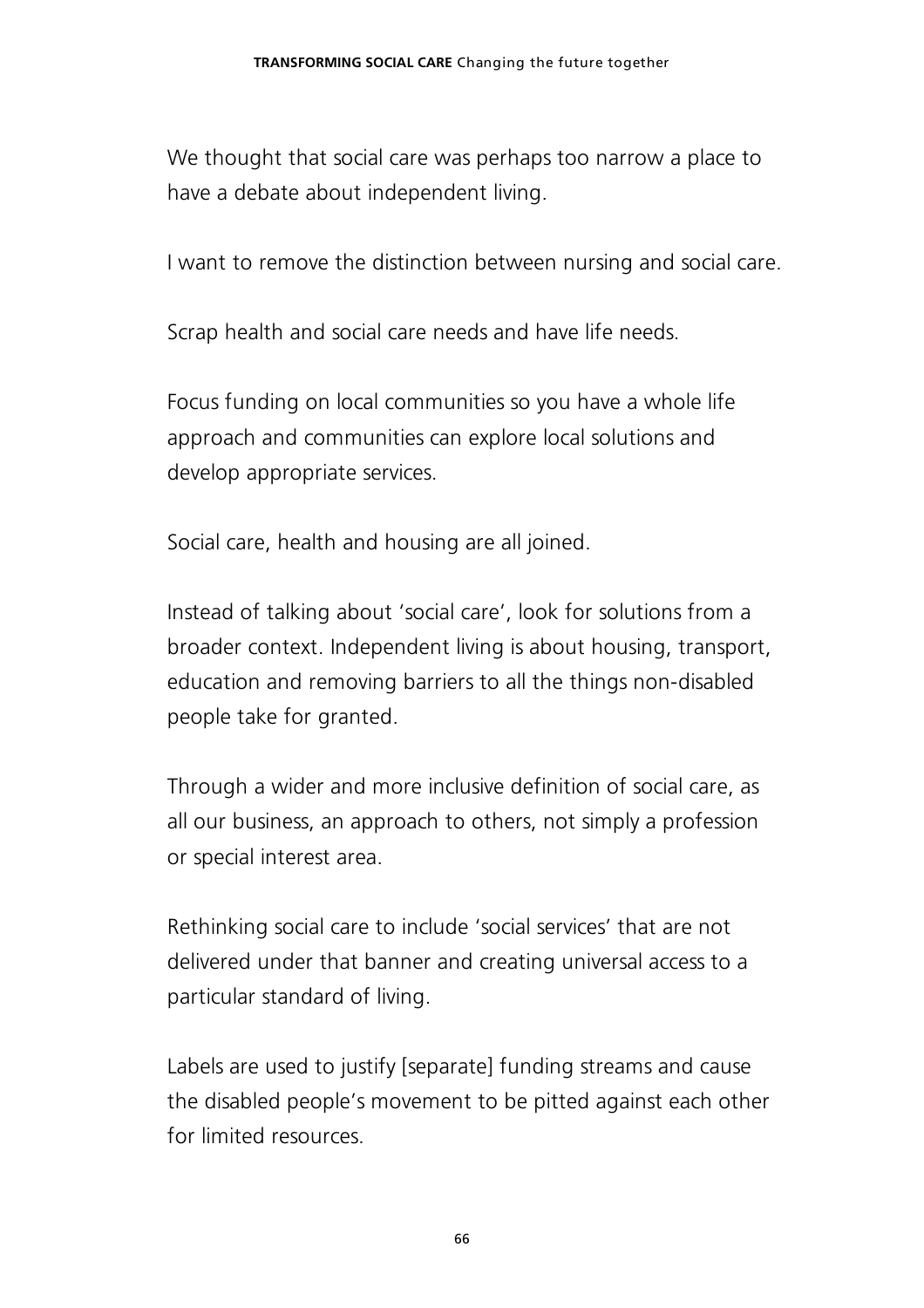We thought that social care was perhaps too narrow a place to have a debate about independent living.

I want to remove the distinction between nursing and social care.

Scrap health and social care needs and have life needs.

Focus funding on local communities so you have a whole life approach and communities can explore local solutions and develop appropriate services.

Social care, health and housing are all joined.

Instead of talking about 'social care', look for solutions from a broader context. Independent living is about housing, transport, education and removing barriers to all the things non-disabled people take for granted.

Through a wider and more inclusive definition of social care, as all our business, an approach to others, not simply a profession or special interest area.

Rethinking social care to include 'social services' that are not delivered under that banner and creating universal access to a particular standard of living.

Labels are used to justify [separate] funding streams and cause the disabled people's movement to be pitted against each other for limited resources.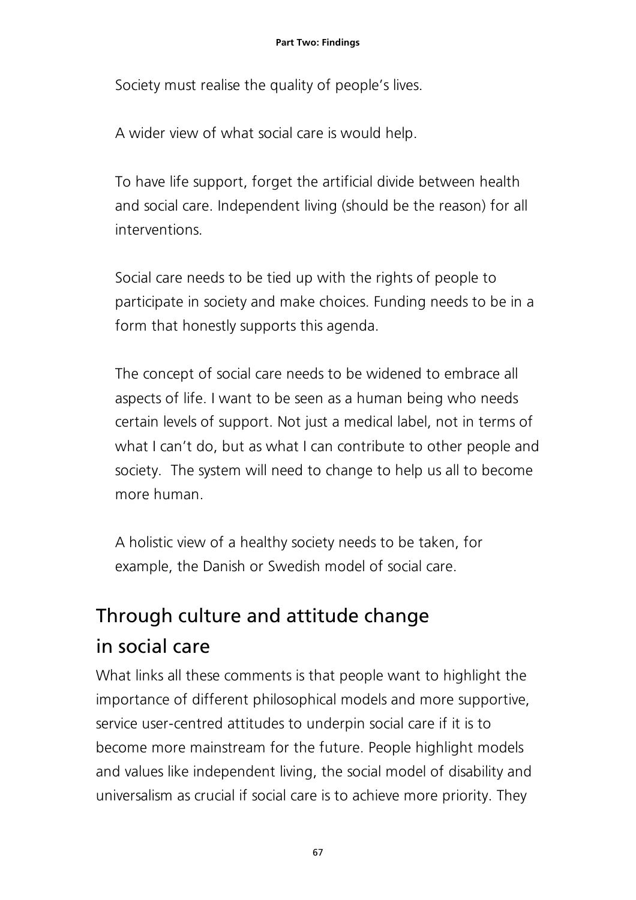Society must realise the quality of people's lives.

A wider view of what social care is would help.

To have life support, forget the artificial divide between health and social care. Independent living (should be the reason) for all interventions.

Social care needs to be tied up with the rights of people to participate in society and make choices. Funding needs to be in a form that honestly supports this agenda.

The concept of social care needs to be widened to embrace all aspects of life. I want to be seen as a human being who needs certain levels of support. Not just a medical label, not in terms of what I can't do, but as what I can contribute to other people and society. The system will need to change to help us all to become more human.

A holistic view of a healthy society needs to be taken, for example, the Danish or Swedish model of social care.

## Through culture and attitude change in social care

What links all these comments is that people want to highlight the importance of different philosophical models and more supportive, service user-centred attitudes to underpin social care if it is to become more mainstream for the future. People highlight models and values like independent living, the social model of disability and universalism as crucial if social care is to achieve more priority. They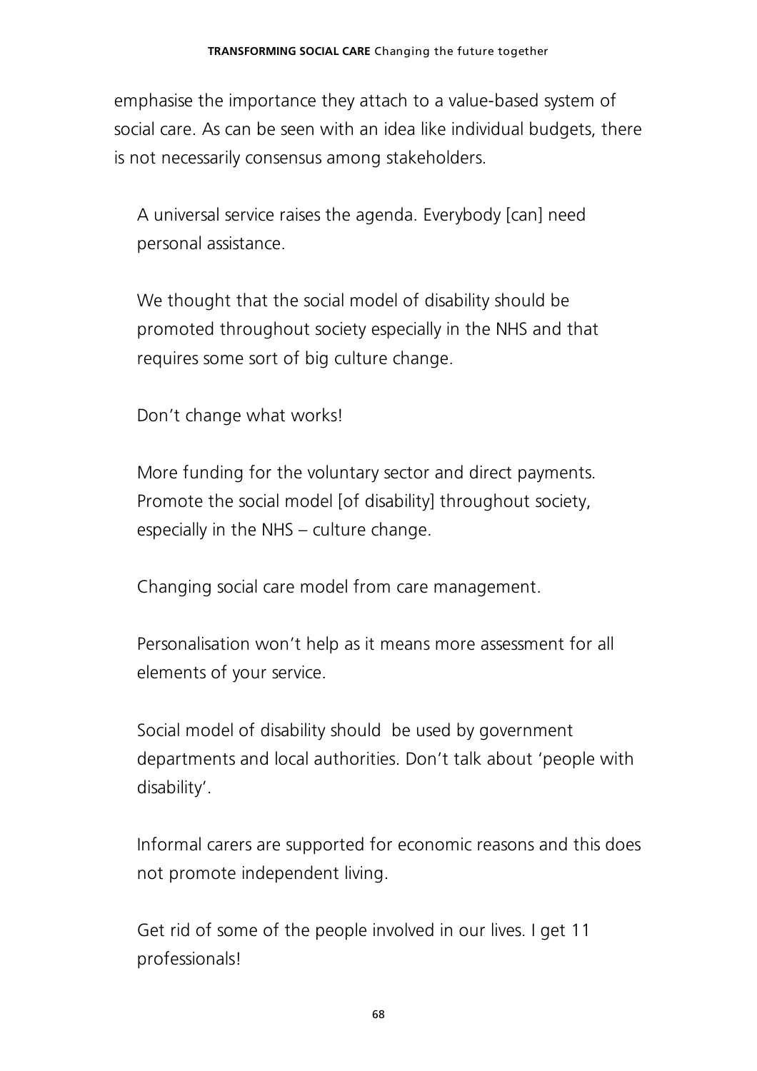emphasise the importance they attach to a value-based system of social care. As can be seen with an idea like individual budgets, there is not necessarily consensus among stakeholders.

> A universal service raises the agenda. Everybody [can] need personal assistance.
>
> We thought that the social model of disability should be promoted throughout society especially in the NHS and that requires some sort of big culture change.
>
> Don't change what works!
>
> More funding for the voluntary sector and direct payments. Promote the social model [of disability] throughout society, especially in the NHS – culture change.
>
> Changing social care model from care management.
>
> Personalisation won't help as it means more assessment for all elements of your service.
>
> Social model of disability should be used by government departments and local authorities. Don't talk about 'people with disability'.
>
> Informal carers are supported for economic reasons and this does not promote independent living.
>
> Get rid of some of the people involved in our lives. I get 11 professionals!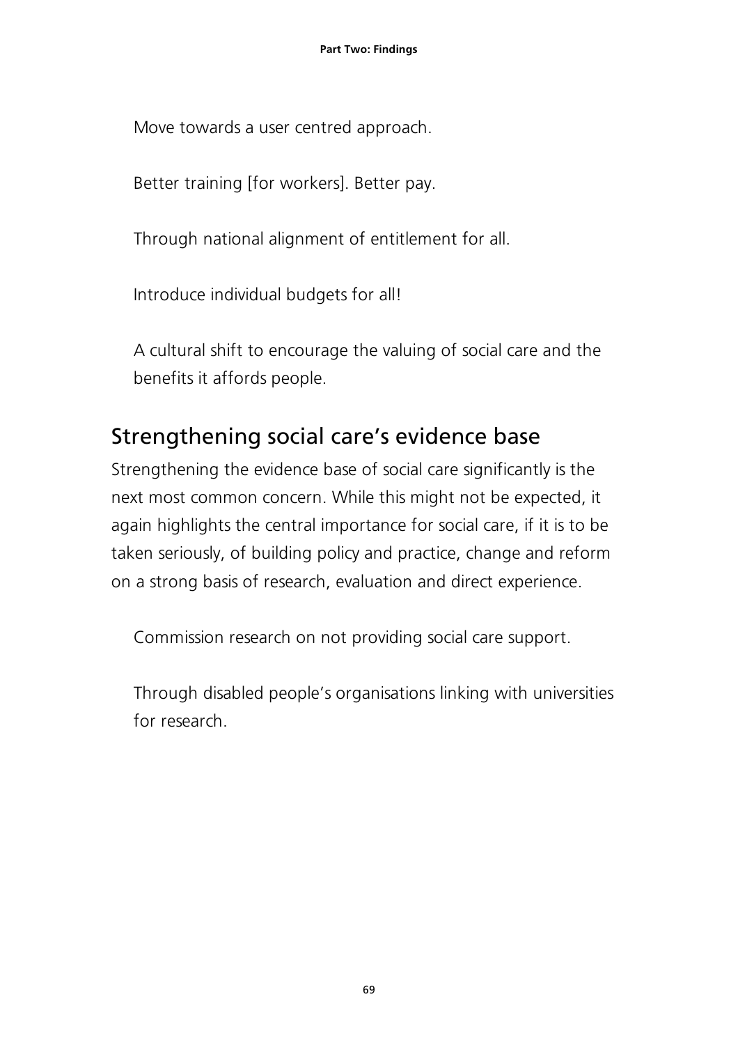Move towards a user centred approach.

Better training [for workers]. Better pay.

Through national alignment of entitlement for all.

Introduce individual budgets for all!

A cultural shift to encourage the valuing of social care and the benefits it affords people.

## Strengthening social care's evidence base

Strengthening the evidence base of social care significantly is the next most common concern. While this might not be expected, it again highlights the central importance for social care, if it is to be taken seriously, of building policy and practice, change and reform on a strong basis of research, evaluation and direct experience.

Commission research on not providing social care support.

Through disabled people's organisations linking with universities for research.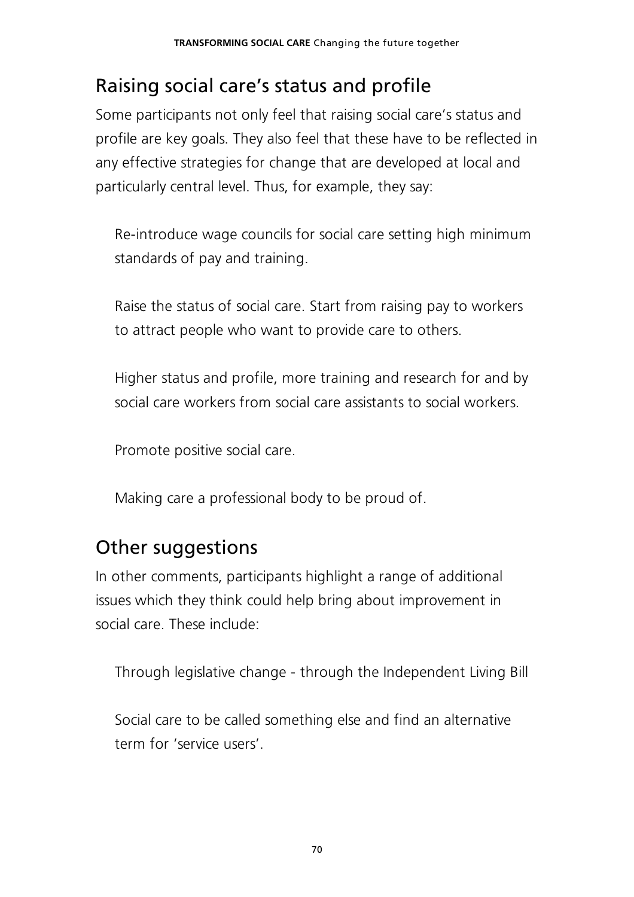## Raising social care's status and profile

Some participants not only feel that raising social care's status and profile are key goals. They also feel that these have to be reflected in any effective strategies for change that are developed at local and particularly central level. Thus, for example, they say:

> Re-introduce wage councils for social care setting high minimum standards of pay and training.

> Raise the status of social care. Start from raising pay to workers to attract people who want to provide care to others.

> Higher status and profile, more training and research for and by social care workers from social care assistants to social workers.

> Promote positive social care.

> Making care a professional body to be proud of.

## Other suggestions

In other comments, participants highlight a range of additional issues which they think could help bring about improvement in social care. These include:

> Through legislative change - through the Independent Living Bill

> Social care to be called something else and find an alternative term for 'service users'.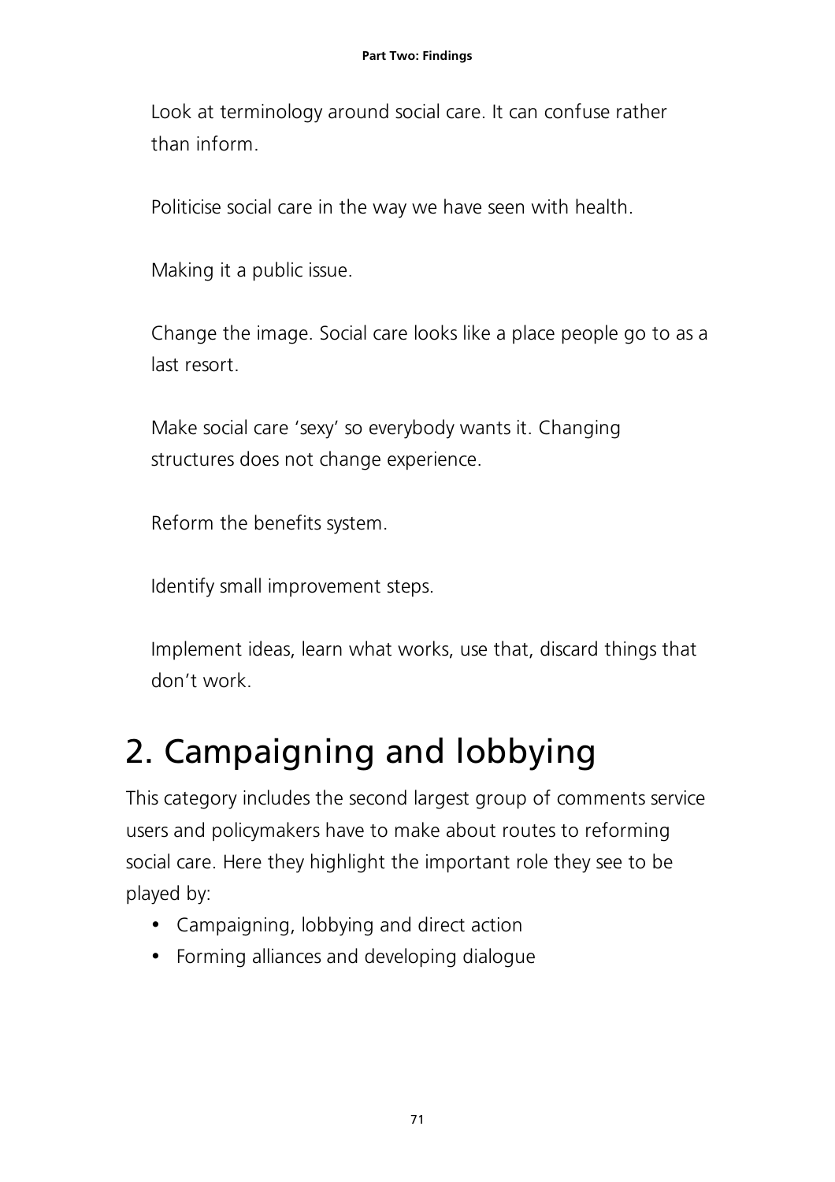Look at terminology around social care. It can confuse rather than inform.

Politicise social care in the way we have seen with health.

Making it a public issue.

Change the image. Social care looks like a place people go to as a last resort.

Make social care 'sexy' so everybody wants it. Changing structures does not change experience.

Reform the benefits system.

Identify small improvement steps.

Implement ideas, learn what works, use that, discard things that don't work.

# 2. Campaigning and lobbying

This category includes the second largest group of comments service users and policymakers have to make about routes to reforming social care. Here they highlight the important role they see to be played by:

- Campaigning, lobbying and direct action
- Forming alliances and developing dialogue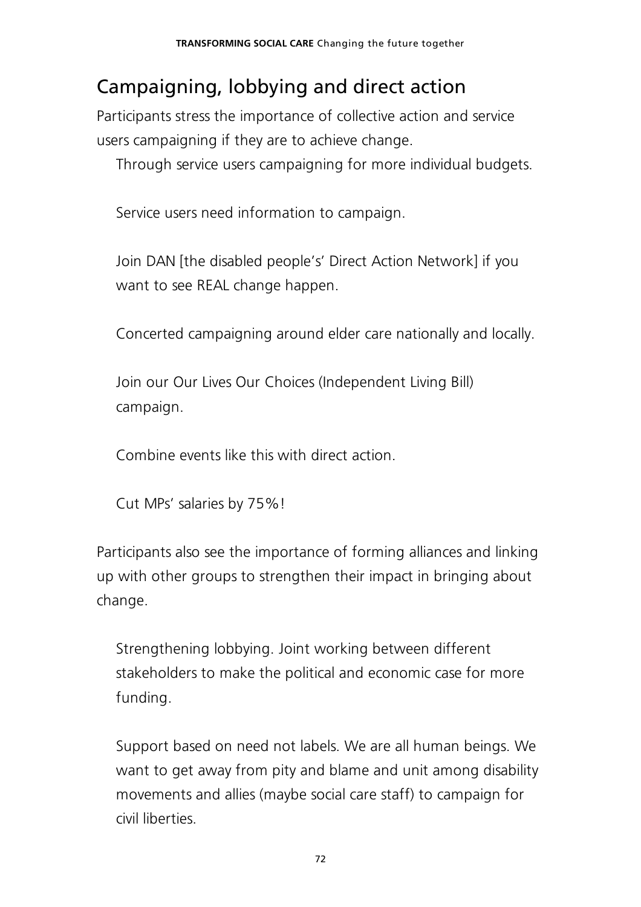## Campaigning, lobbying and direct action

Participants stress the importance of collective action and service users campaigning if they are to achieve change.

> Through service users campaigning for more individual budgets.

> Service users need information to campaign.

> Join DAN [the disabled people's' Direct Action Network] if you want to see REAL change happen.

> Concerted campaigning around elder care nationally and locally.

> Join our Our Lives Our Choices (Independent Living Bill) campaign.

> Combine events like this with direct action.

> Cut MPs' salaries by 75%!

Participants also see the importance of forming alliances and linking up with other groups to strengthen their impact in bringing about change.

> Strengthening lobbying. Joint working between different stakeholders to make the political and economic case for more funding.

> Support based on need not labels. We are all human beings. We want to get away from pity and blame and unit among disability movements and allies (maybe social care staff) to campaign for civil liberties.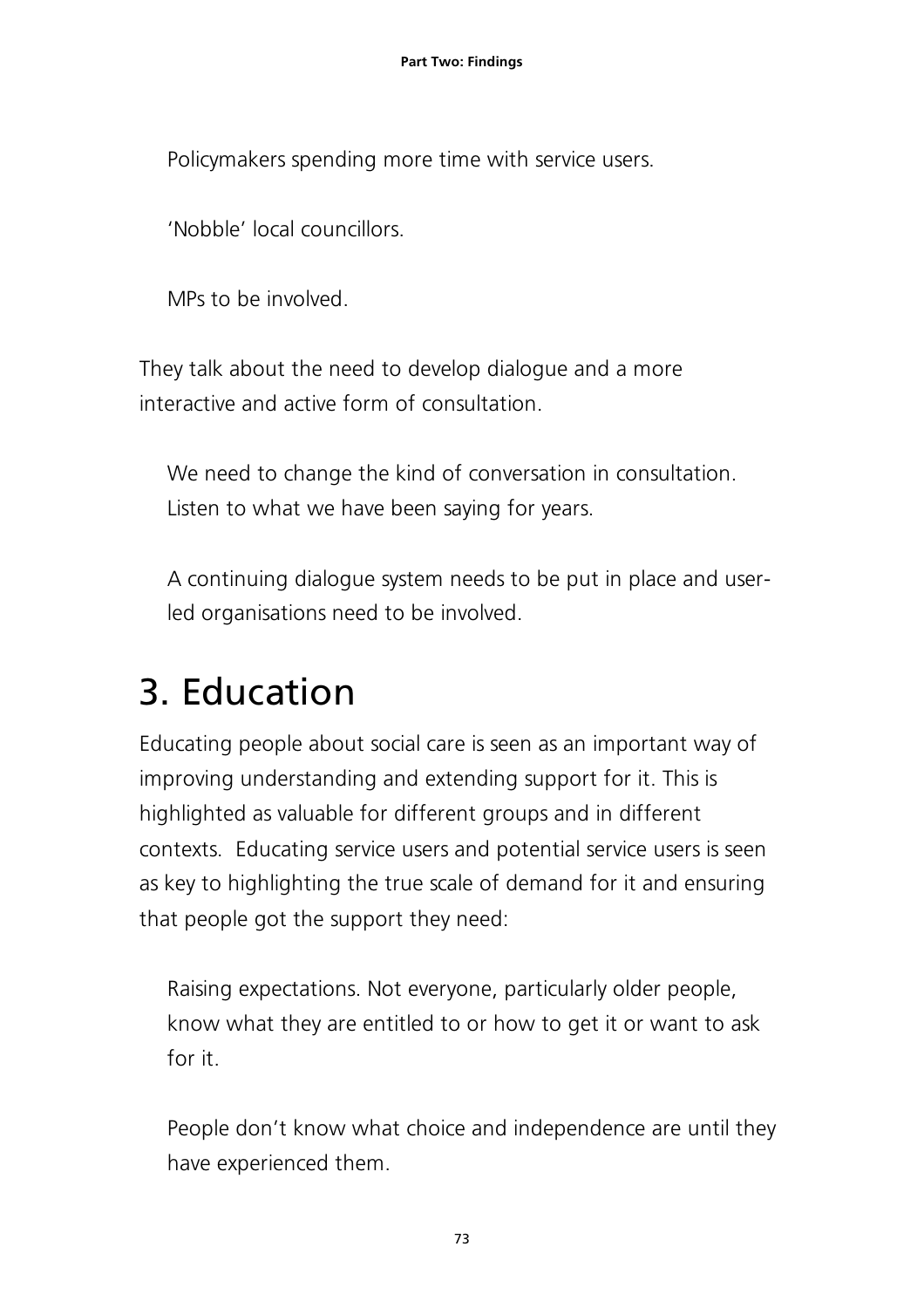Policymakers spending more time with service users.

'Nobble' local councillors.

MPs to be involved.

They talk about the need to develop dialogue and a more interactive and active form of consultation.

> We need to change the kind of conversation in consultation. Listen to what we have been saying for years.

> A continuing dialogue system needs to be put in place and user-led organisations need to be involved.

# 3. Education

Educating people about social care is seen as an important way of improving understanding and extending support for it. This is highlighted as valuable for different groups and in different contexts. Educating service users and potential service users is seen as key to highlighting the true scale of demand for it and ensuring that people got the support they need:

> Raising expectations. Not everyone, particularly older people, know what they are entitled to or how to get it or want to ask for it.

> People don't know what choice and independence are until they have experienced them.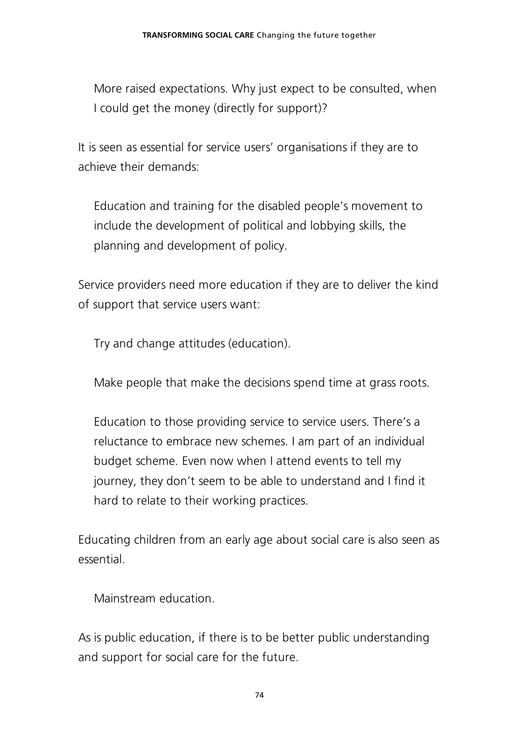> More raised expectations. Why just expect to be consulted, when I could get the money (directly for support)?

It is seen as essential for service users' organisations if they are to achieve their demands:

> Education and training for the disabled people's movement to include the development of political and lobbying skills, the planning and development of policy.

Service providers need more education if they are to deliver the kind of support that service users want:

> Try and change attitudes (education).

> Make people that make the decisions spend time at grass roots.

> Education to those providing service to service users. There's a reluctance to embrace new schemes. I am part of an individual budget scheme. Even now when I attend events to tell my journey, they don't seem to be able to understand and I find it hard to relate to their working practices.

Educating children from an early age about social care is also seen as essential.

> Mainstream education.

As is public education, if there is to be better public understanding and support for social care for the future.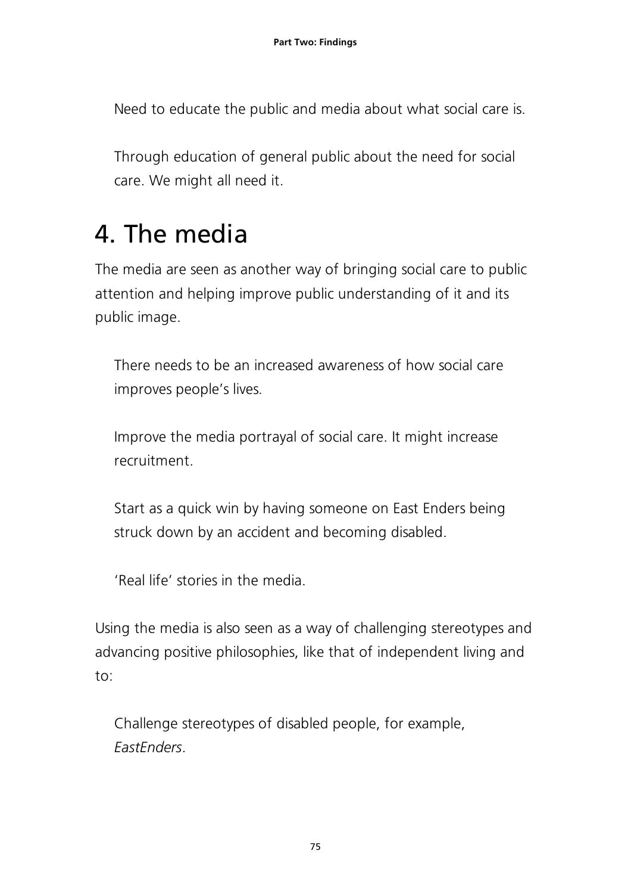> Need to educate the public and media about what social care is.

> Through education of general public about the need for social care. We might all need it.

# 4. The media

The media are seen as another way of bringing social care to public attention and helping improve public understanding of it and its public image.

> There needs to be an increased awareness of how social care improves people's lives.

> Improve the media portrayal of social care. It might increase recruitment.

> Start as a quick win by having someone on East Enders being struck down by an accident and becoming disabled.

> 'Real life' stories in the media.

Using the media is also seen as a way of challenging stereotypes and advancing positive philosophies, like that of independent living and to:

> Challenge stereotypes of disabled people, for example, *EastEnders*.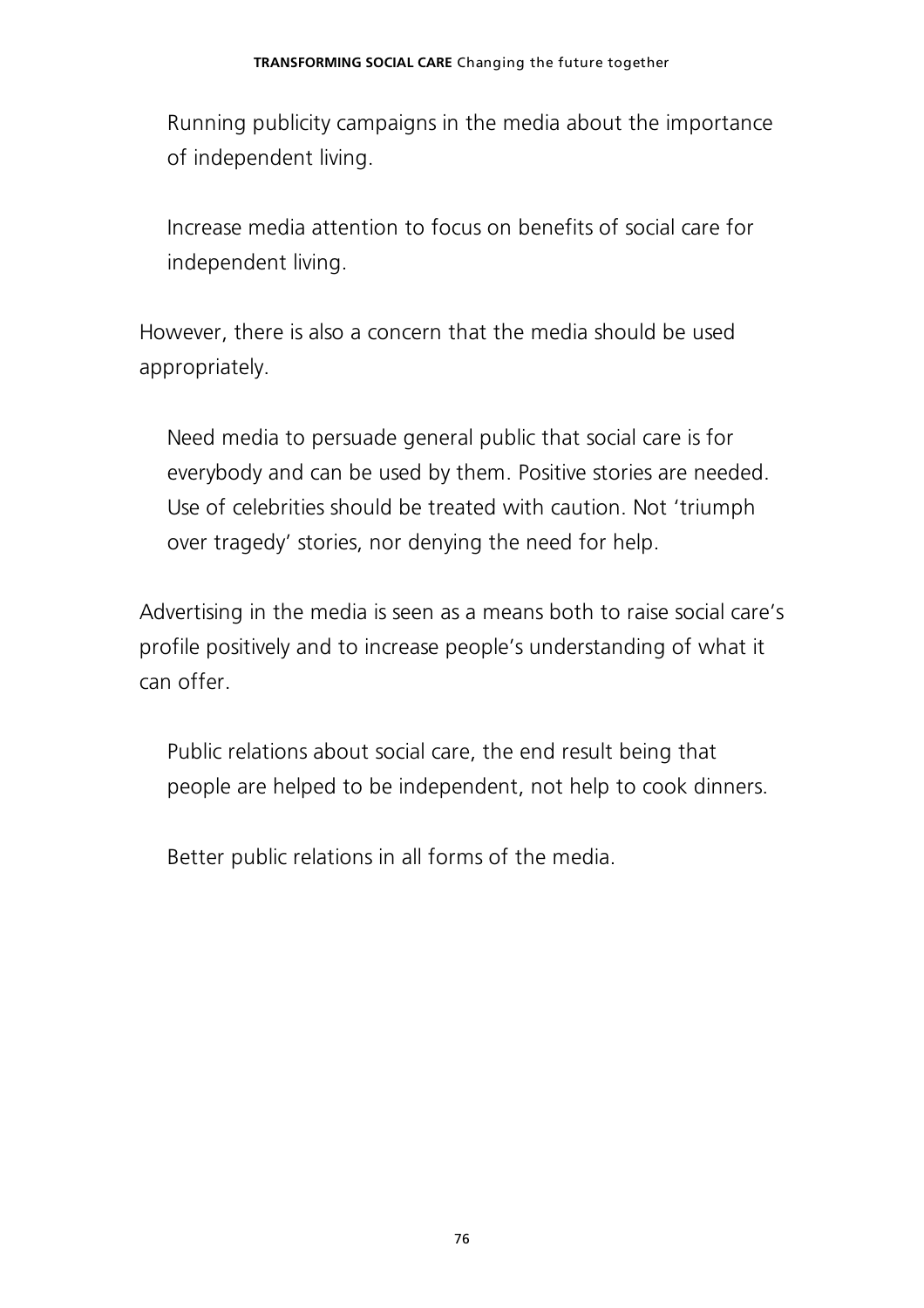> Running publicity campaigns in the media about the importance of independent living.

> Increase media attention to focus on benefits of social care for independent living.

However, there is also a concern that the media should be used appropriately.

> Need media to persuade general public that social care is for everybody and can be used by them. Positive stories are needed. Use of celebrities should be treated with caution. Not 'triumph over tragedy' stories, nor denying the need for help.

Advertising in the media is seen as a means both to raise social care's profile positively and to increase people's understanding of what it can offer.

> Public relations about social care, the end result being that people are helped to be independent, not help to cook dinners.

> Better public relations in all forms of the media.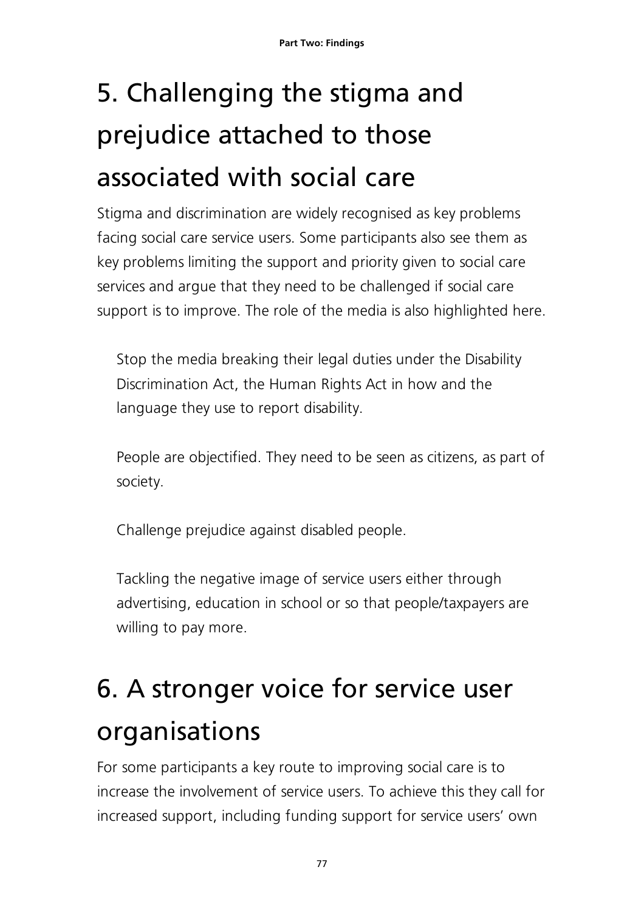## 5. Challenging the stigma and prejudice attached to those associated with social care

Stigma and discrimination are widely recognised as key problems facing social care service users. Some participants also see them as key problems limiting the support and priority given to social care services and argue that they need to be challenged if social care support is to improve. The role of the media is also highlighted here.

> Stop the media breaking their legal duties under the Disability Discrimination Act, the Human Rights Act in how and the language they use to report disability.

> People are objectified. They need to be seen as citizens, as part of society.

> Challenge prejudice against disabled people.

> Tackling the negative image of service users either through advertising, education in school or so that people/taxpayers are willing to pay more.

## 6. A stronger voice for service user organisations

For some participants a key route to improving social care is to increase the involvement of service users. To achieve this they call for increased support, including funding support for service users' own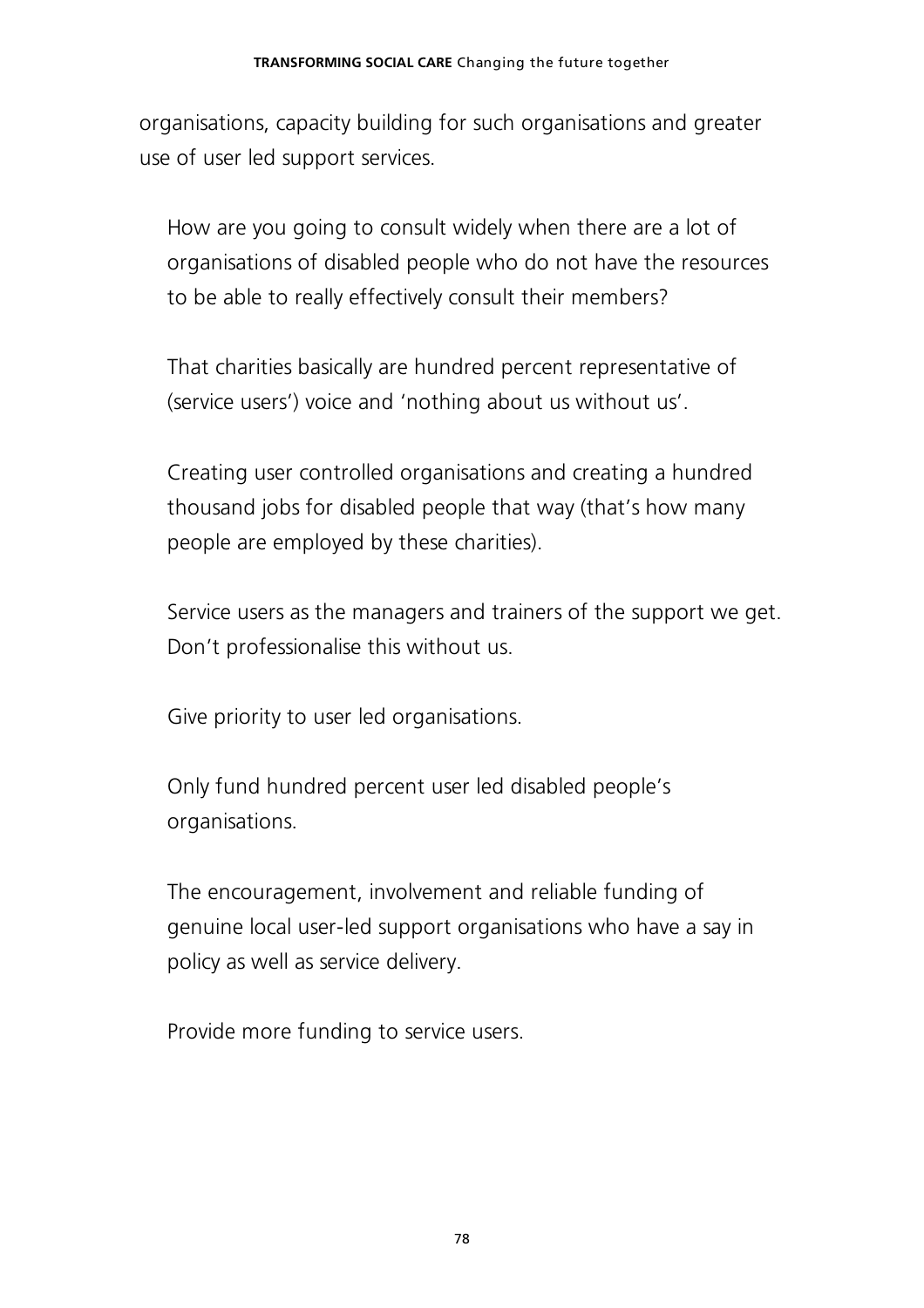organisations, capacity building for such organisations and greater use of user led support services.

> How are you going to consult widely when there are a lot of organisations of disabled people who do not have the resources to be able to really effectively consult their members?
>
> That charities basically are hundred percent representative of (service users') voice and 'nothing about us without us'.
>
> Creating user controlled organisations and creating a hundred thousand jobs for disabled people that way (that's how many people are employed by these charities).
>
> Service users as the managers and trainers of the support we get. Don't professionalise this without us.
>
> Give priority to user led organisations.
>
> Only fund hundred percent user led disabled people's organisations.
>
> The encouragement, involvement and reliable funding of genuine local user-led support organisations who have a say in policy as well as service delivery.
>
> Provide more funding to service users.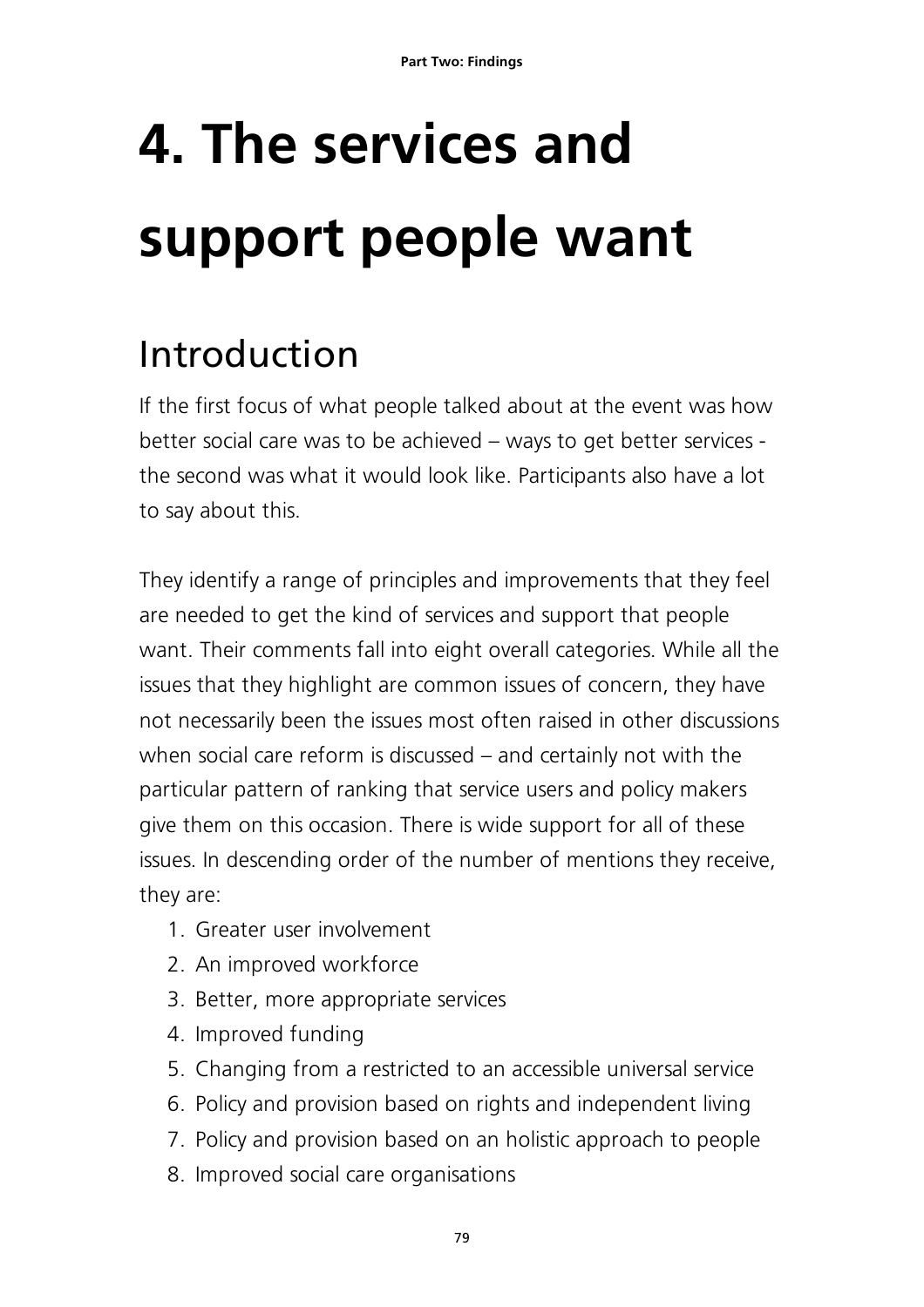# 4. The services and support people want

## Introduction

If the first focus of what people talked about at the event was how better social care was to be achieved – ways to get better services - the second was what it would look like. Participants also have a lot to say about this.

They identify a range of principles and improvements that they feel are needed to get the kind of services and support that people want. Their comments fall into eight overall categories. While all the issues that they highlight are common issues of concern, they have not necessarily been the issues most often raised in other discussions when social care reform is discussed – and certainly not with the particular pattern of ranking that service users and policy makers give them on this occasion. There is wide support for all of these issues. In descending order of the number of mentions they receive, they are:

1. Greater user involvement
2. An improved workforce
3. Better, more appropriate services
4. Improved funding
5. Changing from a restricted to an accessible universal service
6. Policy and provision based on rights and independent living
7. Policy and provision based on an holistic approach to people
8. Improved social care organisations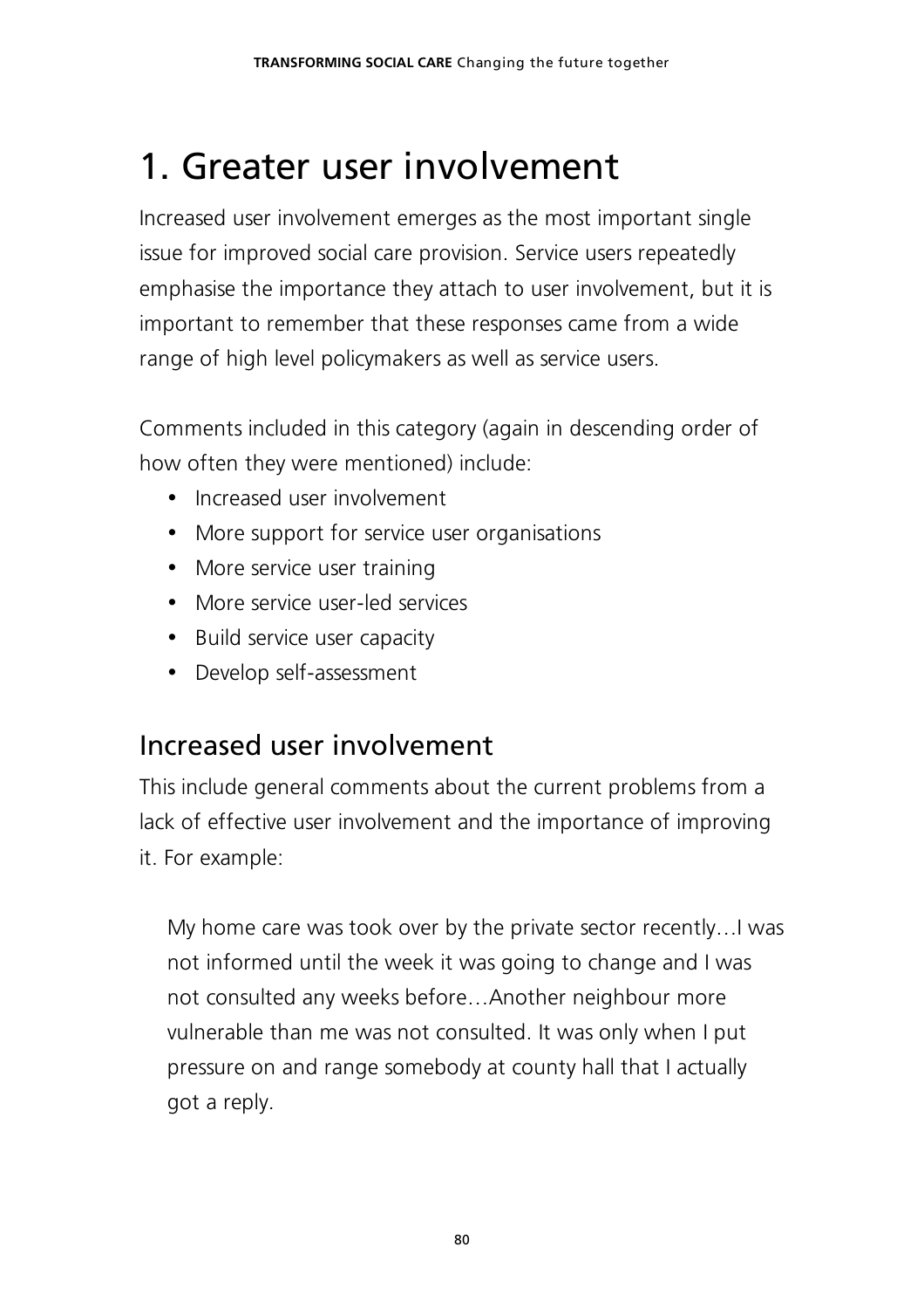# 1. Greater user involvement

Increased user involvement emerges as the most important single issue for improved social care provision. Service users repeatedly emphasise the importance they attach to user involvement, but it is important to remember that these responses came from a wide range of high level policymakers as well as service users.

Comments included in this category (again in descending order of how often they were mentioned) include:

- Increased user involvement
- More support for service user organisations
- More service user training
- More service user-led services
- Build service user capacity
- Develop self-assessment

## Increased user involvement

This include general comments about the current problems from a lack of effective user involvement and the importance of improving it. For example:

> My home care was took over by the private sector recently…I was not informed until the week it was going to change and I was not consulted any weeks before…Another neighbour more vulnerable than me was not consulted. It was only when I put pressure on and range somebody at county hall that I actually got a reply.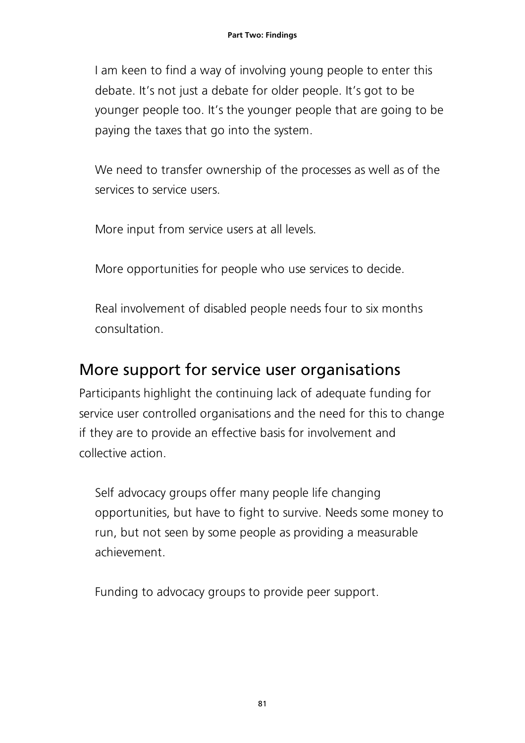I am keen to find a way of involving young people to enter this debate. It's not just a debate for older people. It's got to be younger people too. It's the younger people that are going to be paying the taxes that go into the system.

We need to transfer ownership of the processes as well as of the services to service users.

More input from service users at all levels.

More opportunities for people who use services to decide.

Real involvement of disabled people needs four to six months consultation.

## More support for service user organisations

Participants highlight the continuing lack of adequate funding for service user controlled organisations and the need for this to change if they are to provide an effective basis for involvement and collective action.

Self advocacy groups offer many people life changing opportunities, but have to fight to survive. Needs some money to run, but not seen by some people as providing a measurable achievement.

Funding to advocacy groups to provide peer support.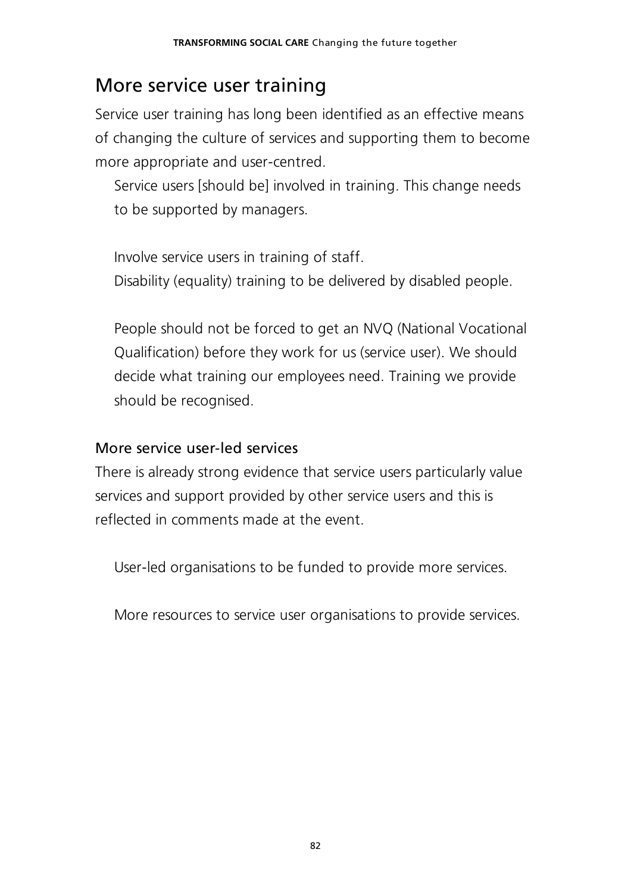## More service user training

Service user training has long been identified as an effective means of changing the culture of services and supporting them to become more appropriate and user-centred.

> Service users [should be] involved in training. This change needs to be supported by managers.
>
> Involve service users in training of staff.
> Disability (equality) training to be delivered by disabled people.
>
> People should not be forced to get an NVQ (National Vocational Qualification) before they work for us (service user). We should decide what training our employees need. Training we provide should be recognised.

### More service user-led services

There is already strong evidence that service users particularly value services and support provided by other service users and this is reflected in comments made at the event.

> User-led organisations to be funded to provide more services.
>
> More resources to service user organisations to provide services.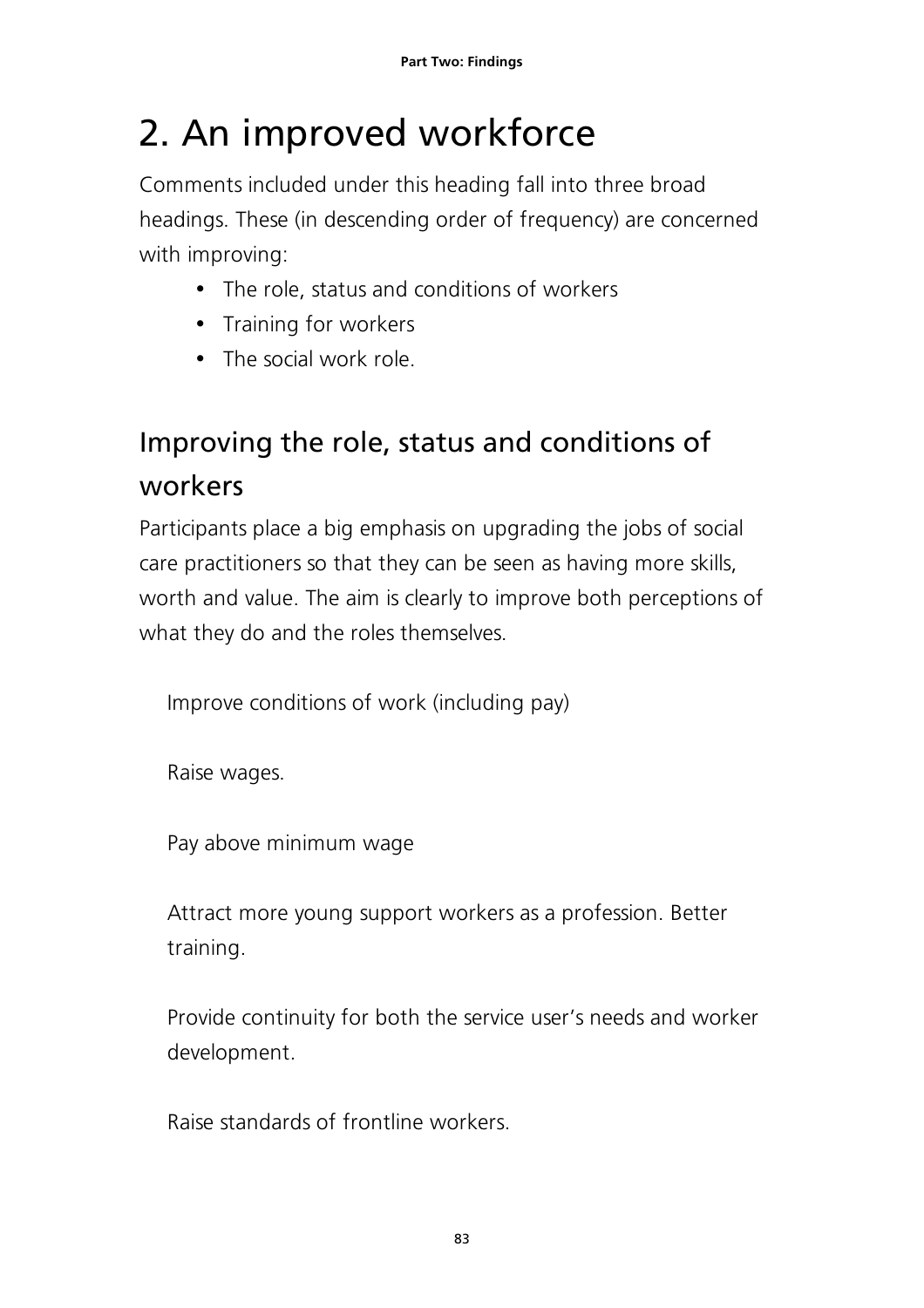# 2. An improved workforce

Comments included under this heading fall into three broad headings. These (in descending order of frequency) are concerned with improving:

- The role, status and conditions of workers
- Training for workers
- The social work role.

## Improving the role, status and conditions of workers

Participants place a big emphasis on upgrading the jobs of social care practitioners so that they can be seen as having more skills, worth and value. The aim is clearly to improve both perceptions of what they do and the roles themselves.

> Improve conditions of work (including pay)
>
> Raise wages.
>
> Pay above minimum wage
>
> Attract more young support workers as a profession. Better training.
>
> Provide continuity for both the service user's needs and worker development.
>
> Raise standards of frontline workers.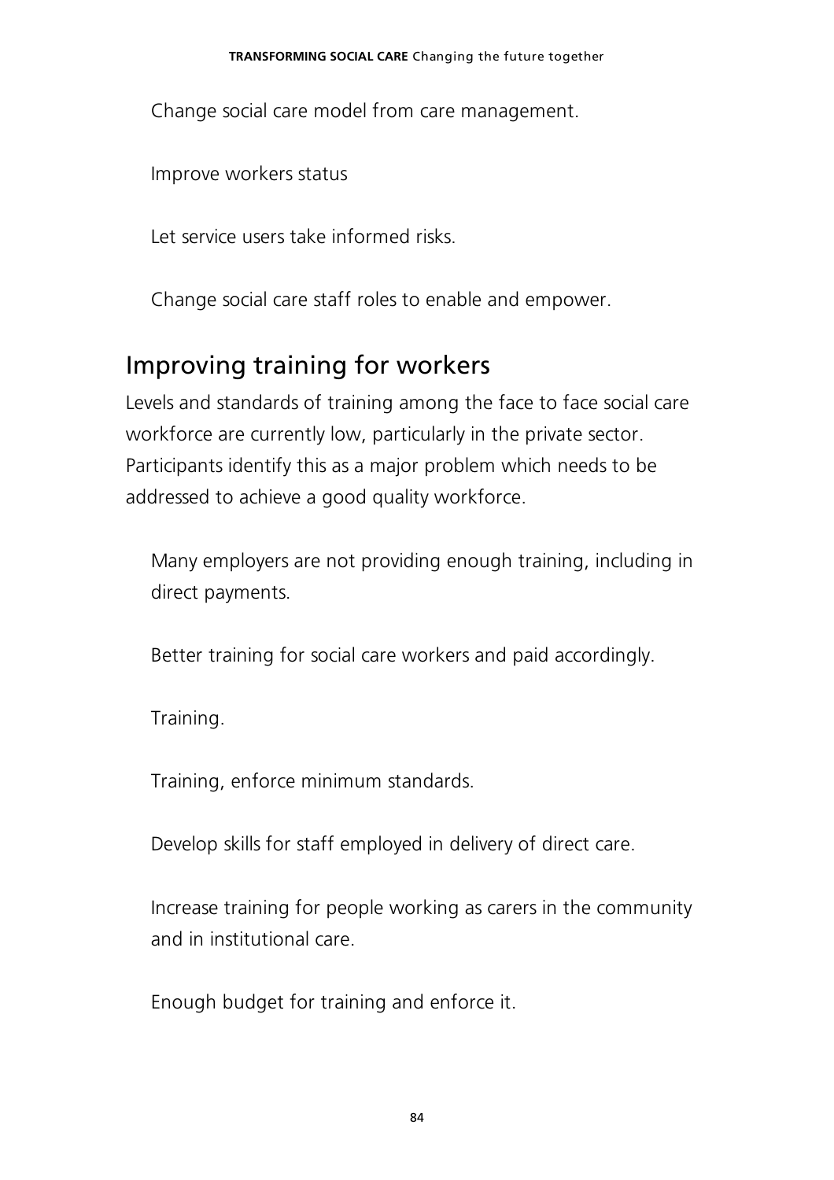Change social care model from care management.

Improve workers status

Let service users take informed risks.

Change social care staff roles to enable and empower.

## Improving training for workers

Levels and standards of training among the face to face social care workforce are currently low, particularly in the private sector. Participants identify this as a major problem which needs to be addressed to achieve a good quality workforce.

Many employers are not providing enough training, including in direct payments.

Better training for social care workers and paid accordingly.

Training.

Training, enforce minimum standards.

Develop skills for staff employed in delivery of direct care.

Increase training for people working as carers in the community and in institutional care.

Enough budget for training and enforce it.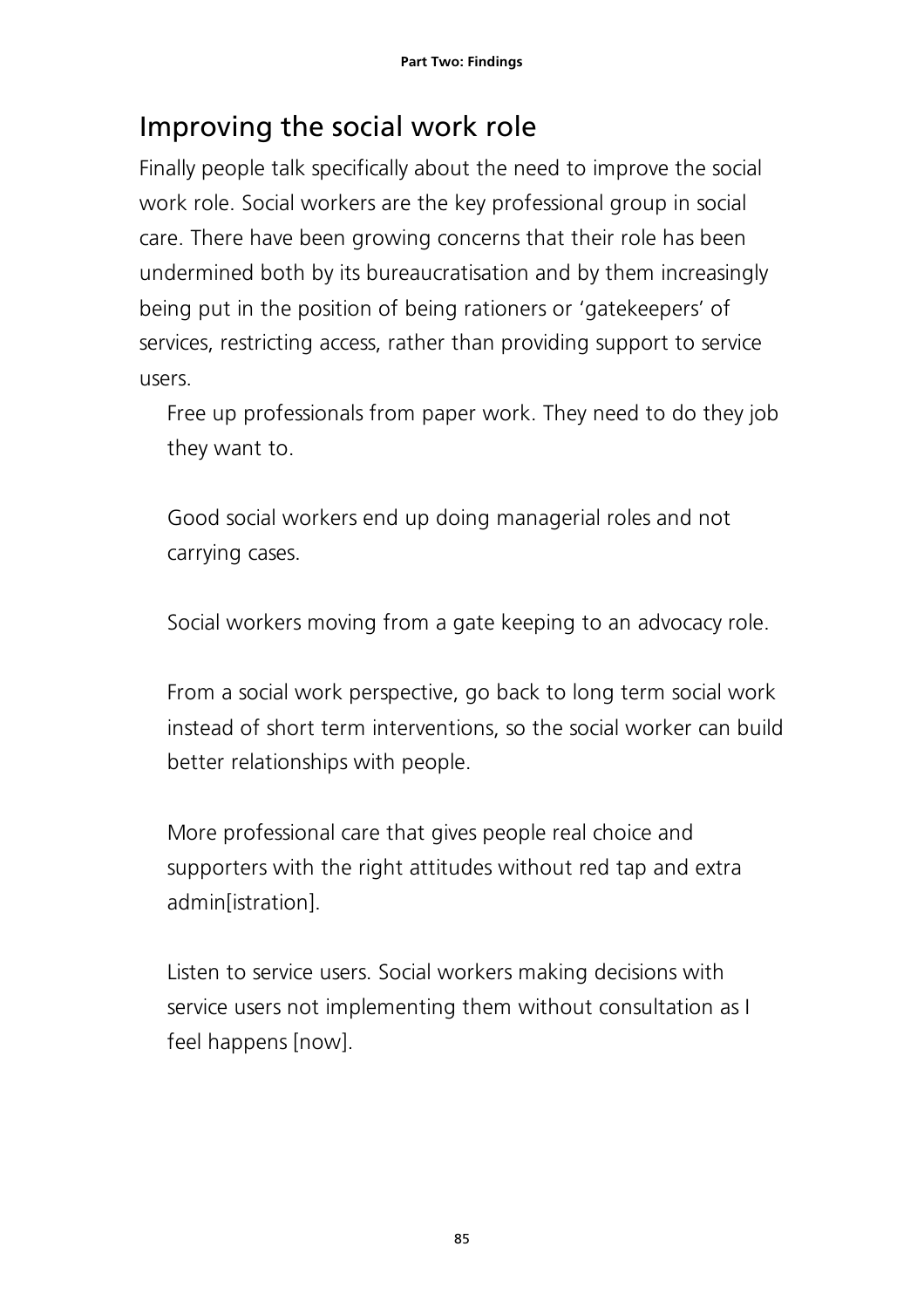## Improving the social work role

Finally people talk specifically about the need to improve the social work role. Social workers are the key professional group in social care. There have been growing concerns that their role has been undermined both by its bureaucratisation and by them increasingly being put in the position of being rationers or 'gatekeepers' of services, restricting access, rather than providing support to service users.

> Free up professionals from paper work. They need to do they job they want to.

> Good social workers end up doing managerial roles and not carrying cases.

> Social workers moving from a gate keeping to an advocacy role.

> From a social work perspective, go back to long term social work instead of short term interventions, so the social worker can build better relationships with people.

> More professional care that gives people real choice and supporters with the right attitudes without red tap and extra admin[istration].

> Listen to service users. Social workers making decisions with service users not implementing them without consultation as I feel happens [now].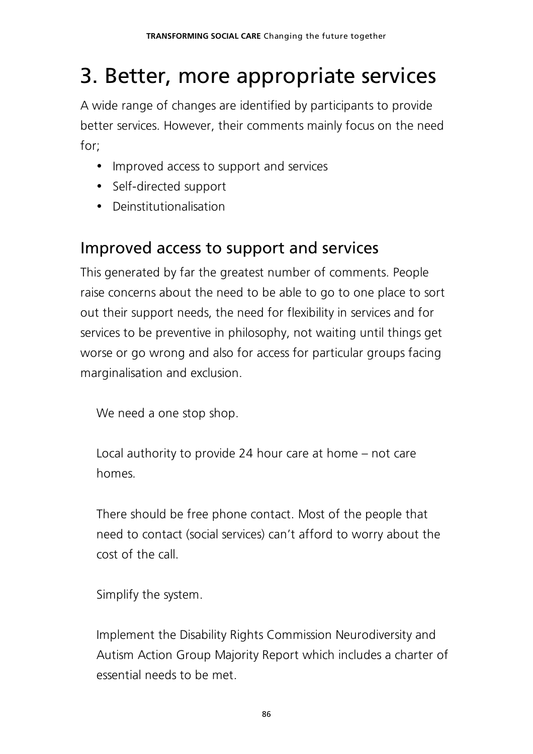# 3. Better, more appropriate services

A wide range of changes are identified by participants to provide better services. However, their comments mainly focus on the need for;

- Improved access to support and services
- Self-directed support
- Deinstitutionalisation

## Improved access to support and services

This generated by far the greatest number of comments. People raise concerns about the need to be able to go to one place to sort out their support needs, the need for flexibility in services and for services to be preventive in philosophy, not waiting until things get worse or go wrong and also for access for particular groups facing marginalisation and exclusion.

> We need a one stop shop.

> Local authority to provide 24 hour care at home – not care homes.

> There should be free phone contact. Most of the people that need to contact (social services) can't afford to worry about the cost of the call.

> Simplify the system.

> Implement the Disability Rights Commission Neurodiversity and Autism Action Group Majority Report which includes a charter of essential needs to be met.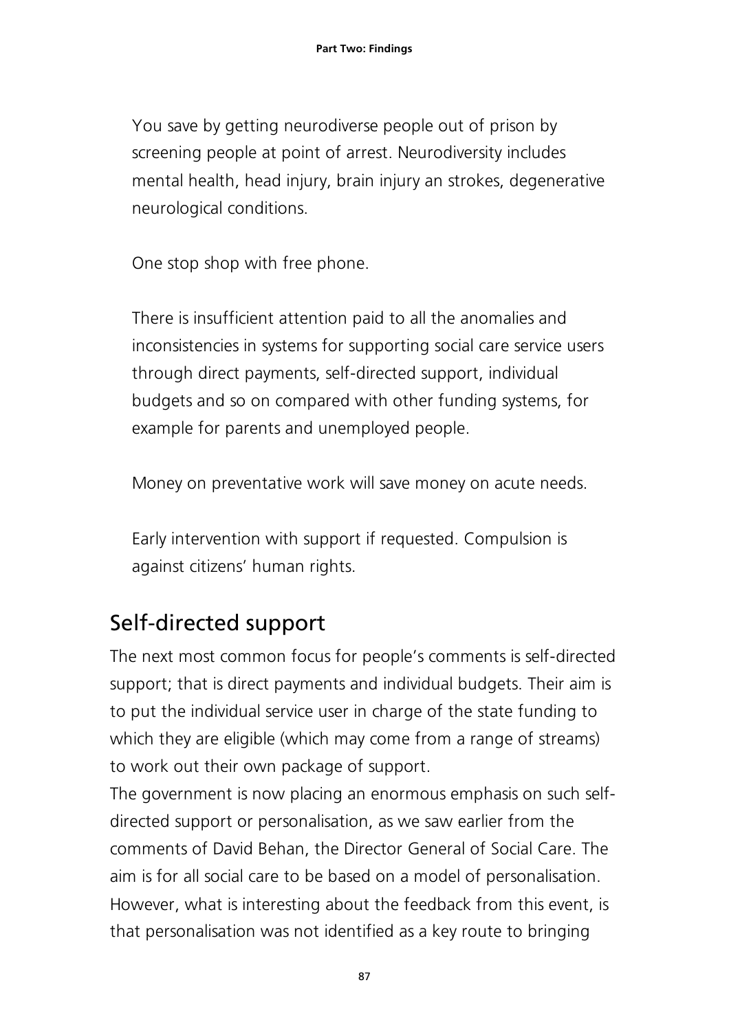You save by getting neurodiverse people out of prison by screening people at point of arrest. Neurodiversity includes mental health, head injury, brain injury an strokes, degenerative neurological conditions.

One stop shop with free phone.

There is insufficient attention paid to all the anomalies and inconsistencies in systems for supporting social care service users through direct payments, self-directed support, individual budgets and so on compared with other funding systems, for example for parents and unemployed people.

Money on preventative work will save money on acute needs.

Early intervention with support if requested. Compulsion is against citizens' human rights.

## Self-directed support

The next most common focus for people's comments is self-directed support; that is direct payments and individual budgets. Their aim is to put the individual service user in charge of the state funding to which they are eligible (which may come from a range of streams) to work out their own package of support.

The government is now placing an enormous emphasis on such self-directed support or personalisation, as we saw earlier from the comments of David Behan, the Director General of Social Care. The aim is for all social care to be based on a model of personalisation. However, what is interesting about the feedback from this event, is that personalisation was not identified as a key route to bringing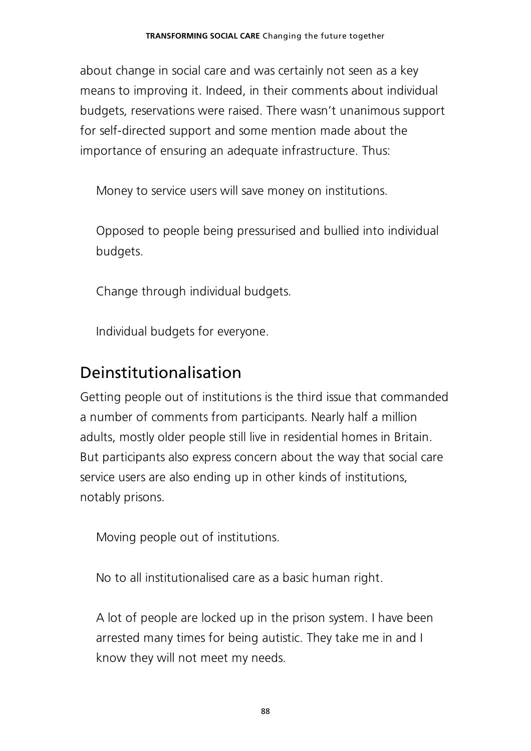about change in social care and was certainly not seen as a key means to improving it. Indeed, in their comments about individual budgets, reservations were raised. There wasn't unanimous support for self-directed support and some mention made about the importance of ensuring an adequate infrastructure. Thus:

> Money to service users will save money on institutions.
>
> Opposed to people being pressurised and bullied into individual budgets.
>
> Change through individual budgets.
>
> Individual budgets for everyone.

## Deinstitutionalisation

Getting people out of institutions is the third issue that commanded a number of comments from participants. Nearly half a million adults, mostly older people still live in residential homes in Britain. But participants also express concern about the way that social care service users are also ending up in other kinds of institutions, notably prisons.

> Moving people out of institutions.
>
> No to all institutionalised care as a basic human right.
>
> A lot of people are locked up in the prison system. I have been arrested many times for being autistic. They take me in and I know they will not meet my needs.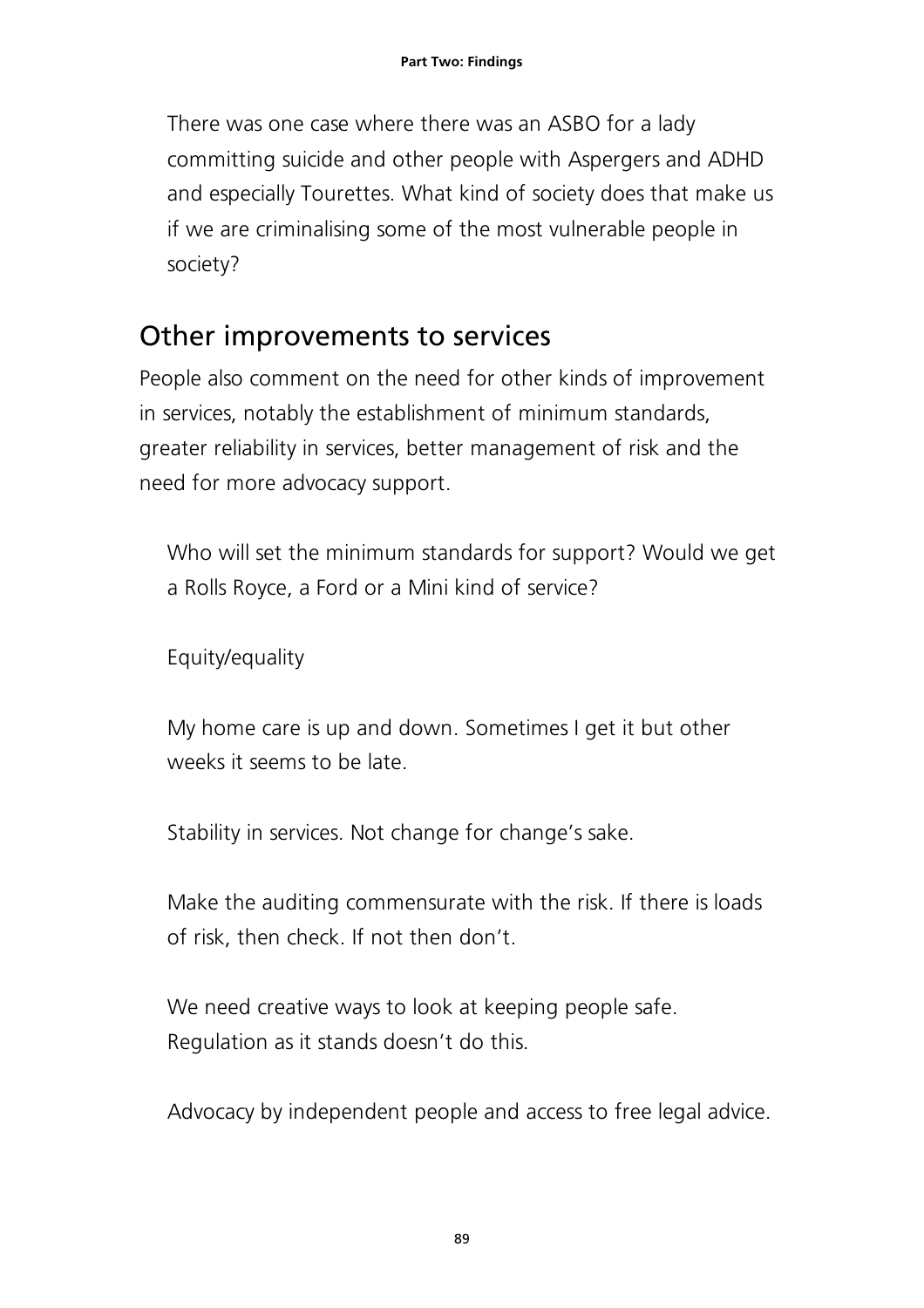> There was one case where there was an ASBO for a lady committing suicide and other people with Aspergers and ADHD and especially Tourettes. What kind of society does that make us if we are criminalising some of the most vulnerable people in society?

## Other improvements to services

People also comment on the need for other kinds of improvement in services, notably the establishment of minimum standards, greater reliability in services, better management of risk and the need for more advocacy support.

> Who will set the minimum standards for support? Would we get a Rolls Royce, a Ford or a Mini kind of service?

> Equity/equality

> My home care is up and down. Sometimes I get it but other weeks it seems to be late.

> Stability in services. Not change for change's sake.

> Make the auditing commensurate with the risk. If there is loads of risk, then check. If not then don't.

> We need creative ways to look at keeping people safe. Regulation as it stands doesn't do this.

> Advocacy by independent people and access to free legal advice.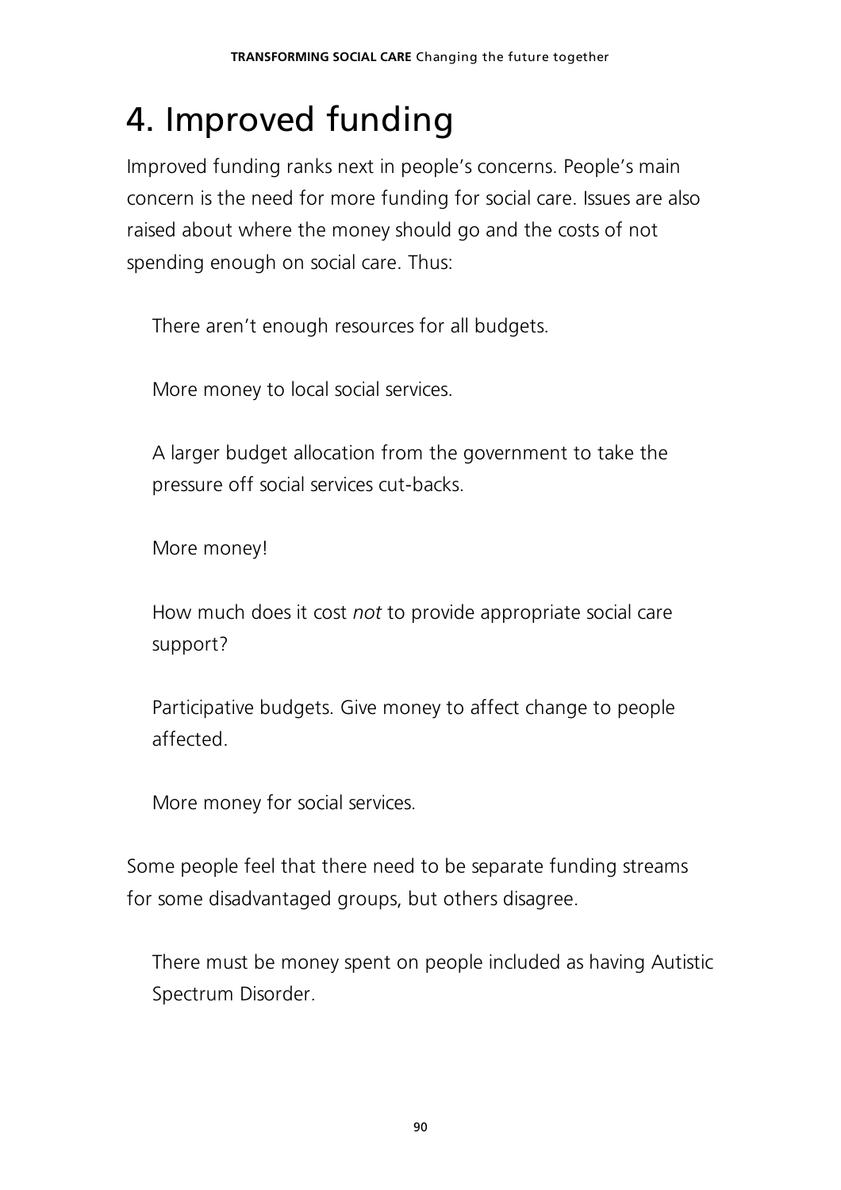# 4. Improved funding

Improved funding ranks next in people's concerns. People's main concern is the need for more funding for social care. Issues are also raised about where the money should go and the costs of not spending enough on social care. Thus:

> There aren't enough resources for all budgets.
>
> More money to local social services.
>
> A larger budget allocation from the government to take the pressure off social services cut-backs.
>
> More money!
>
> How much does it cost *not* to provide appropriate social care support?
>
> Participative budgets. Give money to affect change to people affected.
>
> More money for social services.

Some people feel that there need to be separate funding streams for some disadvantaged groups, but others disagree.

> There must be money spent on people included as having Autistic Spectrum Disorder.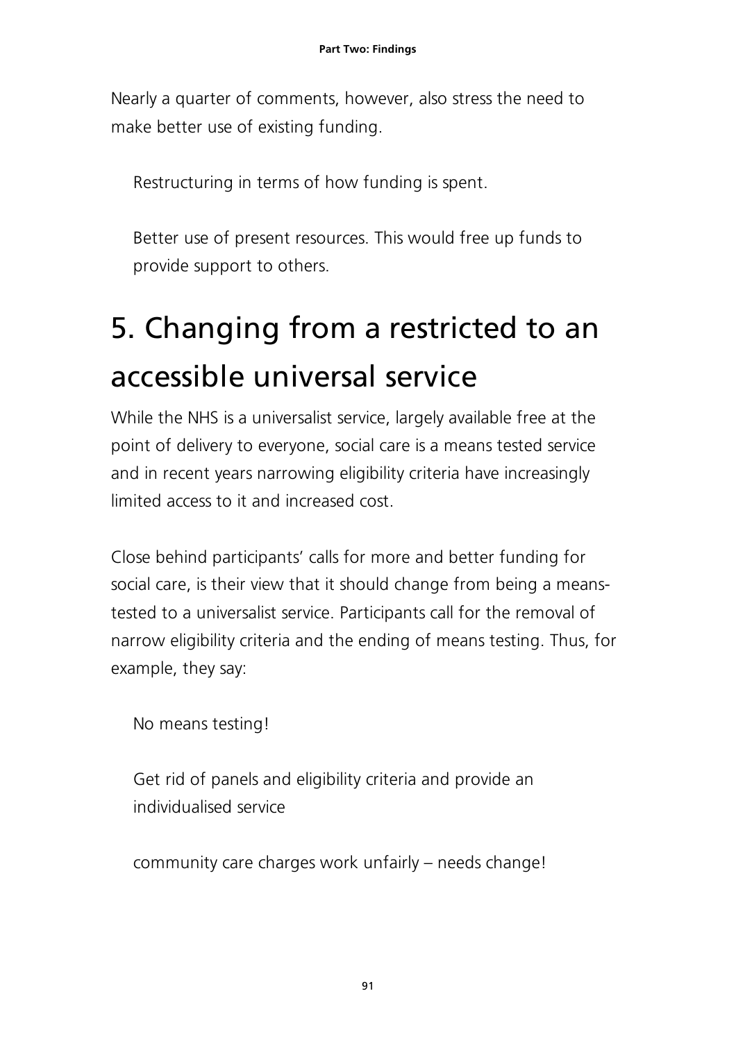Nearly a quarter of comments, however, also stress the need to make better use of existing funding.

> Restructuring in terms of how funding is spent.

> Better use of present resources. This would free up funds to provide support to others.

# 5. Changing from a restricted to an accessible universal service

While the NHS is a universalist service, largely available free at the point of delivery to everyone, social care is a means tested service and in recent years narrowing eligibility criteria have increasingly limited access to it and increased cost.

Close behind participants' calls for more and better funding for social care, is their view that it should change from being a means-tested to a universalist service. Participants call for the removal of narrow eligibility criteria and the ending of means testing. Thus, for example, they say:

> No means testing!

> Get rid of panels and eligibility criteria and provide an individualised service

> community care charges work unfairly – needs change!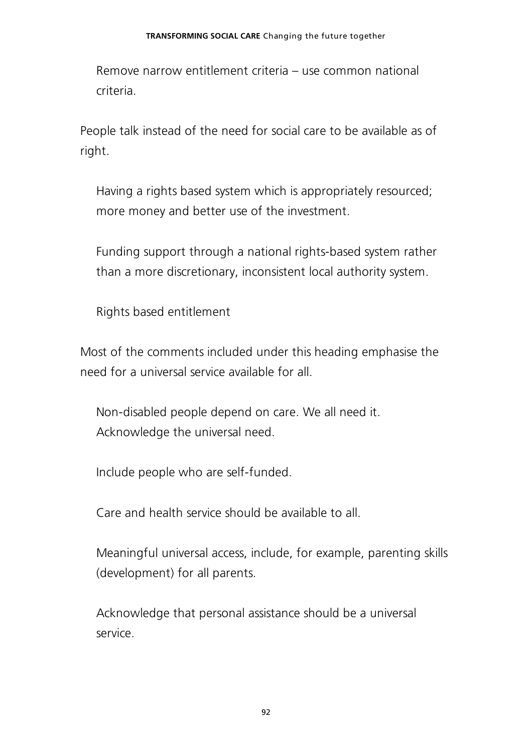> Remove narrow entitlement criteria – use common national criteria.

People talk instead of the need for social care to be available as of right.

> Having a rights based system which is appropriately resourced; more money and better use of the investment.

> Funding support through a national rights-based system rather than a more discretionary, inconsistent local authority system.

> Rights based entitlement

Most of the comments included under this heading emphasise the need for a universal service available for all.

> Non-disabled people depend on care. We all need it. Acknowledge the universal need.

> Include people who are self-funded.

> Care and health service should be available to all.

> Meaningful universal access, include, for example, parenting skills (development) for all parents.

> Acknowledge that personal assistance should be a universal service.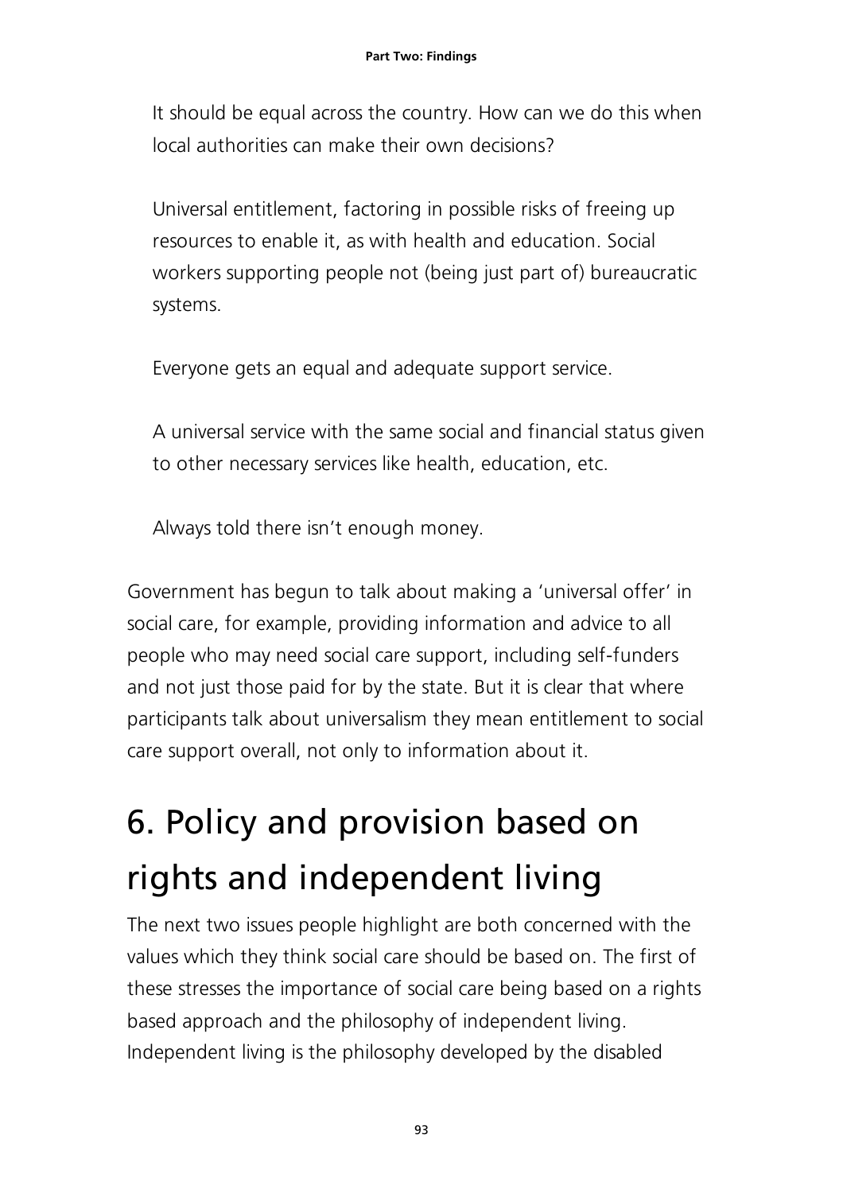> It should be equal across the country. How can we do this when local authorities can make their own decisions?

> Universal entitlement, factoring in possible risks of freeing up resources to enable it, as with health and education. Social workers supporting people not (being just part of) bureaucratic systems.

> Everyone gets an equal and adequate support service.

> A universal service with the same social and financial status given to other necessary services like health, education, etc.

> Always told there isn't enough money.

Government has begun to talk about making a 'universal offer' in social care, for example, providing information and advice to all people who may need social care support, including self-funders and not just those paid for by the state. But it is clear that where participants talk about universalism they mean entitlement to social care support overall, not only to information about it.

## 6. Policy and provision based on rights and independent living

The next two issues people highlight are both concerned with the values which they think social care should be based on. The first of these stresses the importance of social care being based on a rights based approach and the philosophy of independent living. Independent living is the philosophy developed by the disabled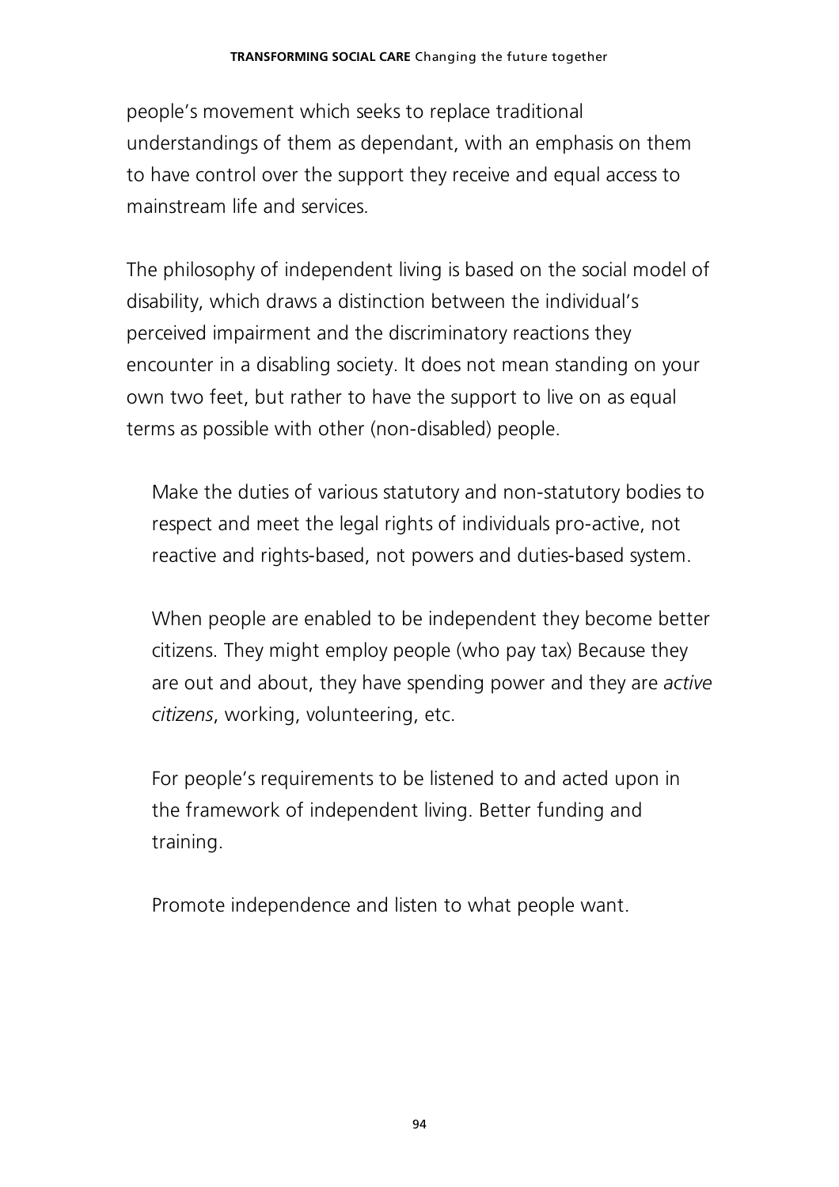people's movement which seeks to replace traditional understandings of them as dependant, with an emphasis on them to have control over the support they receive and equal access to mainstream life and services.

The philosophy of independent living is based on the social model of disability, which draws a distinction between the individual's perceived impairment and the discriminatory reactions they encounter in a disabling society. It does not mean standing on your own two feet, but rather to have the support to live on as equal terms as possible with other (non-disabled) people.

> Make the duties of various statutory and non-statutory bodies to respect and meet the legal rights of individuals pro-active, not reactive and rights-based, not powers and duties-based system.

> When people are enabled to be independent they become better citizens. They might employ people (who pay tax) Because they are out and about, they have spending power and they are *active citizens*, working, volunteering, etc.

> For people's requirements to be listened to and acted upon in the framework of independent living. Better funding and training.

> Promote independence and listen to what people want.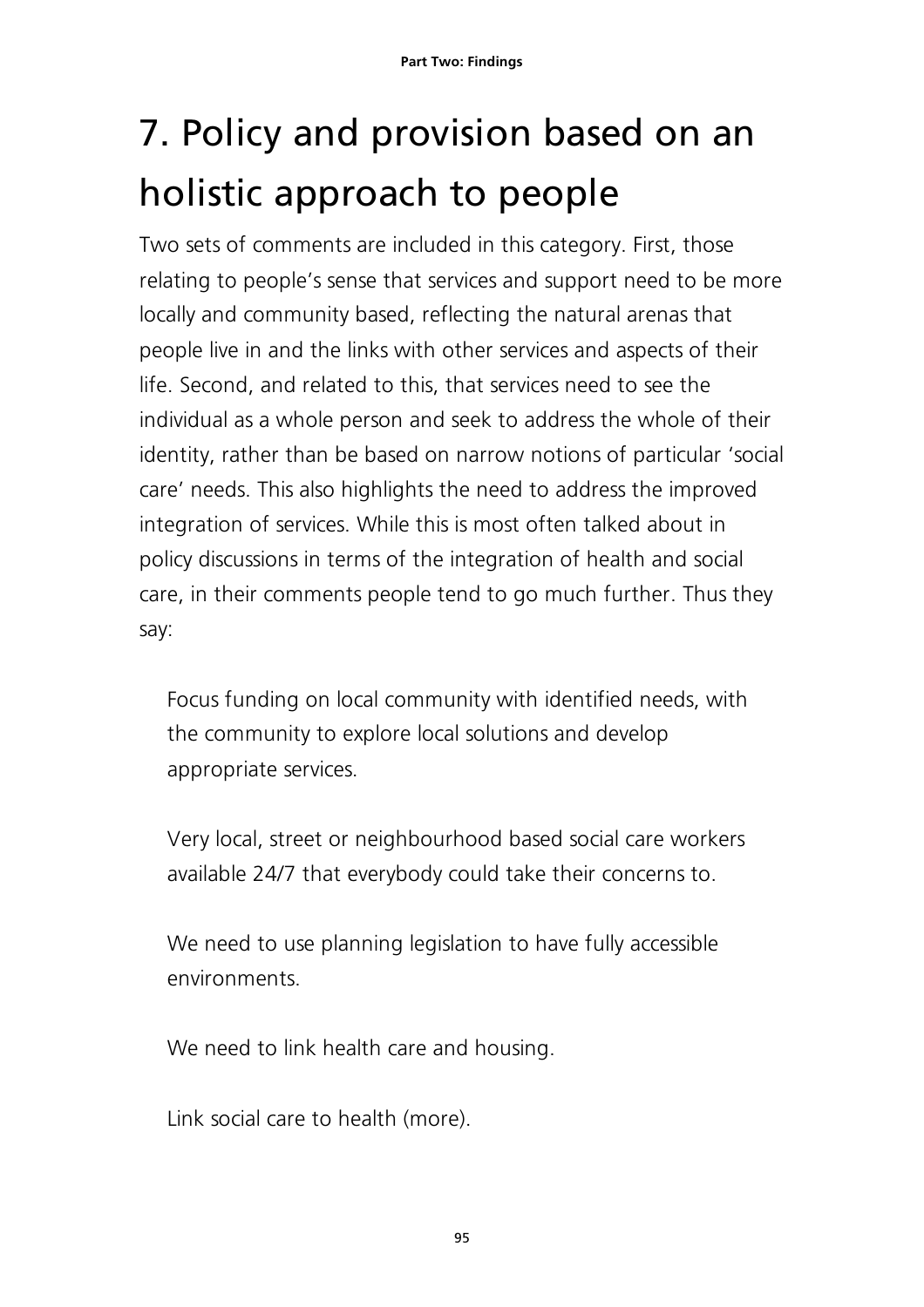# 7. Policy and provision based on an holistic approach to people

Two sets of comments are included in this category. First, those relating to people's sense that services and support need to be more locally and community based, reflecting the natural arenas that people live in and the links with other services and aspects of their life. Second, and related to this, that services need to see the individual as a whole person and seek to address the whole of their identity, rather than be based on narrow notions of particular 'social care' needs. This also highlights the need to address the improved integration of services. While this is most often talked about in policy discussions in terms of the integration of health and social care, in their comments people tend to go much further. Thus they say:

> Focus funding on local community with identified needs, with the community to explore local solutions and develop appropriate services.
>
> Very local, street or neighbourhood based social care workers available 24/7 that everybody could take their concerns to.
>
> We need to use planning legislation to have fully accessible environments.
>
> We need to link health care and housing.
>
> Link social care to health (more).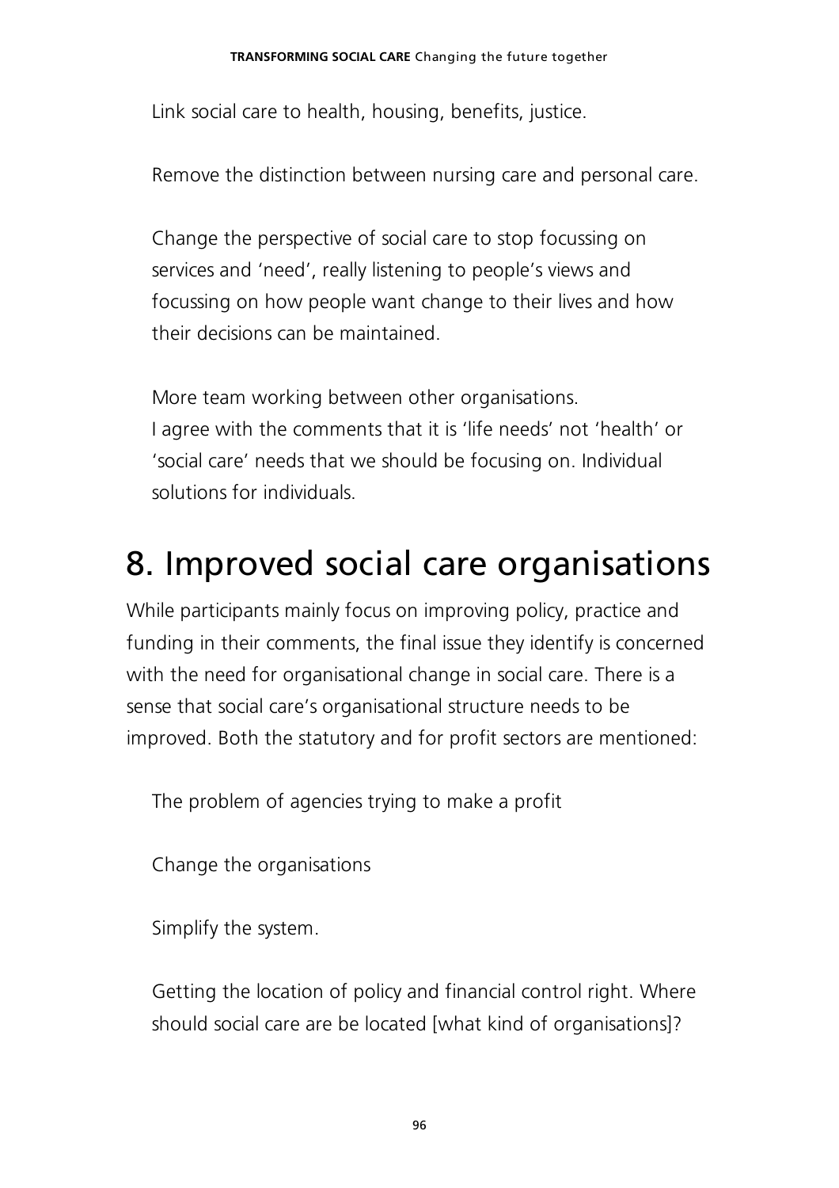Link social care to health, housing, benefits, justice.

Remove the distinction between nursing care and personal care.

Change the perspective of social care to stop focussing on services and 'need', really listening to people's views and focussing on how people want change to their lives and how their decisions can be maintained.

More team working between other organisations.
I agree with the comments that it is 'life needs' not 'health' or 'social care' needs that we should be focusing on. Individual solutions for individuals.

# 8. Improved social care organisations

While participants mainly focus on improving policy, practice and funding in their comments, the final issue they identify is concerned with the need for organisational change in social care. There is a sense that social care's organisational structure needs to be improved. Both the statutory and for profit sectors are mentioned:

The problem of agencies trying to make a profit

Change the organisations

Simplify the system.

Getting the location of policy and financial control right. Where should social care are be located [what kind of organisations]?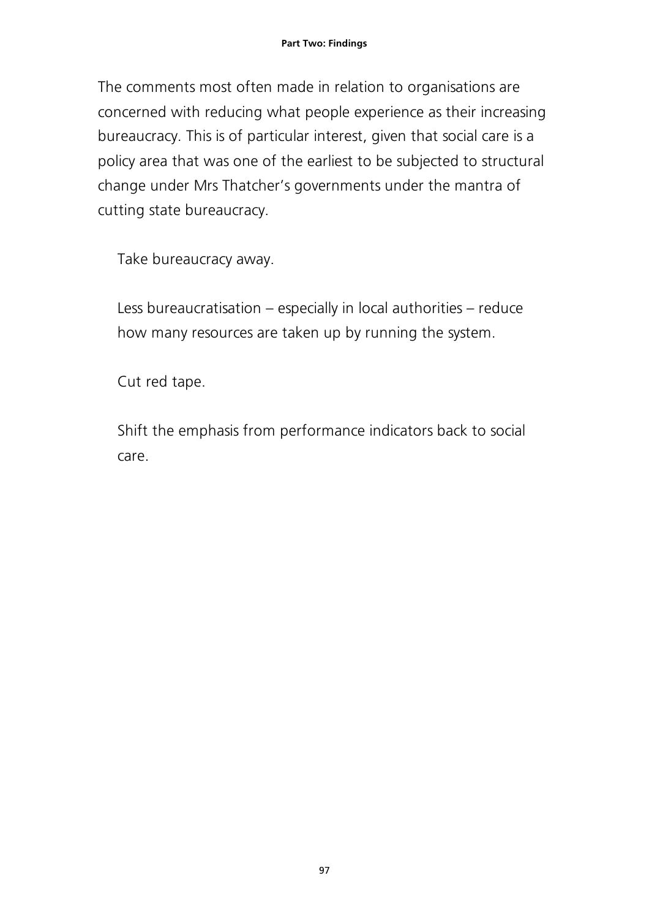The comments most often made in relation to organisations are concerned with reducing what people experience as their increasing bureaucracy. This is of particular interest, given that social care is a policy area that was one of the earliest to be subjected to structural change under Mrs Thatcher's governments under the mantra of cutting state bureaucracy.

> Take bureaucracy away.
>
> Less bureaucratisation – especially in local authorities – reduce how many resources are taken up by running the system.
>
> Cut red tape.
>
> Shift the emphasis from performance indicators back to social care.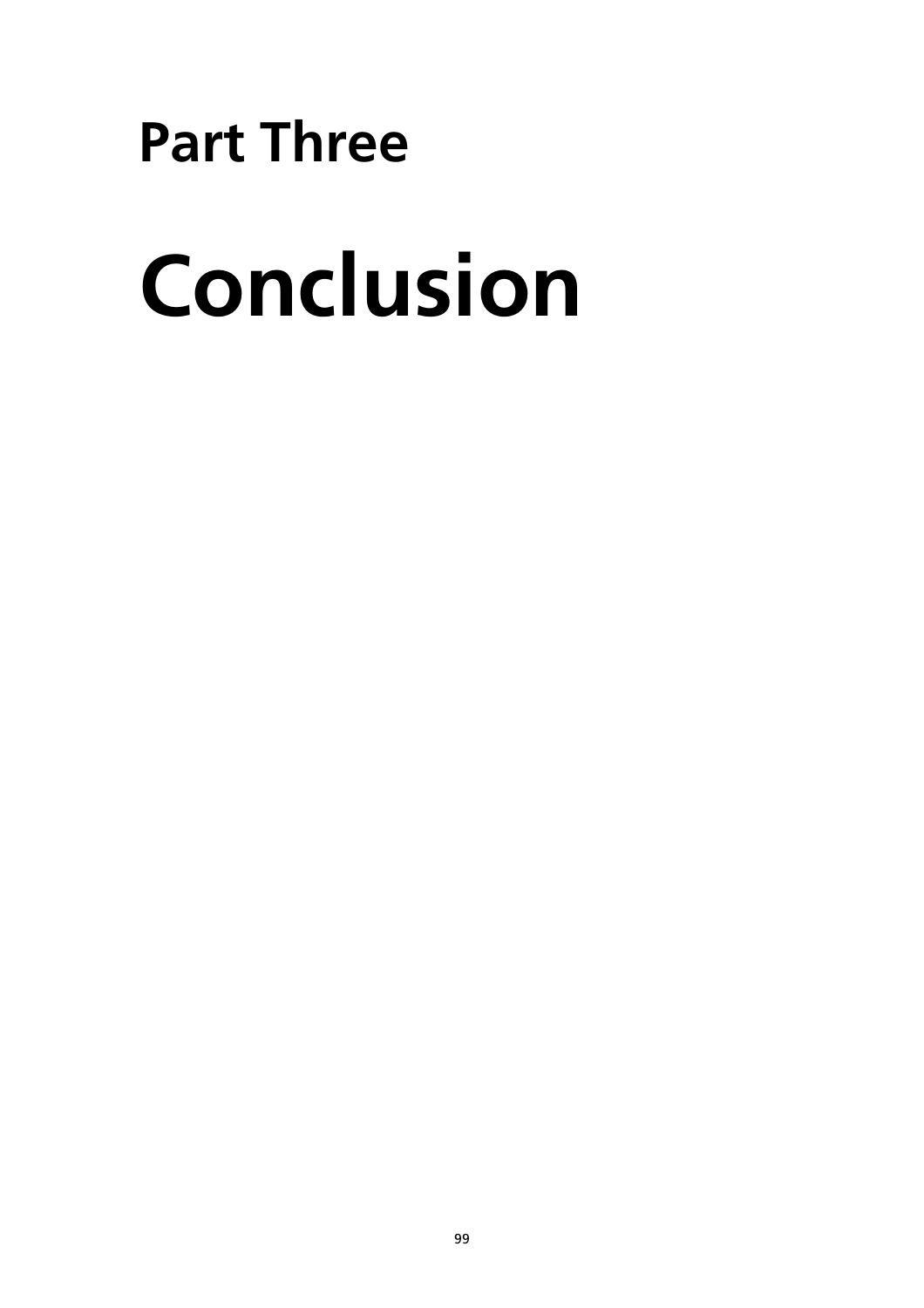# Part Three

# Conclusion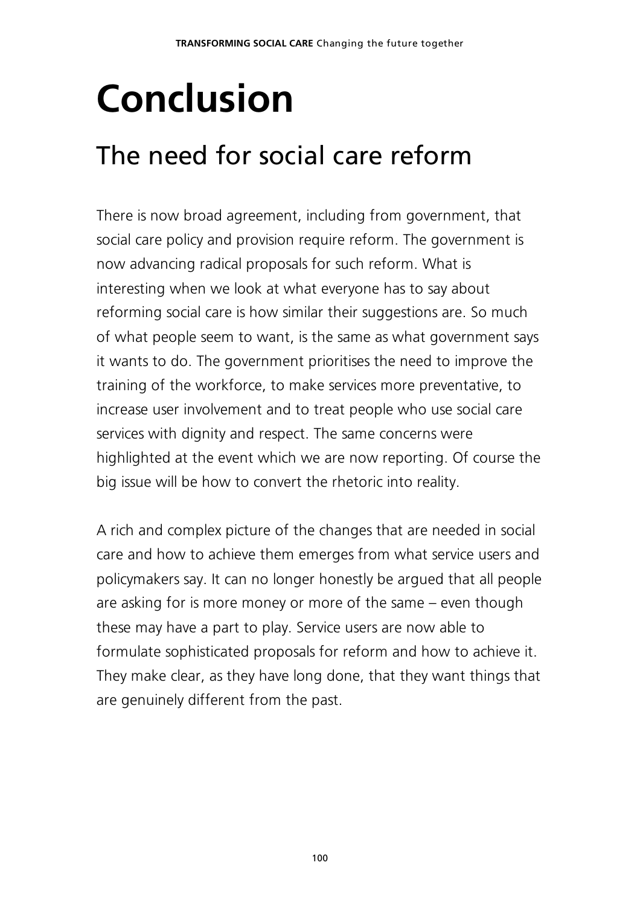# Conclusion

## The need for social care reform

There is now broad agreement, including from government, that social care policy and provision require reform. The government is now advancing radical proposals for such reform. What is interesting when we look at what everyone has to say about reforming social care is how similar their suggestions are. So much of what people seem to want, is the same as what government says it wants to do. The government prioritises the need to improve the training of the workforce, to make services more preventative, to increase user involvement and to treat people who use social care services with dignity and respect. The same concerns were highlighted at the event which we are now reporting. Of course the big issue will be how to convert the rhetoric into reality.

A rich and complex picture of the changes that are needed in social care and how to achieve them emerges from what service users and policymakers say. It can no longer honestly be argued that all people are asking for is more money or more of the same – even though these may have a part to play. Service users are now able to formulate sophisticated proposals for reform and how to achieve it. They make clear, as they have long done, that they want things that are genuinely different from the past.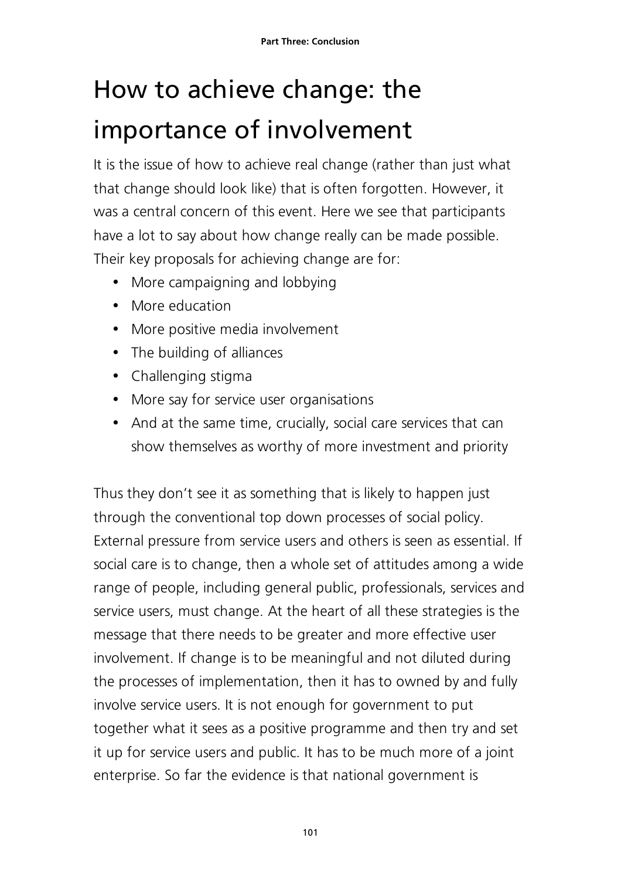# How to achieve change: the importance of involvement

It is the issue of how to achieve real change (rather than just what that change should look like) that is often forgotten. However, it was a central concern of this event. Here we see that participants have a lot to say about how change really can be made possible. Their key proposals for achieving change are for:

- More campaigning and lobbying
- More education
- More positive media involvement
- The building of alliances
- Challenging stigma
- More say for service user organisations
- And at the same time, crucially, social care services that can show themselves as worthy of more investment and priority

Thus they don't see it as something that is likely to happen just through the conventional top down processes of social policy. External pressure from service users and others is seen as essential. If social care is to change, then a whole set of attitudes among a wide range of people, including general public, professionals, services and service users, must change. At the heart of all these strategies is the message that there needs to be greater and more effective user involvement. If change is to be meaningful and not diluted during the processes of implementation, then it has to owned by and fully involve service users. It is not enough for government to put together what it sees as a positive programme and then try and set it up for service users and public. It has to be much more of a joint enterprise. So far the evidence is that national government is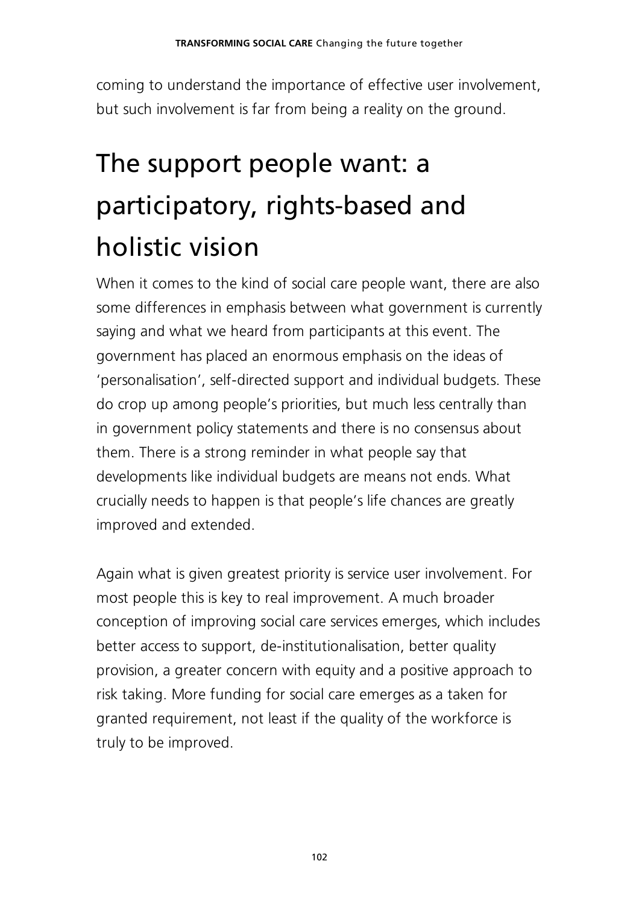coming to understand the importance of effective user involvement, but such involvement is far from being a reality on the ground.

## The support people want: a participatory, rights-based and holistic vision

When it comes to the kind of social care people want, there are also some differences in emphasis between what government is currently saying and what we heard from participants at this event. The government has placed an enormous emphasis on the ideas of 'personalisation', self-directed support and individual budgets. These do crop up among people's priorities, but much less centrally than in government policy statements and there is no consensus about them. There is a strong reminder in what people say that developments like individual budgets are means not ends. What crucially needs to happen is that people's life chances are greatly improved and extended.

Again what is given greatest priority is service user involvement. For most people this is key to real improvement. A much broader conception of improving social care services emerges, which includes better access to support, de-institutionalisation, better quality provision, a greater concern with equity and a positive approach to risk taking. More funding for social care emerges as a taken for granted requirement, not least if the quality of the workforce is truly to be improved.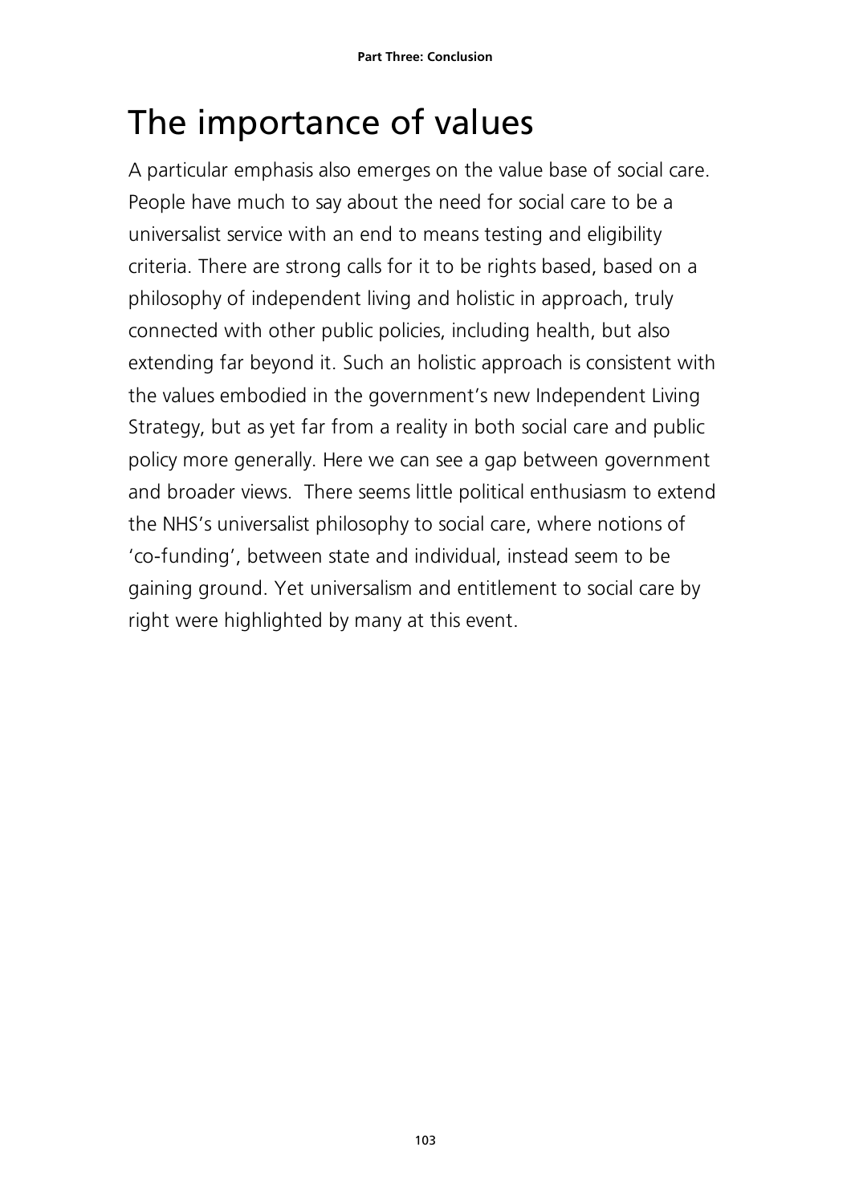# The importance of values

A particular emphasis also emerges on the value base of social care. People have much to say about the need for social care to be a universalist service with an end to means testing and eligibility criteria. There are strong calls for it to be rights based, based on a philosophy of independent living and holistic in approach, truly connected with other public policies, including health, but also extending far beyond it. Such an holistic approach is consistent with the values embodied in the government's new Independent Living Strategy, but as yet far from a reality in both social care and public policy more generally. Here we can see a gap between government and broader views. There seems little political enthusiasm to extend the NHS's universalist philosophy to social care, where notions of 'co-funding', between state and individual, instead seem to be gaining ground. Yet universalism and entitlement to social care by right were highlighted by many at this event.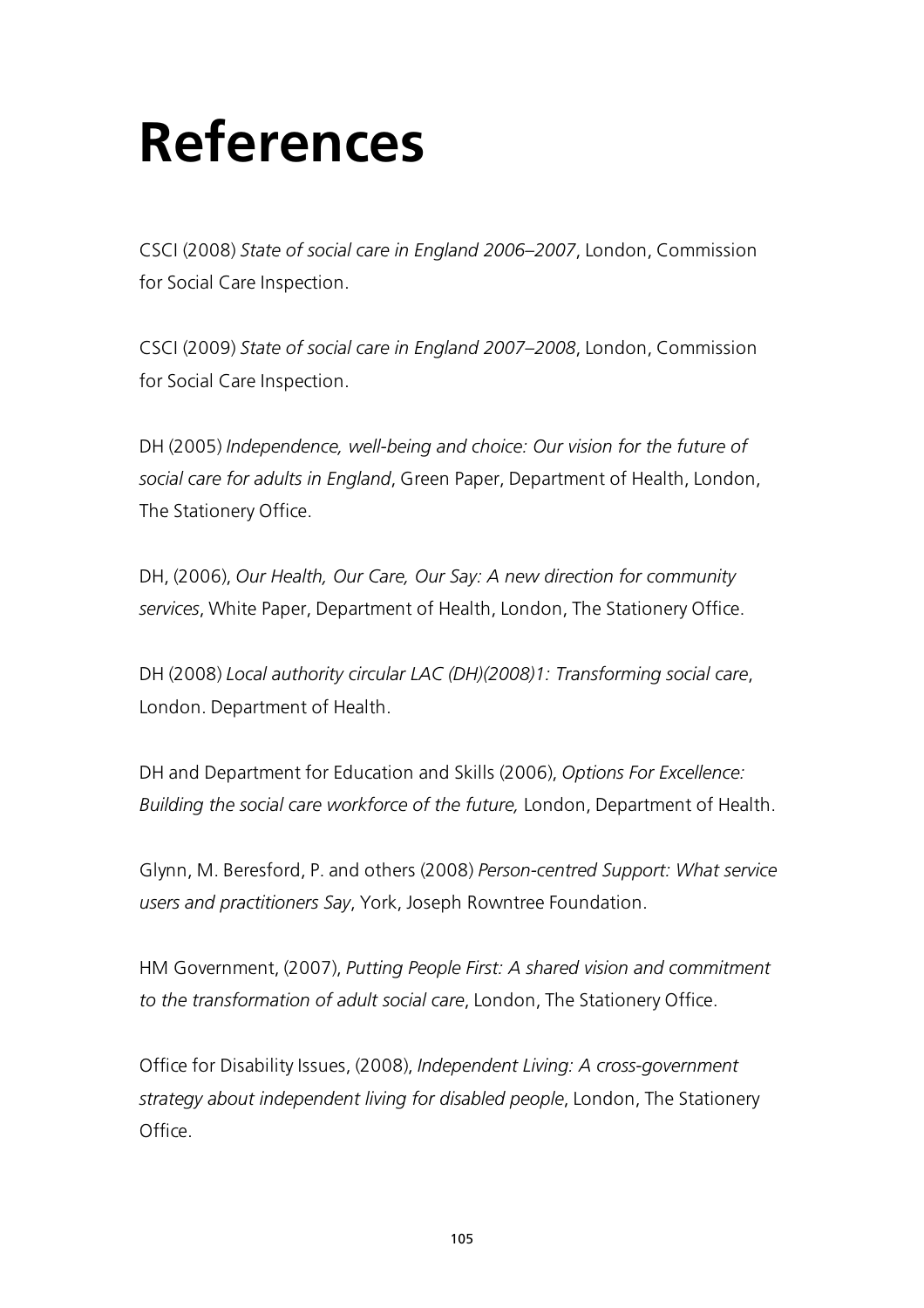# References

CSCI (2008) *State of social care in England 2006–2007*, London, Commission for Social Care Inspection.

CSCI (2009) *State of social care in England 2007–2008*, London, Commission for Social Care Inspection.

DH (2005) *Independence, well-being and choice: Our vision for the future of social care for adults in England*, Green Paper, Department of Health, London, The Stationery Office.

DH, (2006), *Our Health, Our Care, Our Say: A new direction for community services*, White Paper, Department of Health, London, The Stationery Office.

DH (2008) *Local authority circular LAC (DH)(2008)1: Transforming social care*, London. Department of Health.

DH and Department for Education and Skills (2006), *Options For Excellence: Building the social care workforce of the future,* London, Department of Health.

Glynn, M. Beresford, P. and others (2008) *Person-centred Support: What service users and practitioners Say*, York, Joseph Rowntree Foundation.

HM Government, (2007), *Putting People First: A shared vision and commitment to the transformation of adult social care*, London, The Stationery Office.

Office for Disability Issues, (2008), *Independent Living: A cross-government strategy about independent living for disabled people*, London, The Stationery Office.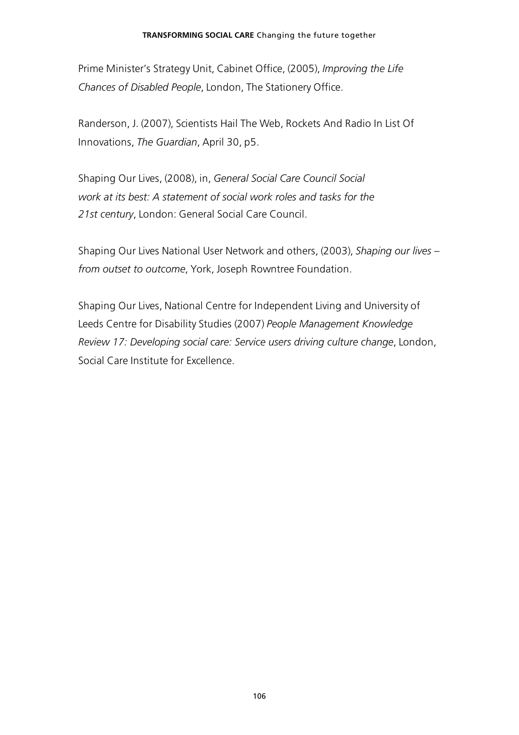Prime Minister's Strategy Unit, Cabinet Office, (2005), *Improving the Life Chances of Disabled People*, London, The Stationery Office.

Randerson, J. (2007), Scientists Hail The Web, Rockets And Radio In List Of Innovations, *The Guardian*, April 30, p5.

Shaping Our Lives, (2008), in, *General Social Care Council Social work at its best: A statement of social work roles and tasks for the 21st century*, London: General Social Care Council.

Shaping Our Lives National User Network and others, (2003), *Shaping our lives – from outset to outcome*, York, Joseph Rowntree Foundation.

Shaping Our Lives, National Centre for Independent Living and University of Leeds Centre for Disability Studies (2007) *People Management Knowledge Review 17: Developing social care: Service users driving culture change*, London, Social Care Institute for Excellence.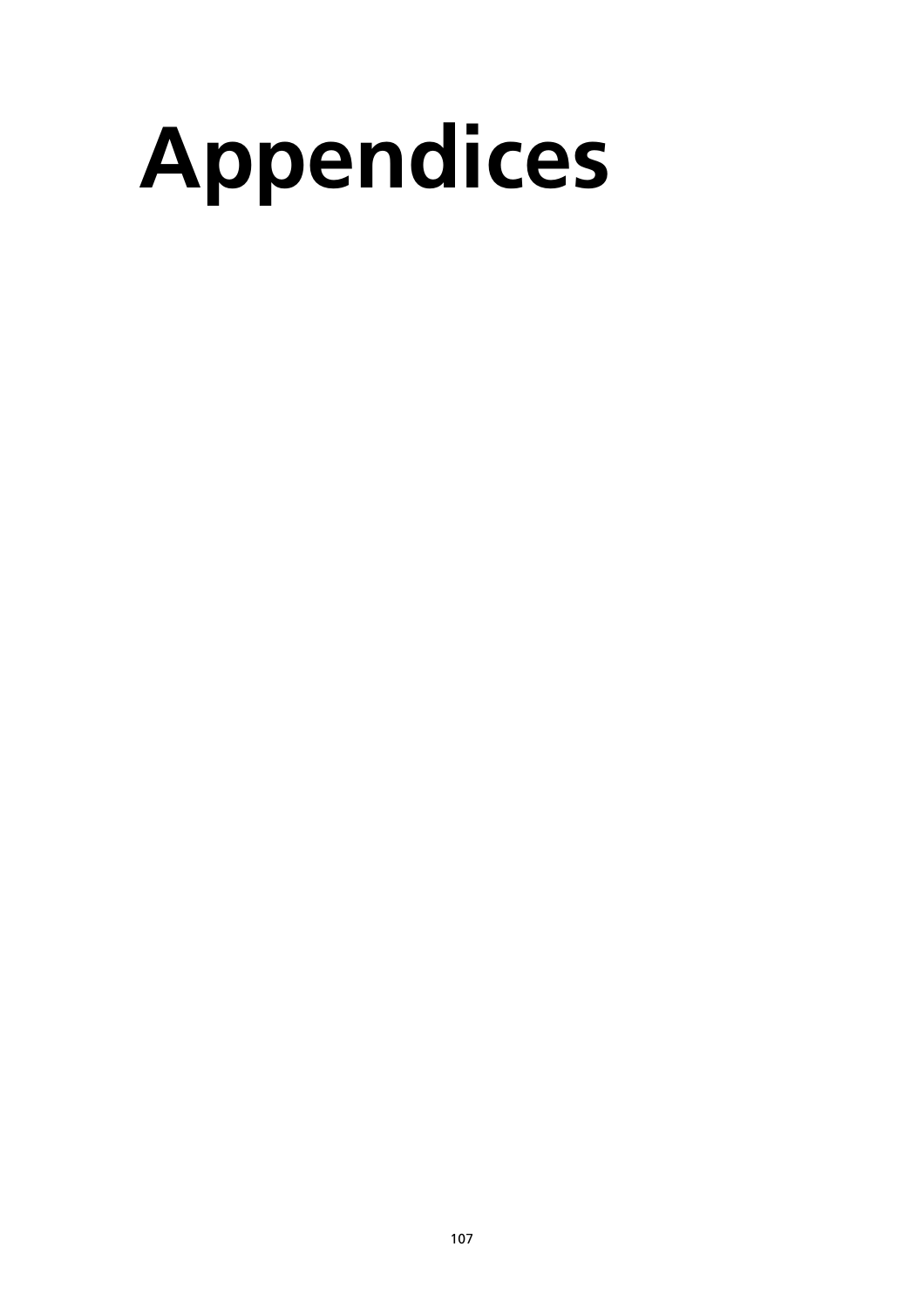# Appendices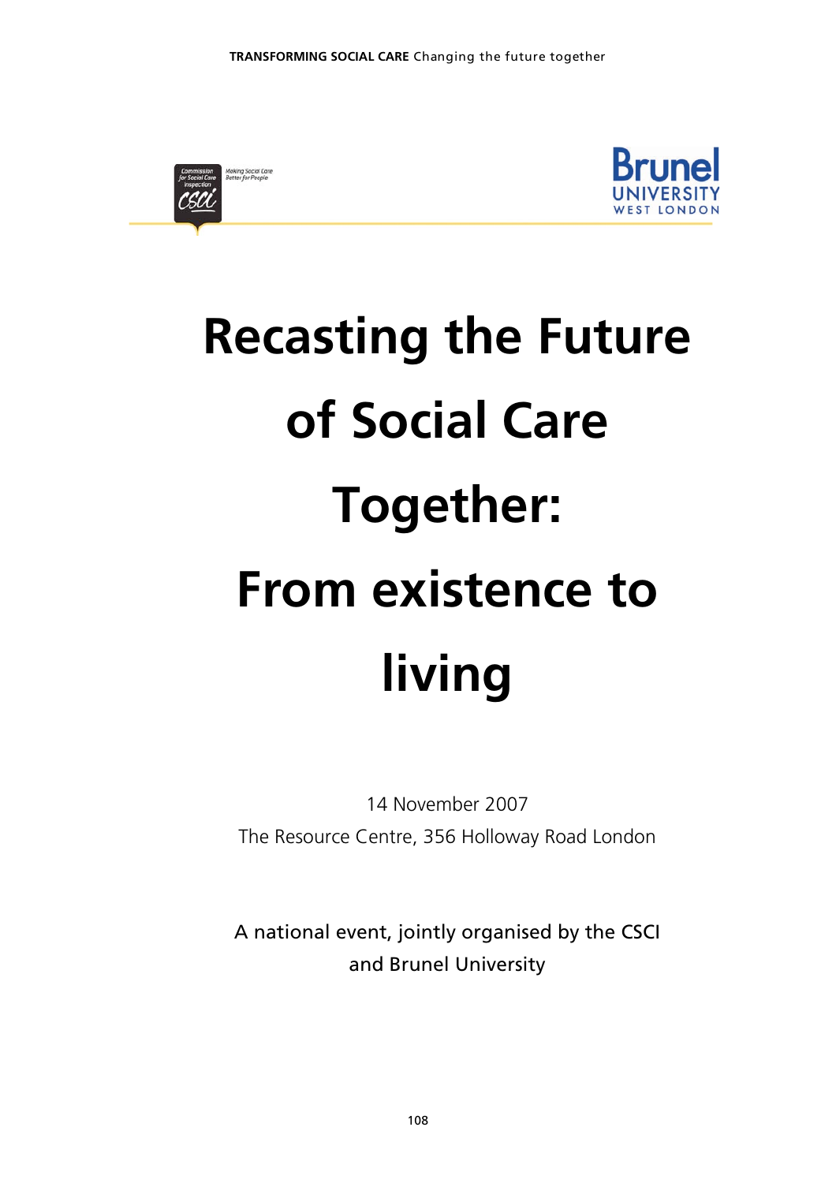# Recasting the Future of Social Care Together: From existence to living

14 November 2007

The Resource Centre, 356 Holloway Road London

A national event, jointly organised by the CSCI and Brunel University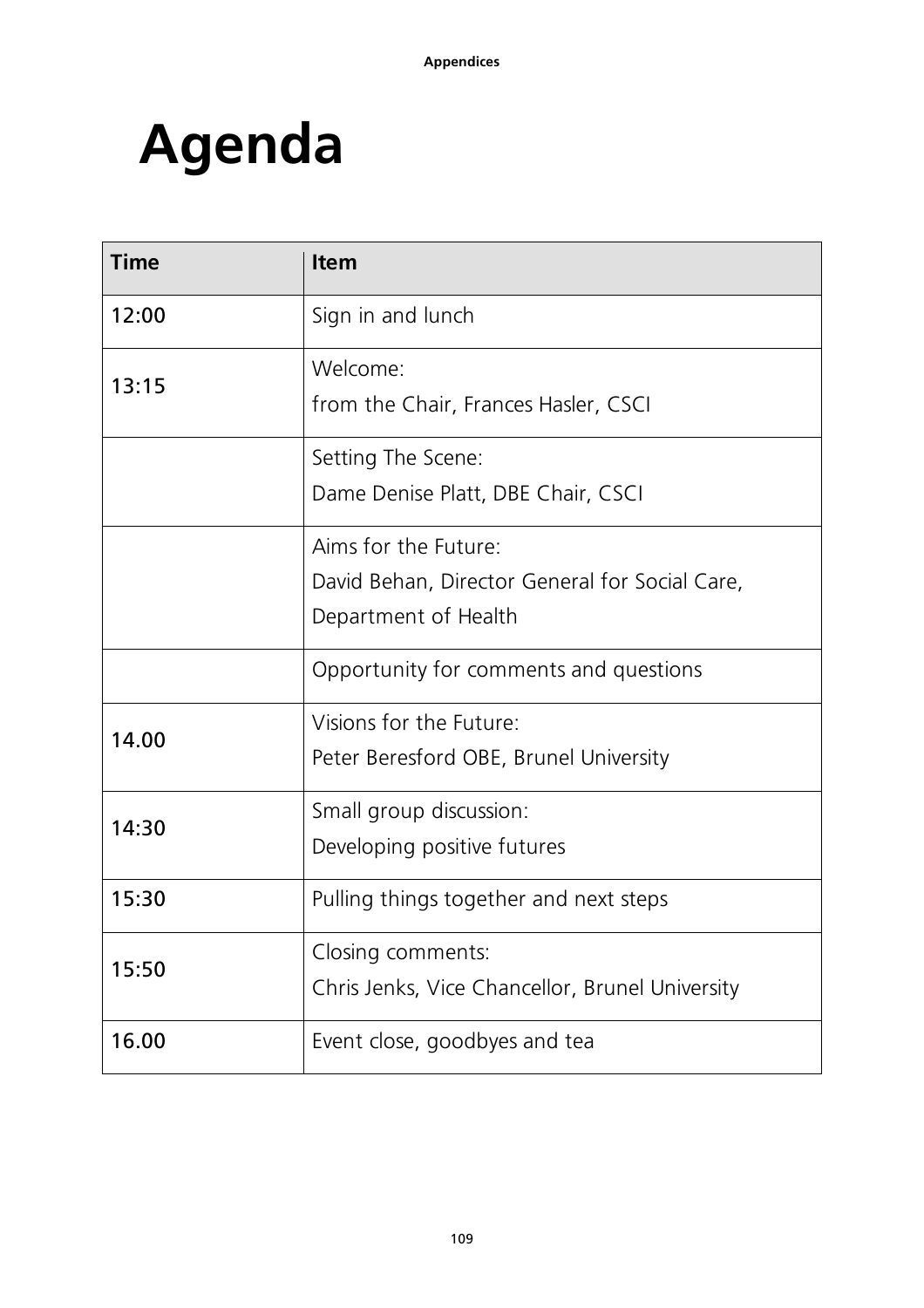# Agenda

| Time | Item |
|---|---|
| 12:00 | Sign in and lunch |
| 13:15 | Welcome:<br>from the Chair, Frances Hasler, CSCI |
| | Setting The Scene:<br>Dame Denise Platt, DBE Chair, CSCI |
| | Aims for the Future:<br>David Behan, Director General for Social Care, Department of Health |
| | Opportunity for comments and questions |
| 14.00 | Visions for the Future:<br>Peter Beresford OBE, Brunel University |
| 14:30 | Small group discussion:<br>Developing positive futures |
| 15:30 | Pulling things together and next steps |
| 15:50 | Closing comments:<br>Chris Jenks, Vice Chancellor, Brunel University |
| 16.00 | Event close, goodbyes and tea |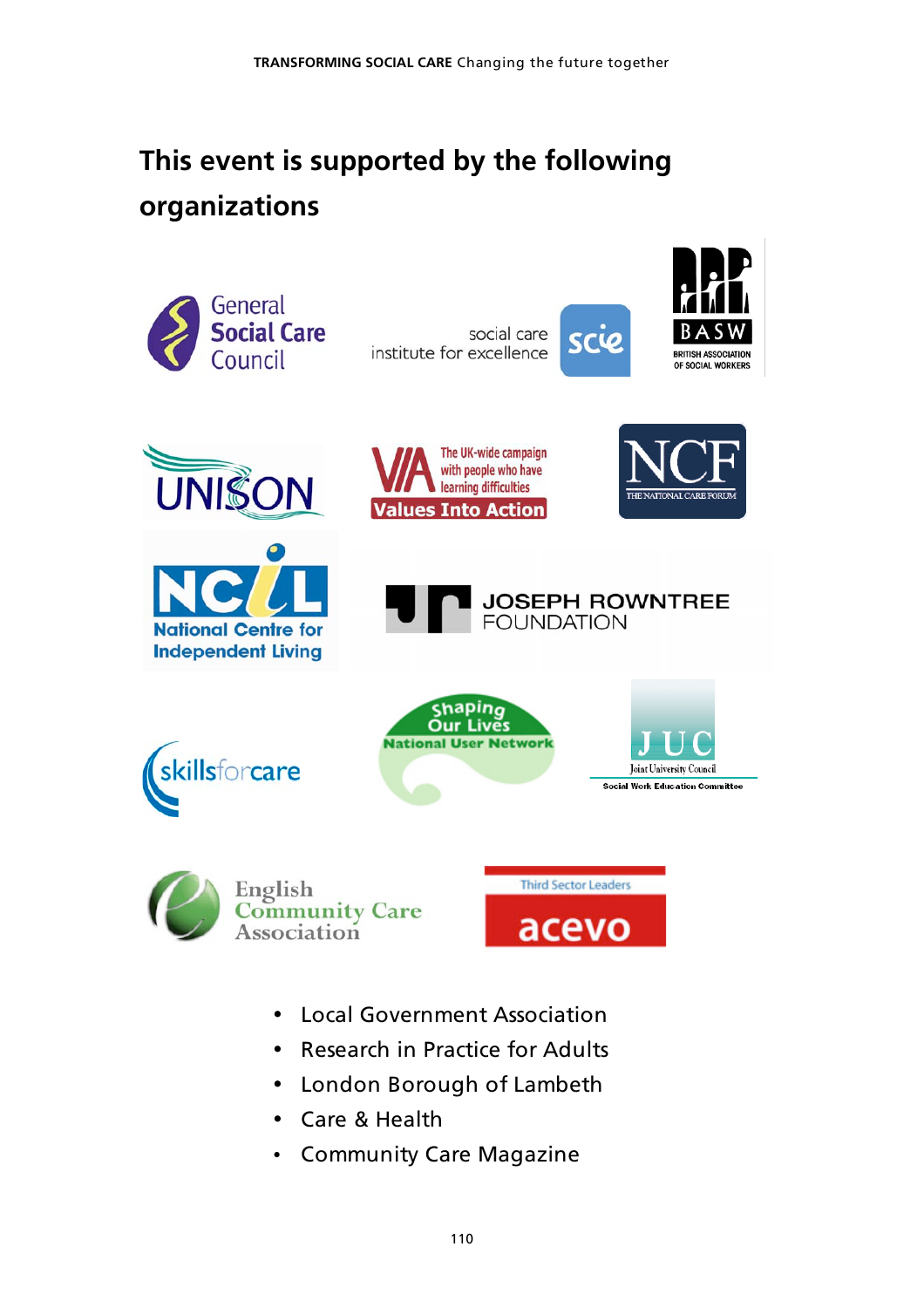## This event is supported by the following organizations

General Social Care Council

social care institute for excellence scie

BASW BRITISH ASSOCIATION OF SOCIAL WORKERS

UNISON

VIA The UK-wide campaign with people who have learning difficulties Values Into Action

NCF THE NATIONAL CARE FORUM

NCIL National Centre for Independent Living

JOSEPH ROWNTREE FOUNDATION

skillsforcare

Shaping Our Lives National User Network

JUC Joint University Council Social Work Education Committee

English Community Care Association

Third Sector Leaders acevo

- Local Government Association
- Research in Practice for Adults
- London Borough of Lambeth
- Care & Health
- Community Care Magazine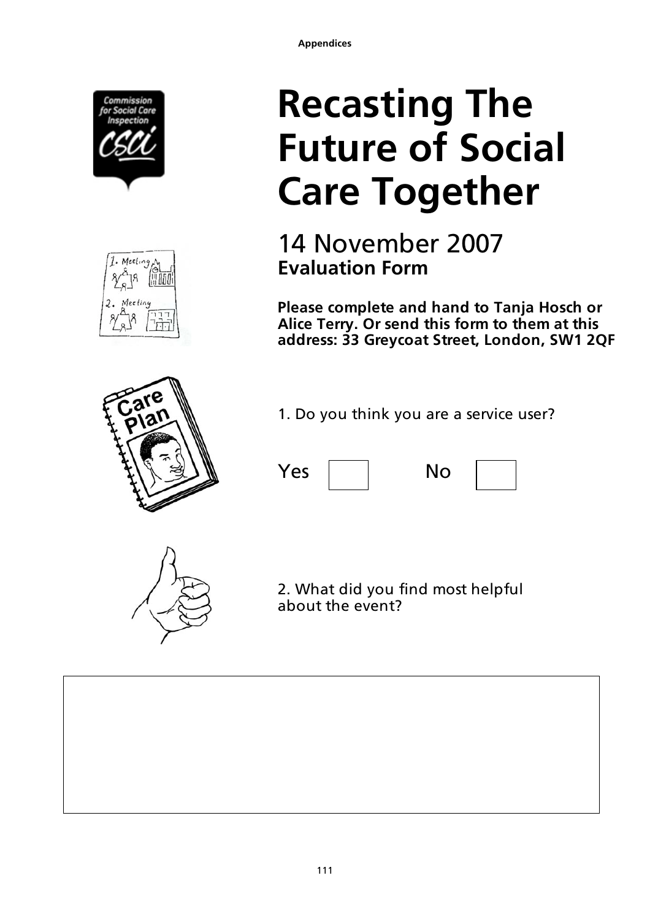# Recasting The Future of Social Care Together

## 14 November 2007
**Evaluation Form**

**Please complete and hand to Tanja Hosch or Alice Terry. Or send this form to them at this address: 33 Greycoat Street, London, SW1 2QF**

1. Do you think you are a service user?

Yes ☐ No ☐

2. What did you find most helpful about the event?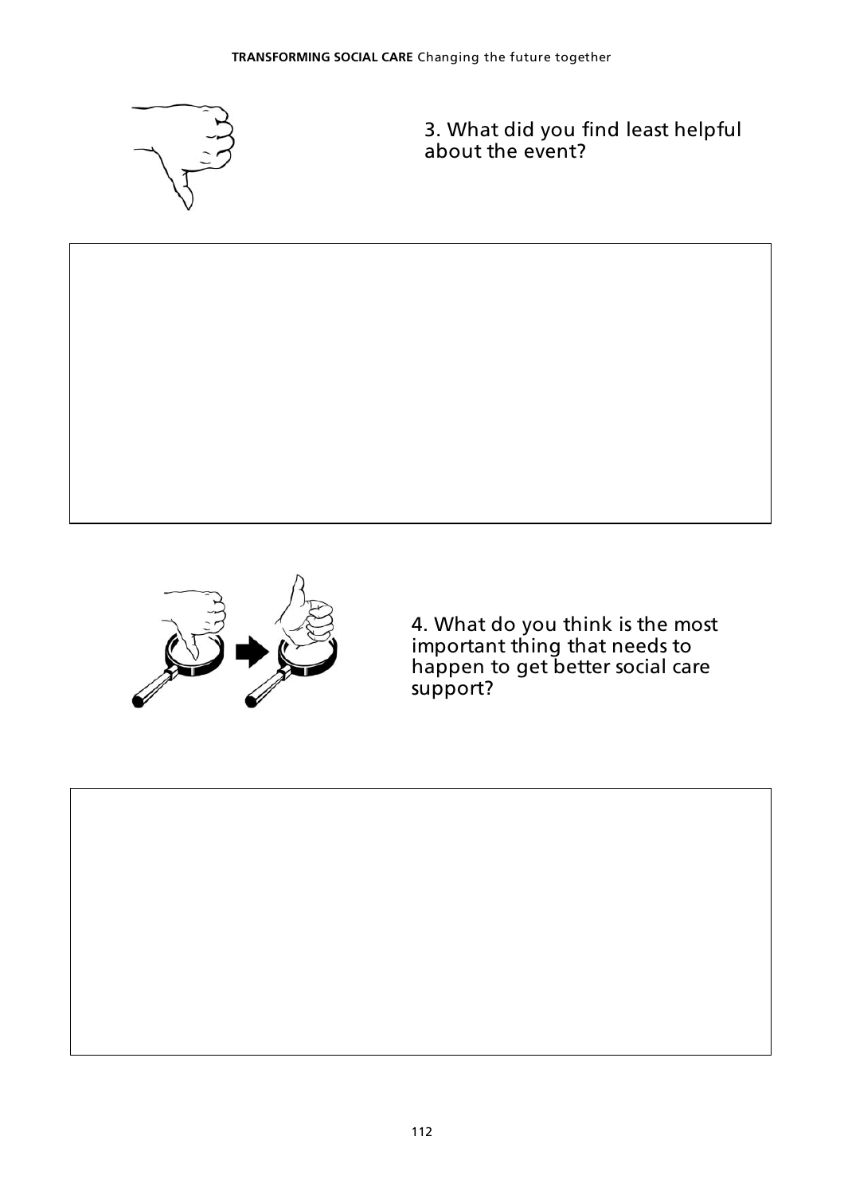3. What did you find least helpful about the event?

4. What do you think is the most important thing that needs to happen to get better social care support?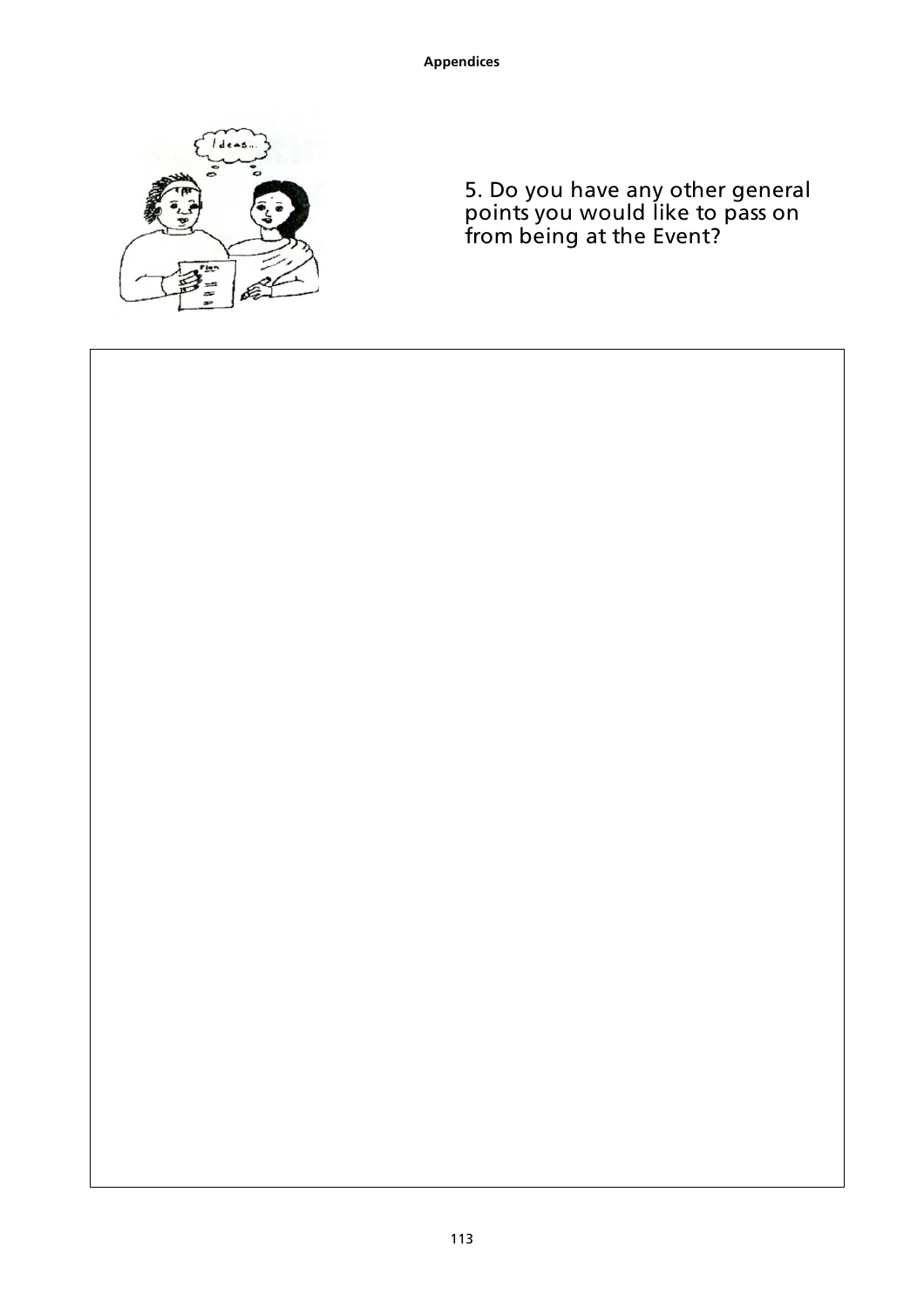5. Do you have any other general points you would like to pass on from being at the Event?